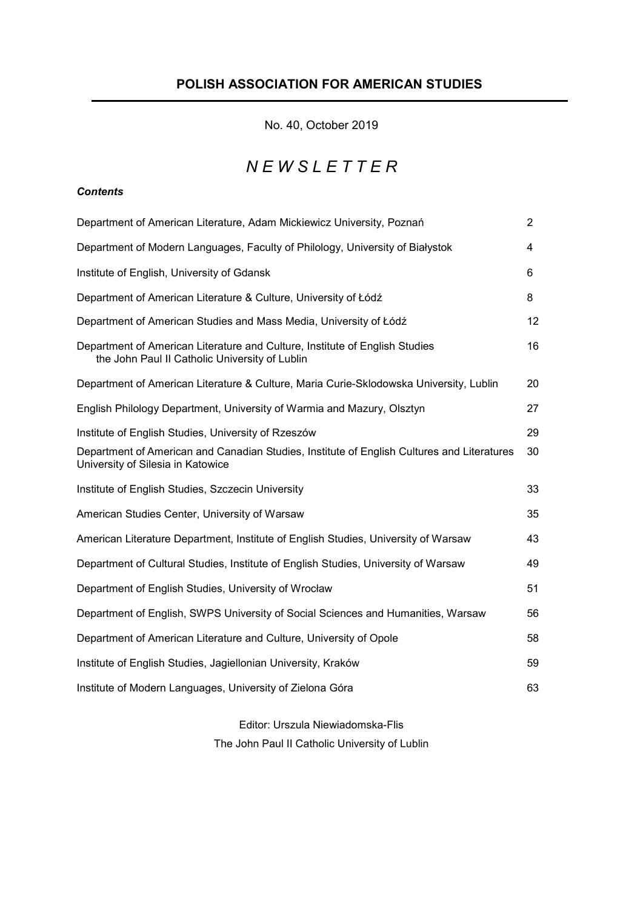# POLISH ASSOCIATION FOR AMERICAN STUDIES

No. 40, October 2019

## *N E W S L E T T E R*

***Contents***

| | |
|---|---|
| Department of American Literature, Adam Mickiewicz University, Poznań | 2 |
| Department of Modern Languages, Faculty of Philology, University of Białystok | 4 |
| Institute of English, University of Gdansk | 6 |
| Department of American Literature & Culture, University of Łódź | 8 |
| Department of American Studies and Mass Media, University of Łódź | 12 |
| Department of American Literature and Culture, Institute of English Studies the John Paul II Catholic University of Lublin | 16 |
| Department of American Literature & Culture, Maria Curie-Sklodowska University, Lublin | 20 |
| English Philology Department, University of Warmia and Mazury, Olsztyn | 27 |
| Institute of English Studies, University of Rzeszów | 29 |
| Department of American and Canadian Studies, Institute of English Cultures and Literatures University of Silesia in Katowice | 30 |
| Institute of English Studies, Szczecin University | 33 |
| American Studies Center, University of Warsaw | 35 |
| American Literature Department, Institute of English Studies, University of Warsaw | 43 |
| Department of Cultural Studies, Institute of English Studies, University of Warsaw | 49 |
| Department of English Studies, University of Wrocław | 51 |
| Department of English, SWPS University of Social Sciences and Humanities, Warsaw | 56 |
| Department of American Literature and Culture, University of Opole | 58 |
| Institute of English Studies, Jagiellonian University, Kraków | 59 |
| Institute of Modern Languages, University of Zielona Góra | 63 |

Editor: Urszula Niewiadomska-Flis

The John Paul II Catholic University of Lublin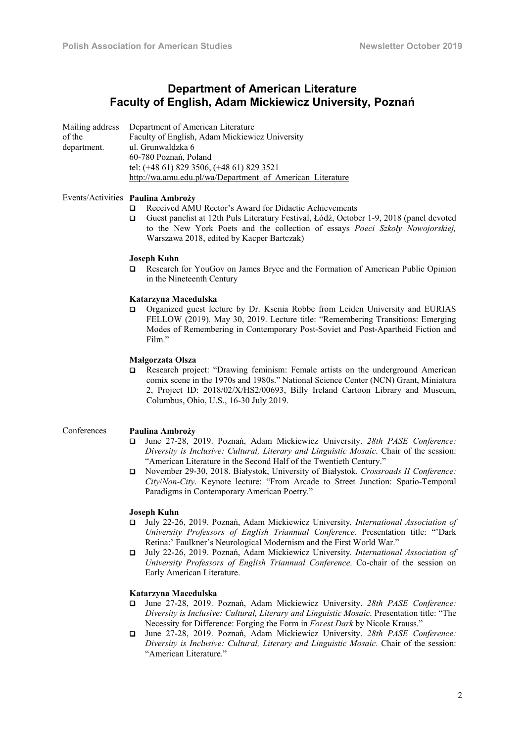## Department of American Literature
## Faculty of English, Adam Mickiewicz University, Poznań

**Mailing address of the department.**

Department of American Literature
Faculty of English, Adam Mickiewicz University
ul. Grunwaldzka 6
60-780 Poznań, Poland
tel: (+48 61) 829 3506, (+48 61) 829 3521
http://wa.amu.edu.pl/wa/Department_of_American_Literature

### Events/Activities

**Paulina Ambroży**

- Received AMU Rector's Award for Didactic Achievements
- Guest panelist at 12th Puls Literatury Festival, Łódź, October 1-9, 2018 (panel devoted to the New York Poets and the collection of essays *Poeci Szkoły Nowojorskiej,* Warszawa 2018, edited by Kacper Bartczak)

**Joseph Kuhn**

- Research for YouGov on James Bryce and the Formation of American Public Opinion in the Nineteenth Century

**Katarzyna Macedulska**

- Organized guest lecture by Dr. Ksenia Robbe from Leiden University and EURIAS FELLOW (2019). May 30, 2019. Lecture title: "Remembering Transitions: Emerging Modes of Remembering in Contemporary Post-Soviet and Post-Apartheid Fiction and Film."

**Małgorzata Olsza**

- Research project: "Drawing feminism: Female artists on the underground American comix scene in the 1970s and 1980s." National Science Center (NCN) Grant, Miniatura 2, Project ID: 2018/02/X/HS2/00693, Billy Ireland Cartoon Library and Museum, Columbus, Ohio, U.S., 16-30 July 2019.

### Conferences

**Paulina Ambroży**

- June 27-28, 2019. Poznań, Adam Mickiewicz University. *28th PASE Conference: Diversity is Inclusive: Cultural, Literary and Linguistic Mosaic*. Chair of the session: "American Literature in the Second Half of the Twentieth Century."
- November 29-30, 2018. Białystok, University of Białystok. *Crossroads II Conference: City/Non-City*. Keynote lecture: "From Arcade to Street Junction: Spatio-Temporal Paradigms in Contemporary American Poetry."

**Joseph Kuhn**

- July 22-26, 2019. Poznań, Adam Mickiewicz University. *International Association of University Professors of English Triannual Conference*. Presentation title: "'Dark Retina:' Faulkner's Neurological Modernism and the First World War."
- July 22-26, 2019. Poznań, Adam Mickiewicz University. *International Association of University Professors of English Triannual Conference*. Co-chair of the session on Early American Literature.

**Katarzyna Macedulska**

- June 27-28, 2019. Poznań, Adam Mickiewicz University. *28th PASE Conference: Diversity is Inclusive: Cultural, Literary and Linguistic Mosaic*. Presentation title: "The Necessity for Difference: Forging the Form in *Forest Dark* by Nicole Krauss."
- June 27-28, 2019. Poznań, Adam Mickiewicz University. *28th PASE Conference: Diversity is Inclusive: Cultural, Literary and Linguistic Mosaic*. Chair of the session: "American Literature."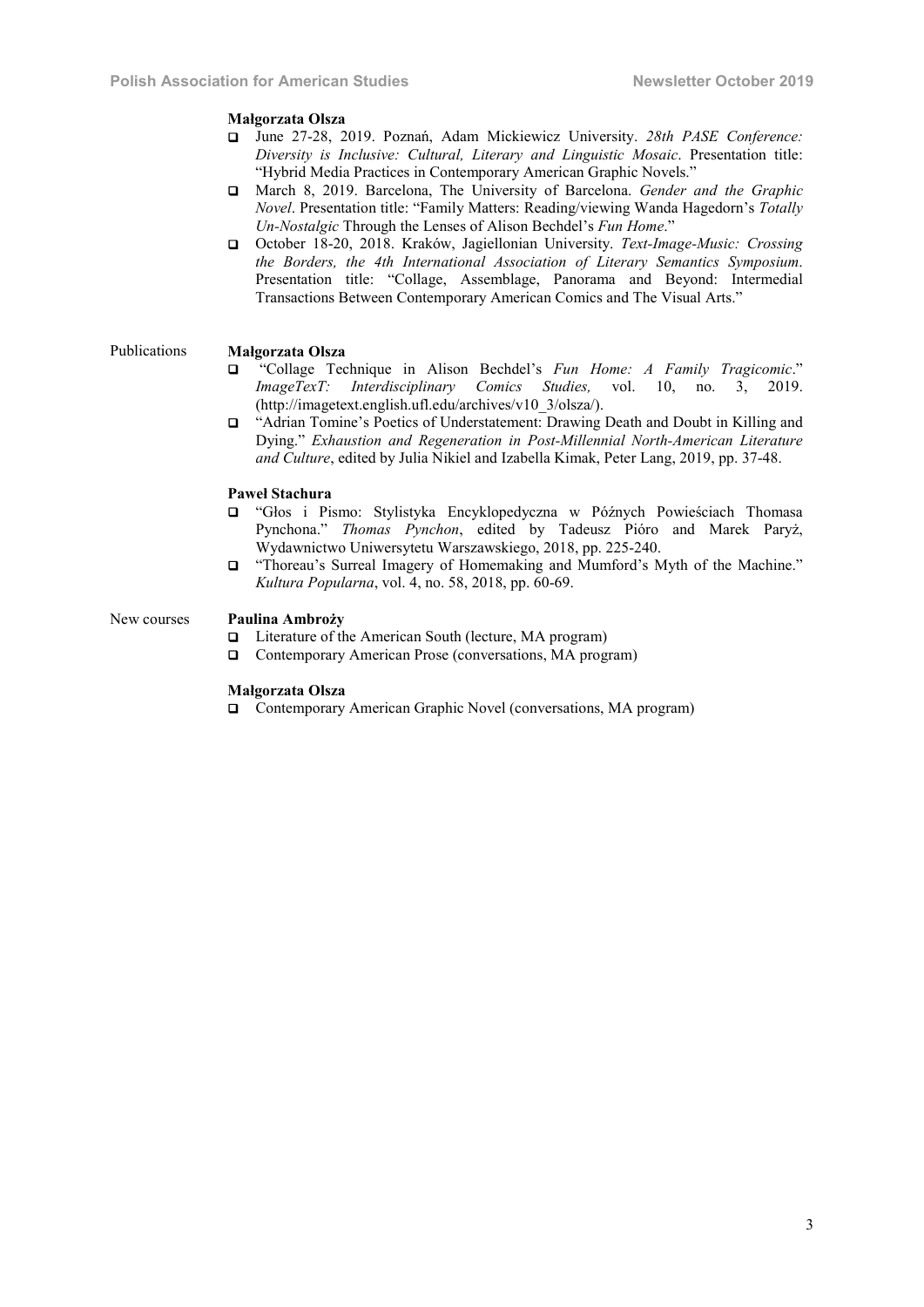**Małgorzata Olsza**

- June 27-28, 2019. Poznań, Adam Mickiewicz University. *28th PASE Conference: Diversity is Inclusive: Cultural, Literary and Linguistic Mosaic*. Presentation title: "Hybrid Media Practices in Contemporary American Graphic Novels."
- March 8, 2019. Barcelona, The University of Barcelona. *Gender and the Graphic Novel*. Presentation title: "Family Matters: Reading/viewing Wanda Hagedorn's *Totally Un-Nostalgic* Through the Lenses of Alison Bechdel's *Fun Home*."
- October 18-20, 2018. Kraków, Jagiellonian University. *Text-Image-Music: Crossing the Borders, the 4th International Association of Literary Semantics Symposium*. Presentation title: "Collage, Assemblage, Panorama and Beyond: Intermedial Transactions Between Contemporary American Comics and The Visual Arts."

Publications

**Małgorzata Olsza**

- "Collage Technique in Alison Bechdel's *Fun Home: A Family Tragicomic*." *ImageTexT: Interdisciplinary Comics Studies,* vol. 10, no. 3, 2019. (http://imagetext.english.ufl.edu/archives/v10_3/olsza/).
- "Adrian Tomine's Poetics of Understatement: Drawing Death and Doubt in Killing and Dying." *Exhaustion and Regeneration in Post-Millennial North-American Literature and Culture*, edited by Julia Nikiel and Izabella Kimak, Peter Lang, 2019, pp. 37-48.

**Paweł Stachura**

- "Głos i Pismo: Stylistyka Encyklopedyczna w Późnych Powieściach Thomasa Pynchona." *Thomas Pynchon*, edited by Tadeusz Pióro and Marek Paryż, Wydawnictwo Uniwersytetu Warszawskiego, 2018, pp. 225-240.
- "Thoreau's Surreal Imagery of Homemaking and Mumford's Myth of the Machine." *Kultura Popularna*, vol. 4, no. 58, 2018, pp. 60-69.

New courses

**Paulina Ambroży**

- Literature of the American South (lecture, MA program)
- Contemporary American Prose (conversations, MA program)

**Małgorzata Olsza**

- Contemporary American Graphic Novel (conversations, MA program)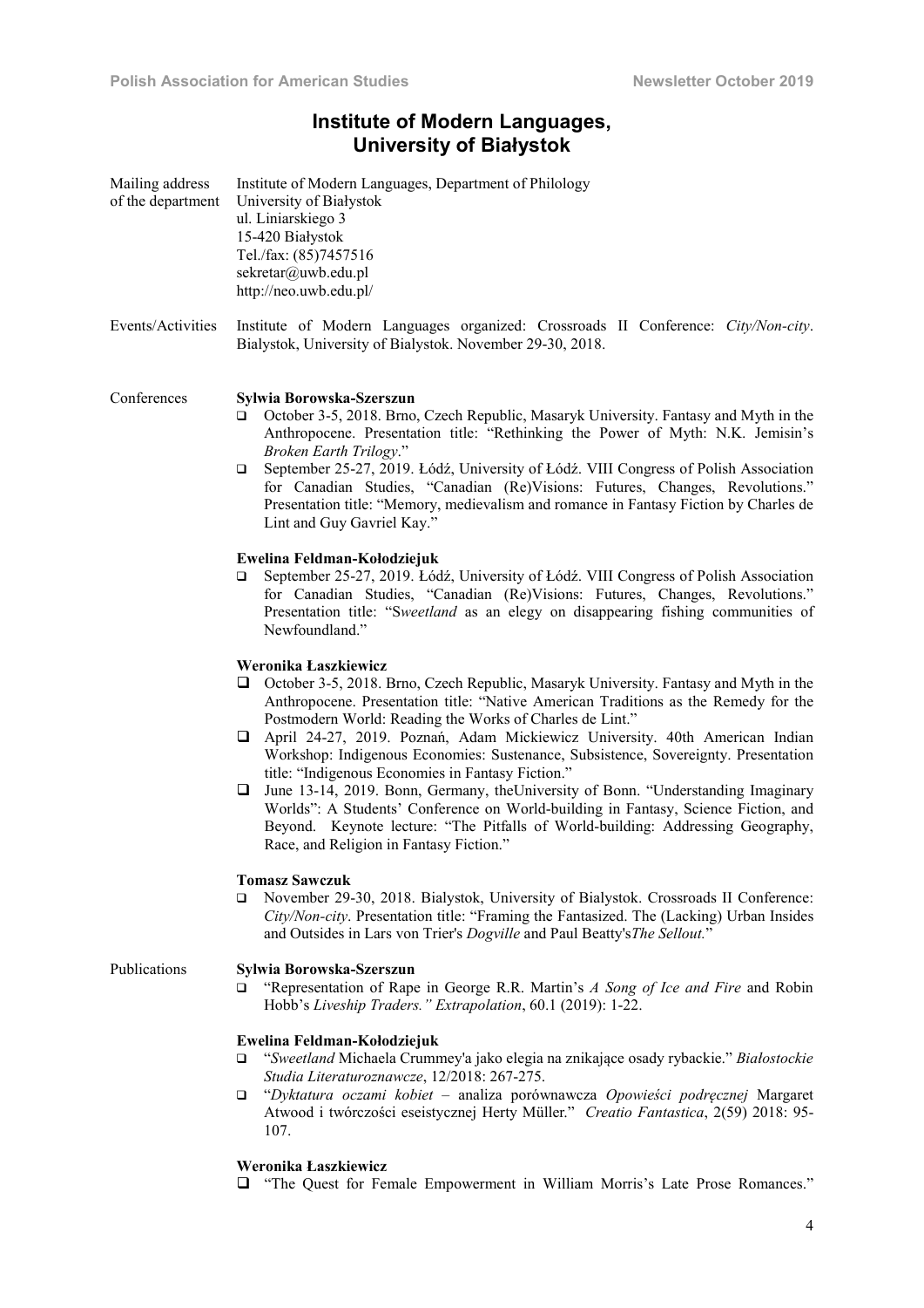## Institute of Modern Languages, University of Białystok

**Mailing address of the department**

Institute of Modern Languages, Department of Philology
University of Białystok
ul. Liniarskiego 3
15-420 Białystok
Tel./fax: (85)7457516
sekretar@uwb.edu.pl
http://neo.uwb.edu.pl/

**Events/Activities**

Institute of Modern Languages organized: Crossroads II Conference: *City/Non-city*. Bialystok, University of Bialystok. November 29-30, 2018.

**Conferences**

**Sylwia Borowska-Szerszun**

- October 3-5, 2018. Brno, Czech Republic, Masaryk University. Fantasy and Myth in the Anthropocene. Presentation title: "Rethinking the Power of Myth: N.K. Jemisin's *Broken Earth Trilogy*."
- September 25-27, 2019. Łódź, University of Łódź. VIII Congress of Polish Association for Canadian Studies, "Canadian (Re)Visions: Futures, Changes, Revolutions." Presentation title: "Memory, medievalism and romance in Fantasy Fiction by Charles de Lint and Guy Gavriel Kay."

**Ewelina Feldman-Kołodziejuk**

- September 25-27, 2019. Łódź, University of Łódź. VIII Congress of Polish Association for Canadian Studies, "Canadian (Re)Visions: Futures, Changes, Revolutions." Presentation title: "S*weetland* as an elegy on disappearing fishing communities of Newfoundland."

**Weronika Łaszkiewicz**

- October 3-5, 2018. Brno, Czech Republic, Masaryk University. Fantasy and Myth in the Anthropocene. Presentation title: "Native American Traditions as the Remedy for the Postmodern World: Reading the Works of Charles de Lint."
- April 24-27, 2019. Poznań, Adam Mickiewicz University. 40th American Indian Workshop: Indigenous Economies: Sustenance, Subsistence, Sovereignty. Presentation title: "Indigenous Economies in Fantasy Fiction."
- June 13-14, 2019. Bonn, Germany, theUniversity of Bonn. "Understanding Imaginary Worlds": A Students' Conference on World-building in Fantasy, Science Fiction, and Beyond. Keynote lecture: "The Pitfalls of World-building: Addressing Geography, Race, and Religion in Fantasy Fiction."

**Tomasz Sawczuk**

- November 29-30, 2018. Bialystok, University of Bialystok. Crossroads II Conference: *City/Non-city*. Presentation title: "Framing the Fantasized. The (Lacking) Urban Insides and Outsides in Lars von Trier's *Dogville* and Paul Beatty's*The Sellout.*"

**Publications**

**Sylwia Borowska-Szerszun**

- "Representation of Rape in George R.R. Martin's *A Song of Ice and Fire* and Robin Hobb's *Liveship Traders." Extrapolation*, 60.1 (2019): 1-22.

**Ewelina Feldman-Kołodziejuk**

- "*Sweetland* Michaela Crummey'a jako elegia na znikające osady rybackie." *Białostockie Studia Literaturoznawcze*, 12/2018: 267-275.
- "*Dyktatura oczami kobiet* – analiza porównawcza *Opowieści podręcznej* Margaret Atwood i twórczości eseistycznej Herty Müller." *Creatio Fantastica*, 2(59) 2018: 95-107.

**Weronika Łaszkiewicz**

- "The Quest for Female Empowerment in William Morris's Late Prose Romances."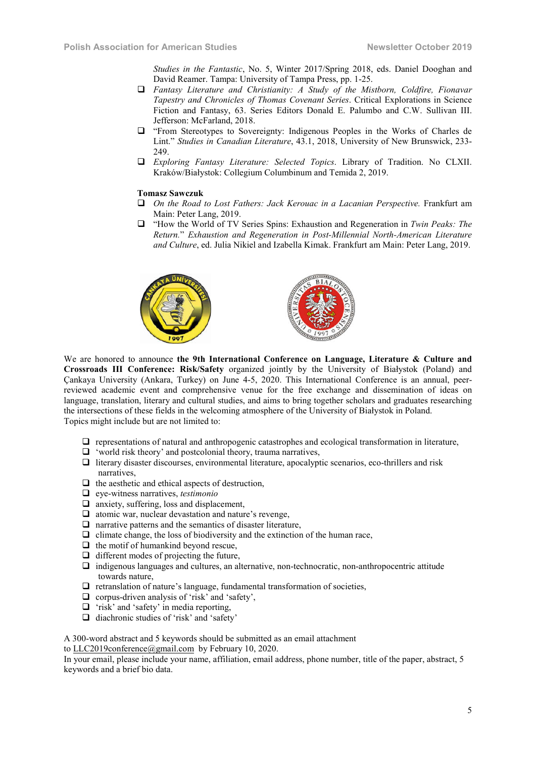*Studies in the Fantastic*, No. 5, Winter 2017/Spring 2018, eds. Daniel Dooghan and David Reamer. Tampa: University of Tampa Press, pp. 1-25.

- *Fantasy Literature and Christianity: A Study of the Mistborn, Coldfire, Fionavar Tapestry and Chronicles of Thomas Covenant Series*. Critical Explorations in Science Fiction and Fantasy, 63. Series Editors Donald E. Palumbo and C.W. Sullivan III. Jefferson: McFarland, 2018.
- "From Stereotypes to Sovereignty: Indigenous Peoples in the Works of Charles de Lint." *Studies in Canadian Literature*, 43.1, 2018, University of New Brunswick, 233-249.
- *Exploring Fantasy Literature: Selected Topics*. Library of Tradition. No CLXII. Kraków/Białystok: Collegium Columbinum and Temida 2, 2019.

**Tomasz Sawczuk**

- *On the Road to Lost Fathers: Jack Kerouac in a Lacanian Perspective.* Frankfurt am Main: Peter Lang, 2019.
- "How the World of TV Series Spins: Exhaustion and Regeneration in *Twin Peaks: The Return*." *Exhaustion and Regeneration in Post-Millennial North-American Literature and Culture*, ed. Julia Nikiel and Izabella Kimak. Frankfurt am Main: Peter Lang, 2019.

We are honored to announce **the 9th International Conference on Language, Literature & Culture and Crossroads III Conference: Risk/Safety** organized jointly by the University of Białystok (Poland) and Çankaya University (Ankara, Turkey) on June 4-5, 2020. This International Conference is an annual, peer-reviewed academic event and comprehensive venue for the free exchange and dissemination of ideas on language, translation, literary and cultural studies, and aims to bring together scholars and graduates researching the intersections of these fields in the welcoming atmosphere of the University of Białystok in Poland.
Topics might include but are not limited to:

- representations of natural and anthropogenic catastrophes and ecological transformation in literature,
- 'world risk theory' and postcolonial theory, trauma narratives,
- literary disaster discourses, environmental literature, apocalyptic scenarios, eco-thrillers and risk narratives,
- the aesthetic and ethical aspects of destruction,
- eye-witness narratives, *testimonio*
- anxiety, suffering, loss and displacement,
- atomic war, nuclear devastation and nature's revenge,
- narrative patterns and the semantics of disaster literature,
- climate change, the loss of biodiversity and the extinction of the human race,
- the motif of humankind beyond rescue,
- different modes of projecting the future,
- indigenous languages and cultures, an alternative, non-technocratic, non-anthropocentric attitude towards nature,
- retranslation of nature's language, fundamental transformation of societies,
- corpus-driven analysis of 'risk' and 'safety',
- 'risk' and 'safety' in media reporting,
- diachronic studies of 'risk' and 'safety'

A 300-word abstract and 5 keywords should be submitted as an email attachment to LLC2019conference@gmail.com by February 10, 2020.
In your email, please include your name, affiliation, email address, phone number, title of the paper, abstract, 5 keywords and a brief bio data.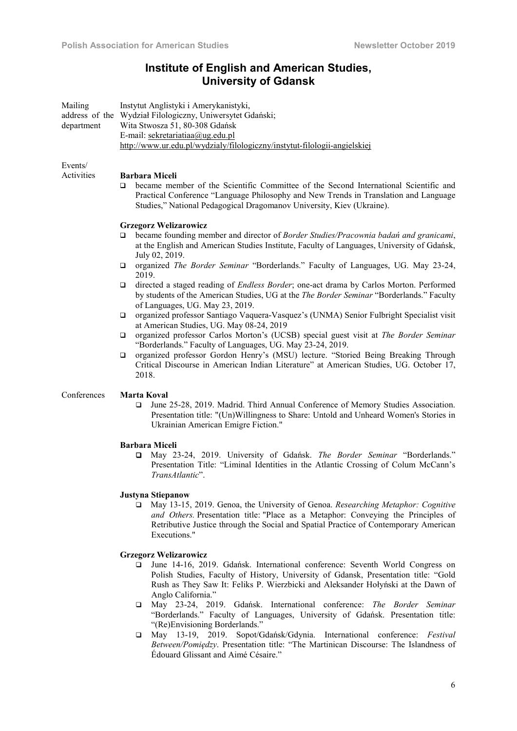## Institute of English and American Studies, University of Gdansk

**Mailing address of the department**

Instytut Anglistyki i Amerykanistyki,
Wydział Filologiczny, Uniwersytet Gdański;
Wita Stwosza 51, 80-308 Gdańsk
E-mail: sekretariatiaa@ug.edu.pl
http://www.ur.edu.pl/wydzialy/filologiczny/instytut-filologii-angielskiej

**Events/ Activities**

**Barbara Miceli**

- became member of the Scientific Committee of the Second International Scientific and Practical Conference "Language Philosophy and New Trends in Translation and Language Studies," National Pedagogical Dragomanov University, Kiev (Ukraine).

**Grzegorz Welizarowicz**

- became founding member and director of *Border Studies/Pracownia badań and granicami*, at the English and American Studies Institute, Faculty of Languages, University of Gdańsk, July 02, 2019.
- organized *The Border Seminar* "Borderlands." Faculty of Languages, UG. May 23-24, 2019.
- directed a staged reading of *Endless Border*; one-act drama by Carlos Morton. Performed by students of the American Studies, UG at the *The Border Seminar* "Borderlands." Faculty of Languages, UG. May 23, 2019.
- organized professor Santiago Vaquera-Vasquez's (UNMA) Senior Fulbright Specialist visit at American Studies, UG. May 08-24, 2019
- organized professor Carlos Morton's (UCSB) special guest visit at *The Border Seminar* "Borderlands." Faculty of Languages, UG. May 23-24, 2019.
- organized professor Gordon Henry's (MSU) lecture. "Storied Being Breaking Through Critical Discourse in American Indian Literature" at American Studies, UG. October 17, 2018.

**Conferences**

**Marta Koval**

- June 25-28, 2019. Madrid. Third Annual Conference of Memory Studies Association. Presentation title: "(Un)Willingness to Share: Untold and Unheard Women's Stories in Ukrainian American Emigre Fiction."

**Barbara Miceli**

- May 23-24, 2019. University of Gdańsk. *The Border Seminar* "Borderlands." Presentation Title: "Liminal Identities in the Atlantic Crossing of Colum McCann's *TransAtlantic*".

**Justyna Stiepanow**

- May 13-15, 2019. Genoa, the University of Genoa. *Researching Metaphor: Cognitive and Others.* Presentation title: "Place as a Metaphor: Conveying the Principles of Retributive Justice through the Social and Spatial Practice of Contemporary American Executions."

**Grzegorz Welizarowicz**

- June 14-16, 2019. Gdańsk. International conference: Seventh World Congress on Polish Studies, Faculty of History, University of Gdansk, Presentation title: "Gold Rush as They Saw It: Feliks P. Wierzbicki and Aleksander Hołyński at the Dawn of Anglo California."
- May 23-24, 2019. Gdańsk. International conference: *The Border Seminar* "Borderlands." Faculty of Languages, University of Gdańsk. Presentation title: "(Re)Envisioning Borderlands."
- May 13-19, 2019. Sopot/Gdańsk/Gdynia. International conference: *Festival Between/Pomiędzy*. Presentation title: "The Martinican Discourse: The Islandness of Édouard Glissant and Aimé Césaire."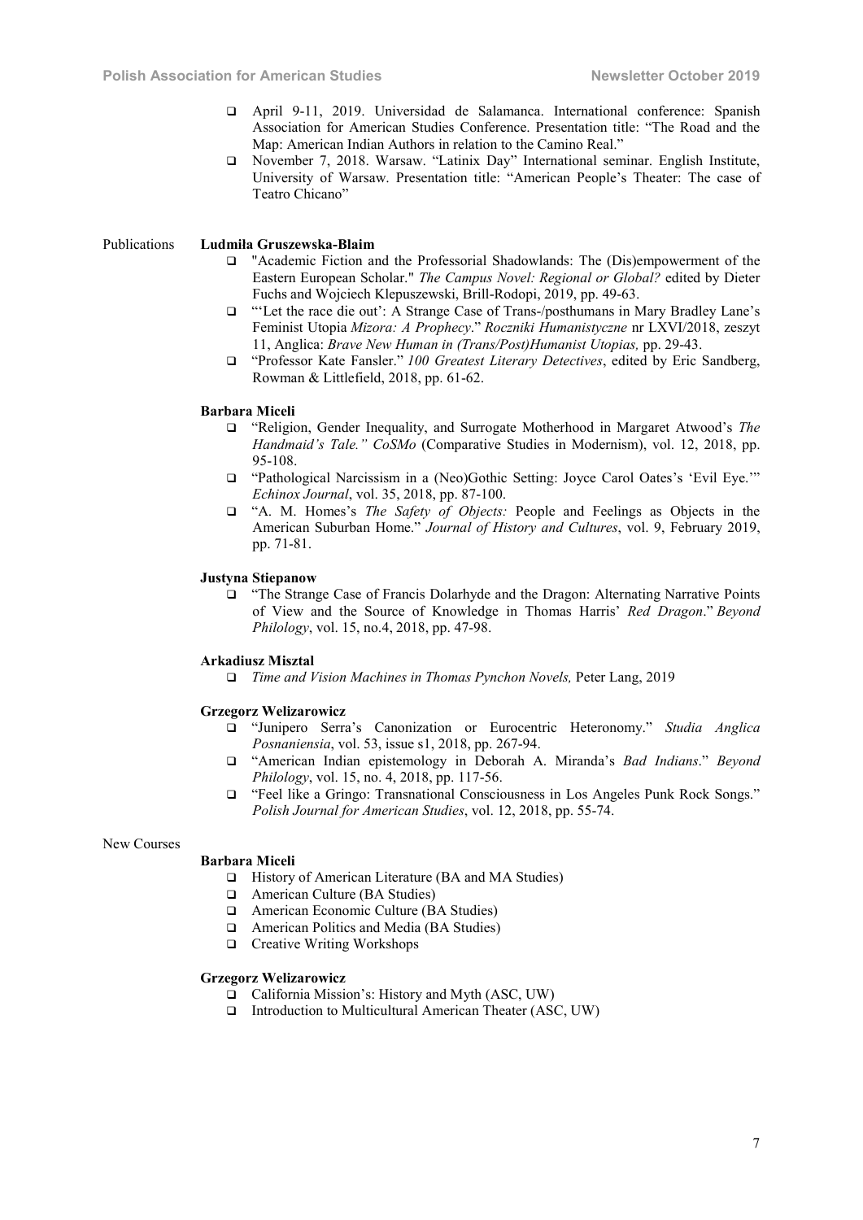- April 9-11, 2019. Universidad de Salamanca. International conference: Spanish Association for American Studies Conference. Presentation title: "The Road and the Map: American Indian Authors in relation to the Camino Real."
- November 7, 2018. Warsaw. "Latinix Day" International seminar. English Institute, University of Warsaw. Presentation title: "American People's Theater: The case of Teatro Chicano"

Publications

**Ludmiła Gruszewska-Blaim**

- "Academic Fiction and the Professorial Shadowlands: The (Dis)empowerment of the Eastern European Scholar." *The Campus Novel: Regional or Global?* edited by Dieter Fuchs and Wojciech Klepuszewski, Brill-Rodopi, 2019, pp. 49-63.
- "'Let the race die out': A Strange Case of Trans-/posthumans in Mary Bradley Lane's Feminist Utopia *Mizora: A Prophecy*." *Roczniki Humanistyczne* nr LXVI/2018, zeszyt 11, Anglica: *Brave New Human in (Trans/Post)Humanist Utopias,* pp. 29-43.
- "Professor Kate Fansler." *100 Greatest Literary Detectives*, edited by Eric Sandberg, Rowman & Littlefield, 2018, pp. 61-62.

**Barbara Miceli**

- "Religion, Gender Inequality, and Surrogate Motherhood in Margaret Atwood's *The Handmaid's Tale." CoSMo* (Comparative Studies in Modernism), vol. 12, 2018, pp. 95-108.
- "Pathological Narcissism in a (Neo)Gothic Setting: Joyce Carol Oates's 'Evil Eye.'" *Echinox Journal*, vol. 35, 2018, pp. 87-100.
- "A. M. Homes's *The Safety of Objects:* People and Feelings as Objects in the American Suburban Home." *Journal of History and Cultures*, vol. 9, February 2019, pp. 71-81.

**Justyna Stiepanow**

- "The Strange Case of Francis Dolarhyde and the Dragon: Alternating Narrative Points of View and the Source of Knowledge in Thomas Harris' *Red Dragon*." *Beyond Philology*, vol. 15, no.4, 2018, pp. 47-98.

**Arkadiusz Misztal**

- *Time and Vision Machines in Thomas Pynchon Novels,* Peter Lang, 2019

**Grzegorz Welizarowicz**

- "Junipero Serra's Canonization or Eurocentric Heteronomy." *Studia Anglica Posnaniensia*, vol. 53, issue s1, 2018, pp. 267-94.
- "American Indian epistemology in Deborah A. Miranda's *Bad Indians*." *Beyond Philology*, vol. 15, no. 4, 2018, pp. 117-56.
- "Feel like a Gringo: Transnational Consciousness in Los Angeles Punk Rock Songs." *Polish Journal for American Studies*, vol. 12, 2018, pp. 55-74.

New Courses

**Barbara Miceli**

- History of American Literature (BA and MA Studies)
- American Culture (BA Studies)
- American Economic Culture (BA Studies)
- American Politics and Media (BA Studies)
- Creative Writing Workshops

**Grzegorz Welizarowicz**

- California Mission's: History and Myth (ASC, UW)
- Introduction to Multicultural American Theater (ASC, UW)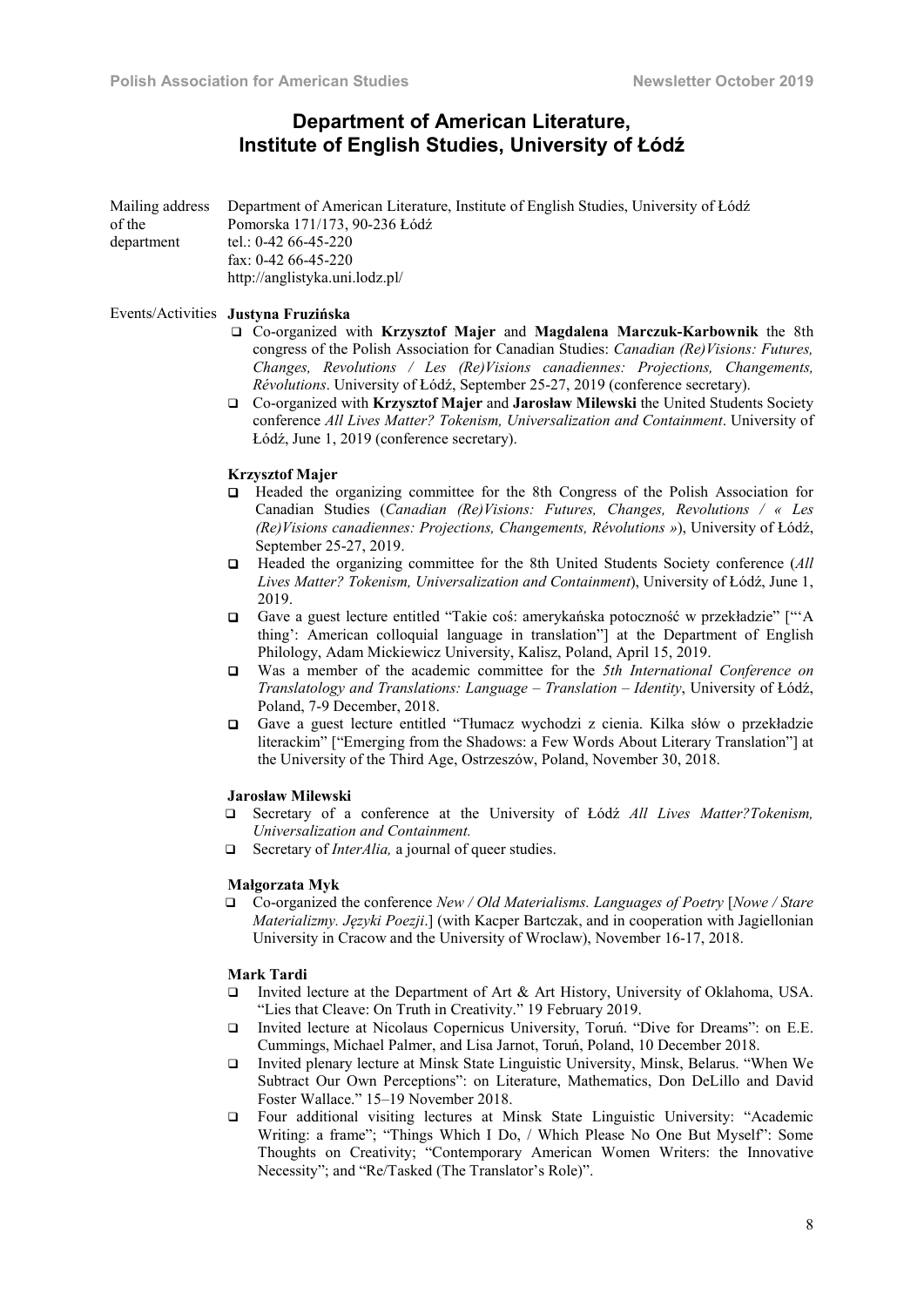## Department of American Literature, Institute of English Studies, University of Łódź

Mailing address of the department: Department of American Literature, Institute of English Studies, University of Łódź
Pomorska 171/173, 90-236 Łódź
tel.: 0-42 66-45-220
fax: 0-42 66-45-220
http://anglistyka.uni.lodz.pl/

Events/Activities

**Justyna Fruzińska**

- Co-organized with **Krzysztof Majer** and **Magdalena Marczuk-Karbownik** the 8th congress of the Polish Association for Canadian Studies: *Canadian (Re)Visions: Futures, Changes, Revolutions / Les (Re)Visions canadiennes: Projections, Changements, Révolutions*. University of Łódź, September 25-27, 2019 (conference secretary).
- Co-organized with **Krzysztof Majer** and **Jarosław Milewski** the United Students Society conference *All Lives Matter? Tokenism, Universalization and Containment*. University of Łódź, June 1, 2019 (conference secretary).

**Krzysztof Majer**

- Headed the organizing committee for the 8th Congress of the Polish Association for Canadian Studies (*Canadian (Re)Visions: Futures, Changes, Revolutions / « Les (Re)Visions canadiennes: Projections, Changements, Révolutions »*), University of Łódź, September 25-27, 2019.
- Headed the organizing committee for the 8th United Students Society conference (*All Lives Matter? Tokenism, Universalization and Containment*), University of Łódź, June 1, 2019.
- Gave a guest lecture entitled "Takie coś: amerykańska potoczność w przekładzie" ["'A thing': American colloquial language in translation"] at the Department of English Philology, Adam Mickiewicz University, Kalisz, Poland, April 15, 2019.
- Was a member of the academic committee for the *5th International Conference on Translatology and Translations: Language – Translation – Identity*, University of Łódź, Poland, 7-9 December, 2018.
- Gave a guest lecture entitled "Tłumacz wychodzi z cienia. Kilka słów o przekładzie literackim" ["Emerging from the Shadows: a Few Words About Literary Translation"] at the University of the Third Age, Ostrzeszów, Poland, November 30, 2018.

**Jarosław Milewski**

- Secretary of a conference at the University of Łódź *All Lives Matter?Tokenism, Universalization and Containment.*
- Secretary of *InterAlia,* a journal of queer studies.

**Małgorzata Myk**

- Co-organized the conference *New / Old Materialisms. Languages of Poetry* [*Nowe / Stare Materializmy. Języki Poezji*.] (with Kacper Bartczak, and in cooperation with Jagiellonian University in Cracow and the University of Wroclaw), November 16-17, 2018.

**Mark Tardi**

- Invited lecture at the Department of Art & Art History, University of Oklahoma, USA. "Lies that Cleave: On Truth in Creativity." 19 February 2019.
- Invited lecture at Nicolaus Copernicus University, Toruń. "Dive for Dreams": on E.E. Cummings, Michael Palmer, and Lisa Jarnot, Toruń, Poland, 10 December 2018.
- Invited plenary lecture at Minsk State Linguistic University, Minsk, Belarus. "When We Subtract Our Own Perceptions": on Literature, Mathematics, Don DeLillo and David Foster Wallace." 15–19 November 2018.
- Four additional visiting lectures at Minsk State Linguistic University: "Academic Writing: a frame"; "Things Which I Do, / Which Please No One But Myself": Some Thoughts on Creativity; "Contemporary American Women Writers: the Innovative Necessity"; and "Re/Tasked (The Translator's Role)".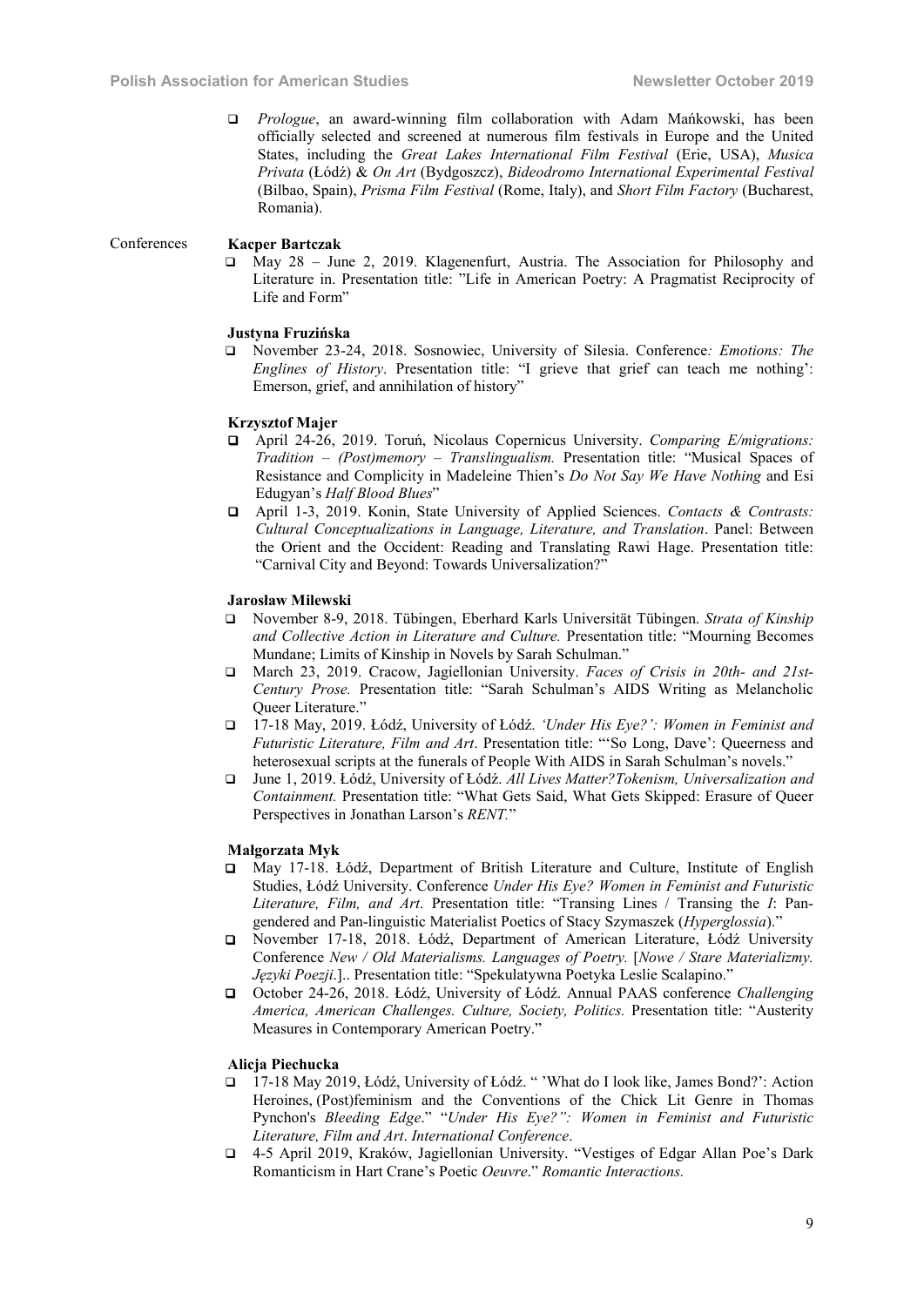- *Prologue*, an award-winning film collaboration with Adam Mańkowski, has been officially selected and screened at numerous film festivals in Europe and the United States, including the *Great Lakes International Film Festival* (Erie, USA), *Musica Privata* (Łódź) & *On Art* (Bydgoszcz), *Bideodromo International Experimental Festival* (Bilbao, Spain), *Prisma Film Festival* (Rome, Italy), and *Short Film Factory* (Bucharest, Romania).

Conferences

**Kacper Bartczak**

- May 28 – June 2, 2019. Klagenenfurt, Austria. The Association for Philosophy and Literature in. Presentation title: "Life in American Poetry: A Pragmatist Reciprocity of Life and Form"

**Justyna Fruzińska**

- November 23-24, 2018. Sosnowiec, University of Silesia. Conference*: Emotions: The Englines of History*. Presentation title: "I grieve that grief can teach me nothing': Emerson, grief, and annihilation of history"

**Krzysztof Majer**

- April 24-26, 2019. Toruń, Nicolaus Copernicus University. *Comparing E/migrations: Tradition – (Post)memory – Translingualism.* Presentation title: "Musical Spaces of Resistance and Complicity in Madeleine Thien's *Do Not Say We Have Nothing* and Esi Edugyan's *Half Blood Blues*"
- April 1-3, 2019. Konin, State University of Applied Sciences. *Contacts & Contrasts: Cultural Conceptualizations in Language, Literature, and Translation*. Panel: Between the Orient and the Occident: Reading and Translating Rawi Hage. Presentation title: "Carnival City and Beyond: Towards Universalization?"

**Jarosław Milewski**

- November 8-9, 2018. Tübingen, Eberhard Karls Universität Tübingen. *Strata of Kinship and Collective Action in Literature and Culture.* Presentation title: "Mourning Becomes Mundane; Limits of Kinship in Novels by Sarah Schulman."
- March 23, 2019. Cracow, Jagiellonian University. *Faces of Crisis in 20th- and 21st-Century Prose.* Presentation title: "Sarah Schulman's AIDS Writing as Melancholic Queer Literature."
- 17-18 May, 2019. Łódź, University of Łódź. *'Under His Eye?': Women in Feminist and Futuristic Literature, Film and Art*. Presentation title: "'So Long, Dave': Queerness and heterosexual scripts at the funerals of People With AIDS in Sarah Schulman's novels."
- June 1, 2019. Łódź, University of Łódź. *All Lives Matter?Tokenism, Universalization and Containment.* Presentation title: "What Gets Said, What Gets Skipped: Erasure of Queer Perspectives in Jonathan Larson's *RENT*."

**Małgorzata Myk**

- May 17-18. Łódź, Department of British Literature and Culture, Institute of English Studies, Łódź University. Conference *Under His Eye? Women in Feminist and Futuristic Literature, Film, and Art*. Presentation title: "Transing Lines / Transing the *I*: Pan-gendered and Pan-linguistic Materialist Poetics of Stacy Szymaszek (*Hyperglossia*)."
- November 17-18, 2018. Łódź, Department of American Literature, Łódź University Conference *New / Old Materialisms. Languages of Poetry.* [*Nowe / Stare Materializmy. Języki Poezji*.].. Presentation title: "Spekulatywna Poetyka Leslie Scalapino."
- October 24-26, 2018. Łódź, University of Łódź. Annual PAAS conference *Challenging America, American Challenges. Culture, Society, Politics.* Presentation title: "Austerity Measures in Contemporary American Poetry."

**Alicja Piechucka**

- 17-18 May 2019, Łódź, University of Łódź. " 'What do I look like, James Bond?': Action Heroines, (Post)feminism and the Conventions of the Chick Lit Genre in Thomas Pynchon's *Bleeding Edge*." "*Under His Eye?": Women in Feminist and Futuristic Literature, Film and Art*. *International Conference*.
- 4-5 April 2019, Kraków, Jagiellonian University. "Vestiges of Edgar Allan Poe's Dark Romanticism in Hart Crane's Poetic *Oeuvre*." *Romantic Interactions.*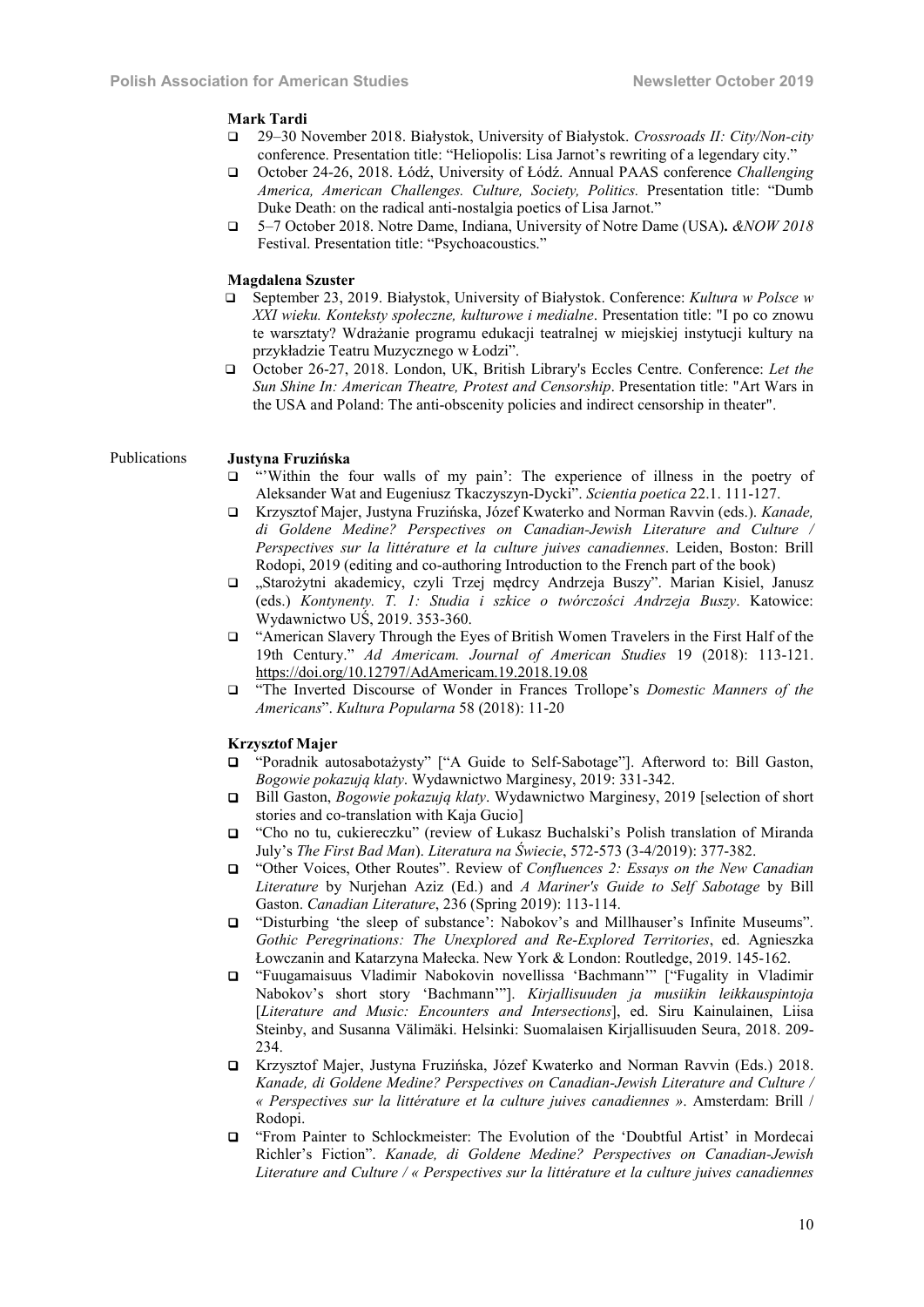**Mark Tardi**

- 29–30 November 2018. Białystok, University of Białystok. *Crossroads II: City/Non-city* conference. Presentation title: "Heliopolis: Lisa Jarnot's rewriting of a legendary city."
- October 24-26, 2018. Łódź, University of Łódź. Annual PAAS conference *Challenging America, American Challenges. Culture, Society, Politics.* Presentation title: "Dumb Duke Death: on the radical anti-nostalgia poetics of Lisa Jarnot."
- 5–7 October 2018. Notre Dame, Indiana, University of Notre Dame (USA). *&NOW 2018* Festival. Presentation title: "Psychoacoustics."

**Magdalena Szuster**

- September 23, 2019. Białystok, University of Białystok. Conference: *Kultura w Polsce w XXI wieku. Konteksty społeczne, kulturowe i medialne*. Presentation title: "I po co znowu te warsztaty? Wdrażanie programu edukacji teatralnej w miejskiej instytucji kultury na przykładzie Teatru Muzycznego w Łodzi".
- October 26-27, 2018. London, UK, British Library's Eccles Centre. Conference: *Let the Sun Shine In: American Theatre, Protest and Censorship*. Presentation title: "Art Wars in the USA and Poland: The anti-obscenity policies and indirect censorship in theater".

Publications

**Justyna Fruzińska**

- "'Within the four walls of my pain': The experience of illness in the poetry of Aleksander Wat and Eugeniusz Tkaczyszyn-Dycki". *Scientia poetica* 22.1. 111-127.
- Krzysztof Majer, Justyna Fruzińska, Józef Kwaterko and Norman Ravvin (eds.). *Kanade, di Goldene Medine? Perspectives on Canadian-Jewish Literature and Culture / Perspectives sur la littérature et la culture juives canadiennes*. Leiden, Boston: Brill Rodopi, 2019 (editing and co-authoring Introduction to the French part of the book)
- „Starożytni akademicy, czyli Trzej mędrcy Andrzeja Buszy". Marian Kisiel, Janusz (eds.) *Kontynenty. T. 1: Studia i szkice o twórczości Andrzeja Buszy*. Katowice: Wydawnictwo UŚ, 2019. 353-360.
- "American Slavery Through the Eyes of British Women Travelers in the First Half of the 19th Century." *Ad Americam. Journal of American Studies* 19 (2018): 113-121. https://doi.org/10.12797/AdAmericam.19.2018.19.08
- "The Inverted Discourse of Wonder in Frances Trollope's *Domestic Manners of the Americans*". *Kultura Popularna* 58 (2018): 11-20

**Krzysztof Majer**

- "Poradnik autosabotażysty" ["A Guide to Self-Sabotage"]. Afterword to: Bill Gaston, *Bogowie pokazują klaty*. Wydawnictwo Marginesy, 2019: 331-342.
- Bill Gaston, *Bogowie pokazują klaty*. Wydawnictwo Marginesy, 2019 [selection of short stories and co-translation with Kaja Gucio]
- "Cho no tu, cukiereczku" (review of Łukasz Buchalski's Polish translation of Miranda July's *The First Bad Man*). *Literatura na Świecie*, 572-573 (3-4/2019): 377-382.
- "Other Voices, Other Routes". Review of *Confluences 2: Essays on the New Canadian Literature* by Nurjehan Aziz (Ed.) and *A Mariner's Guide to Self Sabotage* by Bill Gaston. *Canadian Literature*, 236 (Spring 2019): 113-114.
- "Disturbing 'the sleep of substance': Nabokov's and Millhauser's Infinite Museums". *Gothic Peregrinations: The Unexplored and Re-Explored Territories*, ed. Agnieszka Łowczanin and Katarzyna Małecka. New York & London: Routledge, 2019. 145-162.
- "Fuugamaisuus Vladimir Nabokovin novellissa 'Bachmann'" ["Fugality in Vladimir Nabokov's short story 'Bachmann'"]. *Kirjallisuuden ja musiikin leikkauspintoja* [*Literature and Music: Encounters and Intersections*], ed. Siru Kainulainen, Liisa Steinby, and Susanna Välimäki. Helsinki: Suomalaisen Kirjallisuuden Seura, 2018. 209-234.
- Krzysztof Majer, Justyna Fruzińska, Józef Kwaterko and Norman Ravvin (Eds.) 2018. *Kanade, di Goldene Medine? Perspectives on Canadian-Jewish Literature and Culture / « Perspectives sur la littérature et la culture juives canadiennes »*. Amsterdam: Brill / Rodopi.
- "From Painter to Schlockmeister: The Evolution of the 'Doubtful Artist' in Mordecai Richler's Fiction". *Kanade, di Goldene Medine? Perspectives on Canadian-Jewish Literature and Culture / « Perspectives sur la littérature et la culture juives canadiennes*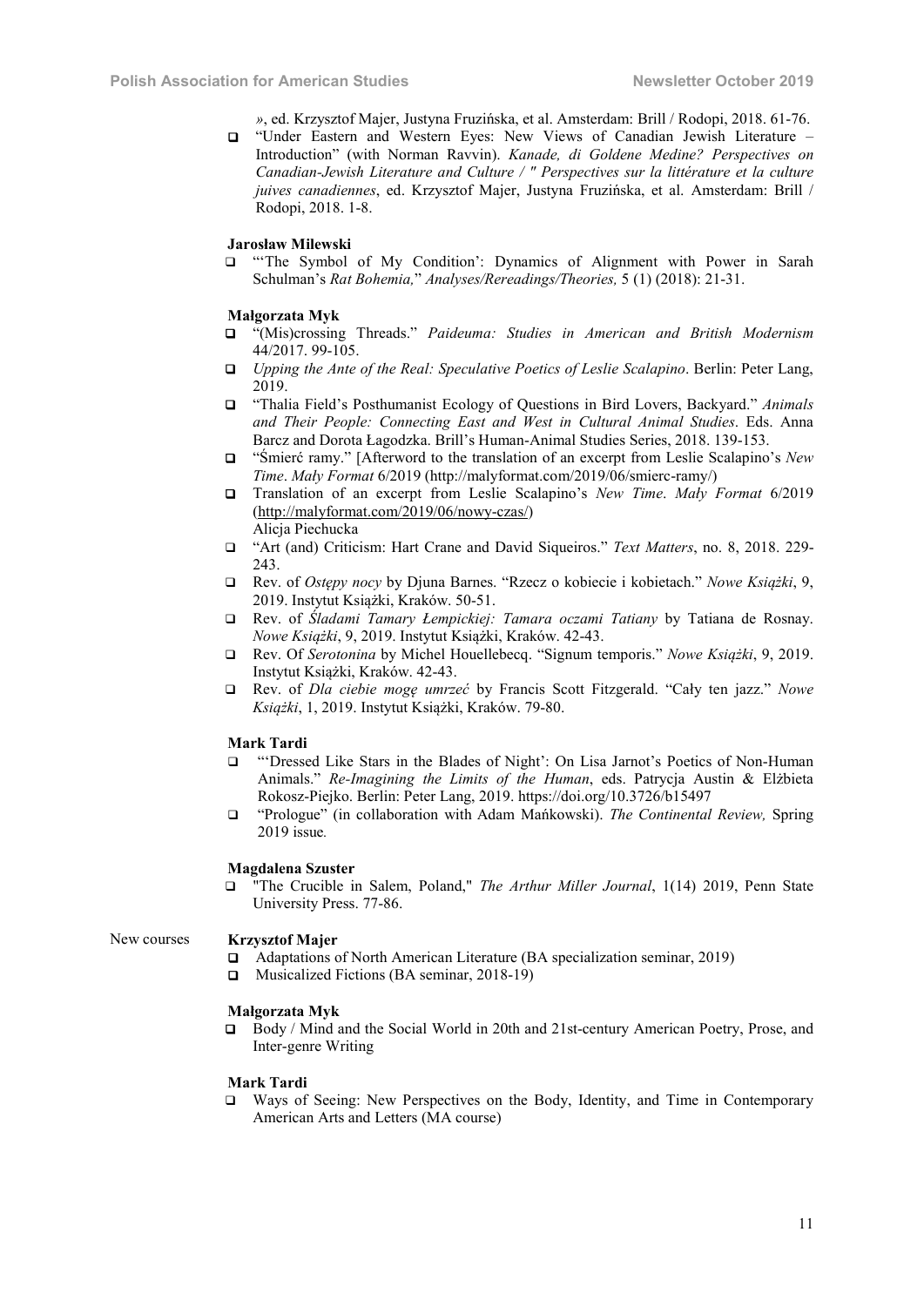», ed. Krzysztof Majer, Justyna Fruzińska, et al. Amsterdam: Brill / Rodopi, 2018. 61-76.

- "Under Eastern and Western Eyes: New Views of Canadian Jewish Literature – Introduction" (with Norman Ravvin). *Kanade, di Goldene Medine? Perspectives on Canadian-Jewish Literature and Culture / " Perspectives sur la littérature et la culture juives canadiennes*, ed. Krzysztof Majer, Justyna Fruzińska, et al. Amsterdam: Brill / Rodopi, 2018. 1-8.

**Jarosław Milewski**

- "'The Symbol of My Condition': Dynamics of Alignment with Power in Sarah Schulman's *Rat Bohemia,*" *Analyses/Rereadings/Theories,* 5 (1) (2018): 21-31.

**Małgorzata Myk**

- "(Mis)crossing Threads." *Paideuma: Studies in American and British Modernism* 44/2017. 99-105.
- *Upping the Ante of the Real: Speculative Poetics of Leslie Scalapino*. Berlin: Peter Lang, 2019.
- "Thalia Field's Posthumanist Ecology of Questions in Bird Lovers, Backyard." *Animals and Their People: Connecting East and West in Cultural Animal Studies*. Eds. Anna Barcz and Dorota Łagodzka. Brill's Human-Animal Studies Series, 2018. 139-153.
- "Śmierć ramy." [Afterword to the translation of an excerpt from Leslie Scalapino's *New Time*. *Mały Format* 6/2019 (http://malyformat.com/2019/06/smierc-ramy/)
- Translation of an excerpt from Leslie Scalapino's *New Time*. *Mały Format* 6/2019 (http://malyformat.com/2019/06/nowy-czas/)

Alicja Piechucka

- "Art (and) Criticism: Hart Crane and David Siqueiros." *Text Matters*, no. 8, 2018. 229-243.
- Rev. of *Ostępy nocy* by Djuna Barnes. "Rzecz o kobiecie i kobietach." *Nowe Książki*, 9, 2019. Instytut Książki, Kraków. 50-51.
- Rev. of *Śladami Tamary Łempickiej: Tamara oczami Tatiany* by Tatiana de Rosnay. *Nowe Książki*, 9, 2019. Instytut Książki, Kraków. 42-43.
- Rev. Of *Serotonina* by Michel Houellebecq. "Signum temporis." *Nowe Książki*, 9, 2019. Instytut Książki, Kraków. 42-43.
- Rev. of *Dla ciebie mogę umrzeć* by Francis Scott Fitzgerald. "Cały ten jazz." *Nowe Książki*, 1, 2019. Instytut Książki, Kraków. 79-80.

**Mark Tardi**

- "'Dressed Like Stars in the Blades of Night': On Lisa Jarnot's Poetics of Non-Human Animals." *Re-Imagining the Limits of the Human*, eds. Patrycja Austin & Elżbieta Rokosz-Piejko. Berlin: Peter Lang, 2019. https://doi.org/10.3726/b15497
- "Prologue" (in collaboration with Adam Mańkowski). *The Continental Review,* Spring 2019 issue.

**Magdalena Szuster**

- "The Crucible in Salem, Poland," *The Arthur Miller Journal*, 1(14) 2019, Penn State University Press. 77-86.

New courses

**Krzysztof Majer**

- Adaptations of North American Literature (BA specialization seminar, 2019)
- Musicalized Fictions (BA seminar, 2018-19)

**Małgorzata Myk**

- Body / Mind and the Social World in 20th and 21st-century American Poetry, Prose, and Inter-genre Writing

**Mark Tardi**

- Ways of Seeing: New Perspectives on the Body, Identity, and Time in Contemporary American Arts and Letters (MA course)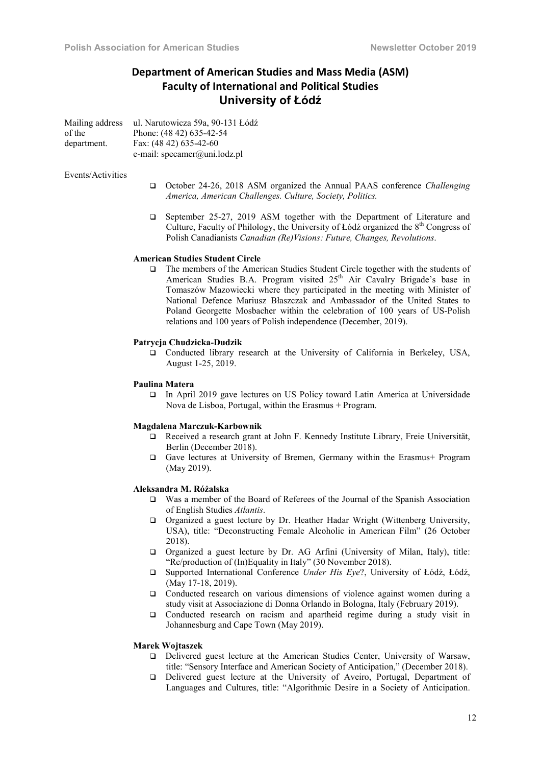## Department of American Studies and Mass Media (ASM)
## Faculty of International and Political Studies
## University of Łódź

Mailing address of the department.
ul. Narutowicza 59a, 90-131 Łódź
Phone: (48 42) 635-42-54
Fax: (48 42) 635-42-60
e-mail: specamer@uni.lodz.pl

Events/Activities

- October 24-26, 2018 ASM organized the Annual PAAS conference *Challenging America, American Challenges. Culture, Society, Politics.*
- September 25-27, 2019 ASM together with the Department of Literature and Culture, Faculty of Philology, the University of Łódź organized the 8th Congress of Polish Canadianists *Canadian (Re)Visions: Future, Changes, Revolutions*.

**American Studies Student Circle**

- The members of the American Studies Student Circle together with the students of American Studies B.A. Program visited 25th Air Cavalry Brigade's base in Tomaszów Mazowiecki where they participated in the meeting with Minister of National Defence Mariusz Błaszczak and Ambassador of the United States to Poland Georgette Mosbacher within the celebration of 100 years of US-Polish relations and 100 years of Polish independence (December, 2019).

**Patrycja Chudzicka-Dudzik**

- Conducted library research at the University of California in Berkeley, USA, August 1-25, 2019.

**Paulina Matera**

- In April 2019 gave lectures on US Policy toward Latin America at Universidade Nova de Lisboa, Portugal, within the Erasmus + Program.

**Magdalena Marczuk-Karbownik**

- Received a research grant at John F. Kennedy Institute Library, Freie Universität, Berlin (December 2018).
- Gave lectures at University of Bremen, Germany within the Erasmus+ Program (May 2019).

**Aleksandra M. Różalska**

- Was a member of the Board of Referees of the Journal of the Spanish Association of English Studies *Atlantis*.
- Organized a guest lecture by Dr. Heather Hadar Wright (Wittenberg University, USA), title: "Deconstructing Female Alcoholic in American Film" (26 October 2018).
- Organized a guest lecture by Dr. AG Arfini (University of Milan, Italy), title: "Re/production of (In)Equality in Italy" (30 November 2018).
- Supported International Conference *Under His Eye*?, University of Łódź, Łódź, (May 17-18, 2019).
- Conducted research on various dimensions of violence against women during a study visit at Associazione di Donna Orlando in Bologna, Italy (February 2019).
- Conducted research on racism and apartheid regime during a study visit in Johannesburg and Cape Town (May 2019).

**Marek Wojtaszek**

- Delivered guest lecture at the American Studies Center, University of Warsaw, title: "Sensory Interface and American Society of Anticipation," (December 2018).
- Delivered guest lecture at the University of Aveiro, Portugal, Department of Languages and Cultures, title: "Algorithmic Desire in a Society of Anticipation.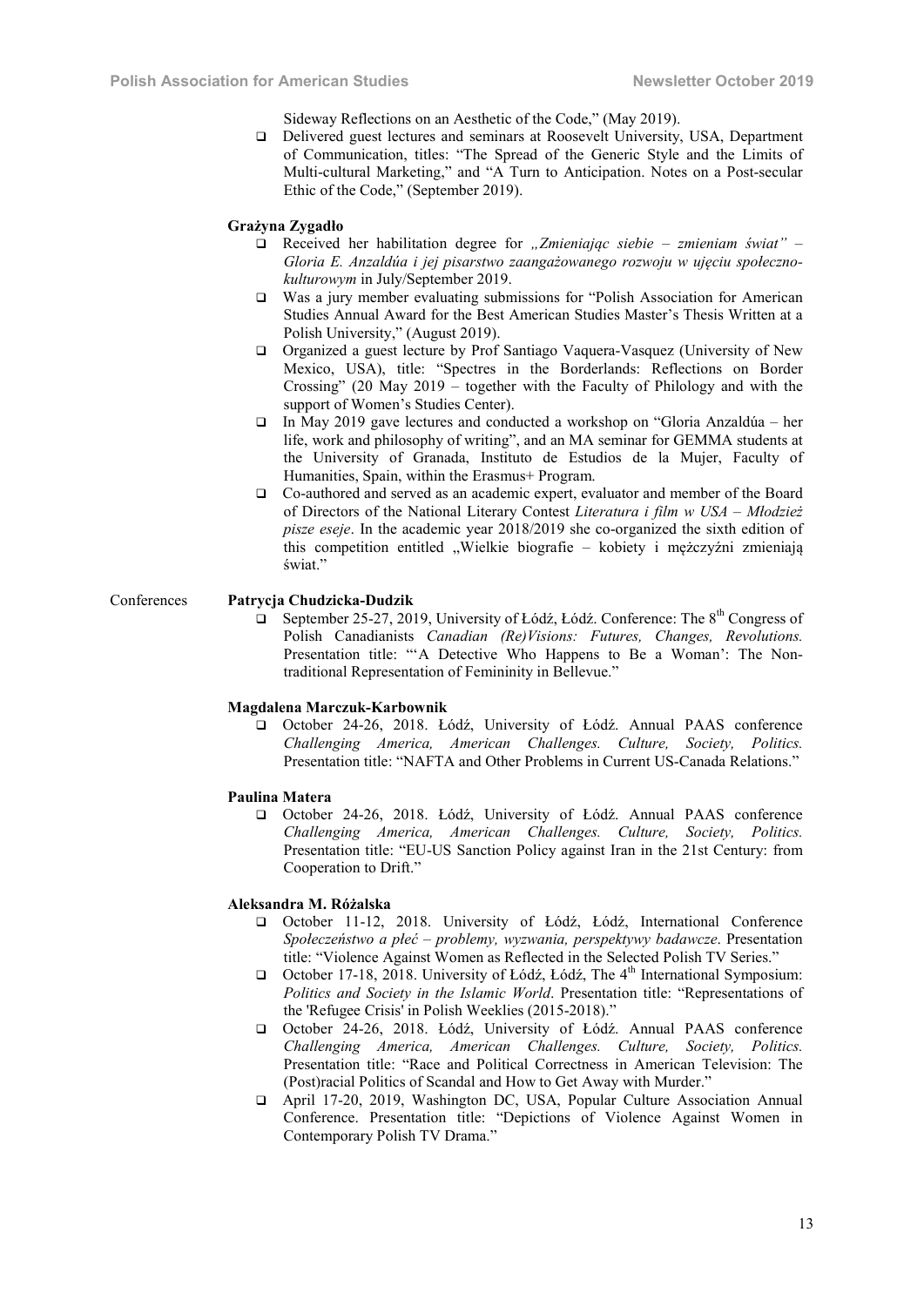Sideway Reflections on an Aesthetic of the Code," (May 2019).

- Delivered guest lectures and seminars at Roosevelt University, USA, Department of Communication, titles: "The Spread of the Generic Style and the Limits of Multi-cultural Marketing," and "A Turn to Anticipation. Notes on a Post-secular Ethic of the Code," (September 2019).

**Grażyna Zygadło**

- Received her habilitation degree for *„Zmieniając siebie – zmieniam świat" – Gloria E. Anzaldúa i jej pisarstwo zaangażowanego rozwoju w ujęciu społeczno-kulturowym* in July/September 2019.
- Was a jury member evaluating submissions for "Polish Association for American Studies Annual Award for the Best American Studies Master's Thesis Written at a Polish University," (August 2019).
- Organized a guest lecture by Prof Santiago Vaquera-Vasquez (University of New Mexico, USA), title: "Spectres in the Borderlands: Reflections on Border Crossing" (20 May 2019 – together with the Faculty of Philology and with the support of Women's Studies Center).
- In May 2019 gave lectures and conducted a workshop on "Gloria Anzaldúa – her life, work and philosophy of writing", and an MA seminar for GEMMA students at the University of Granada, Instituto de Estudios de la Mujer, Faculty of Humanities, Spain, within the Erasmus+ Program.
- Co-authored and served as an academic expert, evaluator and member of the Board of Directors of the National Literary Contest *Literatura i film w USA – Młodzież pisze eseje*. In the academic year 2018/2019 she co-organized the sixth edition of this competition entitled „Wielkie biografie – kobiety i mężczyźni zmieniają świat."

## Conferences

**Patrycja Chudzicka-Dudzik**

- September 25-27, 2019, University of Łódź, Łódź. Conference: The 8th Congress of Polish Canadianists *Canadian (Re)Visions: Futures, Changes, Revolutions.* Presentation title: "'A Detective Who Happens to Be a Woman': The Non-traditional Representation of Femininity in Bellevue."

**Magdalena Marczuk-Karbownik**

- October 24-26, 2018. Łódź, University of Łódź. Annual PAAS conference *Challenging America, American Challenges. Culture, Society, Politics.* Presentation title: "NAFTA and Other Problems in Current US-Canada Relations."

**Paulina Matera**

- October 24-26, 2018. Łódź, University of Łódź. Annual PAAS conference *Challenging America, American Challenges. Culture, Society, Politics.* Presentation title: "EU-US Sanction Policy against Iran in the 21st Century: from Cooperation to Drift."

**Aleksandra M. Różalska**

- October 11-12, 2018. University of Łódź, Łódź, International Conference *Społeczeństwo a płeć – problemy, wyzwania, perspektywy badawcze*. Presentation title: "Violence Against Women as Reflected in the Selected Polish TV Series."
- October 17-18, 2018. University of Łódź, Łódź, The 4th International Symposium: *Politics and Society in the Islamic World*. Presentation title: "Representations of the 'Refugee Crisis' in Polish Weeklies (2015-2018)."
- October 24-26, 2018. Łódź, University of Łódź. Annual PAAS conference *Challenging America, American Challenges. Culture, Society, Politics.* Presentation title: "Race and Political Correctness in American Television: The (Post)racial Politics of Scandal and How to Get Away with Murder."
- April 17-20, 2019, Washington DC, USA, Popular Culture Association Annual Conference. Presentation title: "Depictions of Violence Against Women in Contemporary Polish TV Drama."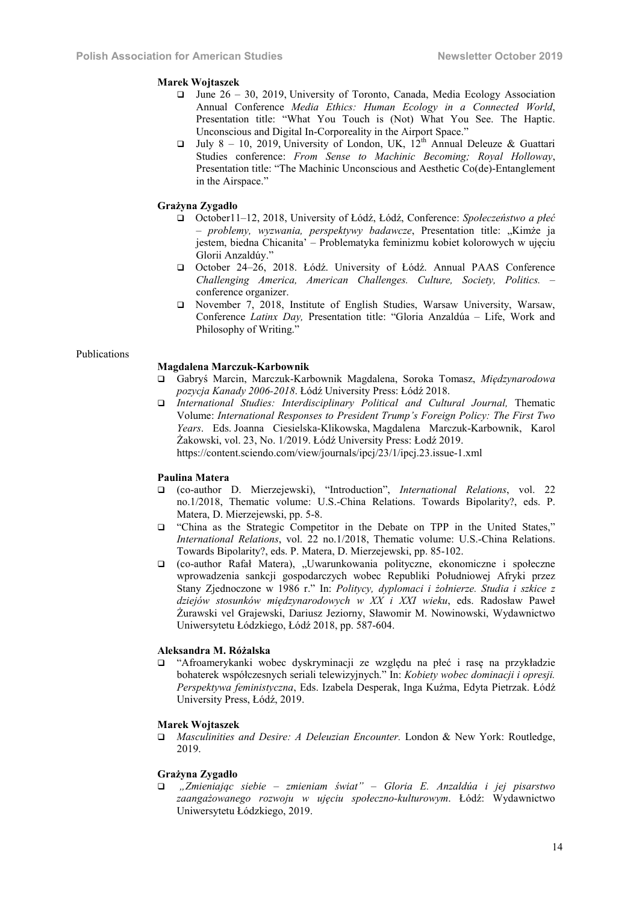**Marek Wojtaszek**

- June 26 – 30, 2019, University of Toronto, Canada, Media Ecology Association Annual Conference *Media Ethics: Human Ecology in a Connected World*, Presentation title: "What You Touch is (Not) What You See. The Haptic. Unconscious and Digital In-Corporeality in the Airport Space."
- July 8 – 10, 2019, University of London, UK, 12th Annual Deleuze & Guattari Studies conference: *From Sense to Machinic Becoming; Royal Holloway*, Presentation title: "The Machinic Unconscious and Aesthetic Co(de)-Entanglement in the Airspace."

**Grażyna Zygadło**

- October11–12, 2018, University of Łódź, Łódź, Conference: *Społeczeństwo a płeć – problemy, wyzwania, perspektywy badawcze*, Presentation title: „Kimże ja jestem, biedna Chicanita' – Problematyka feminizmu kobiet kolorowych w ujęciu Glorii Anzaldúy."
- October 24–26, 2018. Łódź. University of Łódź. Annual PAAS Conference *Challenging America, American Challenges. Culture, Society, Politics.* – conference organizer.
- November 7, 2018, Institute of English Studies, Warsaw University, Warsaw, Conference *Latinx Day,* Presentation title: "Gloria Anzaldúa – Life, Work and Philosophy of Writing."

Publications

**Magdalena Marczuk-Karbownik**

- Gabryś Marcin, Marczuk-Karbownik Magdalena, Soroka Tomasz, *Międzynarodowa pozycja Kanady 2006-2018*. Łódź University Press: Łódź 2018.
- *International Studies: Interdisciplinary Political and Cultural Journal,* Thematic Volume: *International Responses to President Trump's Foreign Policy: The First Two Years*. Eds. Joanna Ciesielska-Klikowska, Magdalena Marczuk-Karbownik, Karol Żakowski, vol. 23, No. 1/2019. Łódź University Press: Łodź 2019. https://content.sciendo.com/view/journals/ipcj/23/1/ipcj.23.issue-1.xml

**Paulina Matera**

- (co-author D. Mierzejewski), "Introduction", *International Relations*, vol. 22 no.1/2018, Thematic volume: U.S.-China Relations. Towards Bipolarity?, eds. P. Matera, D. Mierzejewski, pp. 5-8.
- "China as the Strategic Competitor in the Debate on TPP in the United States," *International Relations*, vol. 22 no.1/2018, Thematic volume: U.S.-China Relations. Towards Bipolarity?, eds. P. Matera, D. Mierzejewski, pp. 85-102.
- (co-author Rafał Matera), „Uwarunkowania polityczne, ekonomiczne i społeczne wprowadzenia sankcji gospodarczych wobec Republiki Południowej Afryki przez Stany Zjednoczone w 1986 r." In: *Politycy, dyplomaci i żołnierze. Studia i szkice z dziejów stosunków międzynarodowych w XX i XXI wieku*, eds. Radosław Paweł Żurawski vel Grajewski, Dariusz Jeziorny, Sławomir M. Nowinowski, Wydawnictwo Uniwersytetu Łódzkiego, Łódź 2018, pp. 587-604.

**Aleksandra M. Różalska**

- "Afroamerykanki wobec dyskryminacji ze względu na płeć i rasę na przykładzie bohaterek współczesnych seriali telewizyjnych." In: *Kobiety wobec dominacji i opresji. Perspektywa feministyczna*, Eds. Izabela Desperak, Inga Kuźma, Edyta Pietrzak. Łódź University Press, Łódź, 2019.

**Marek Wojtaszek**

- *Masculinities and Desire: A Deleuzian Encounter.* London & New York: Routledge, 2019.

**Grażyna Zygadło**

- *„Zmieniając siebie – zmieniam świat" – Gloria E. Anzaldúa i jej pisarstwo zaangażowanego rozwoju w ujęciu społeczno-kulturowym*. Łódź: Wydawnictwo Uniwersytetu Łódzkiego, 2019.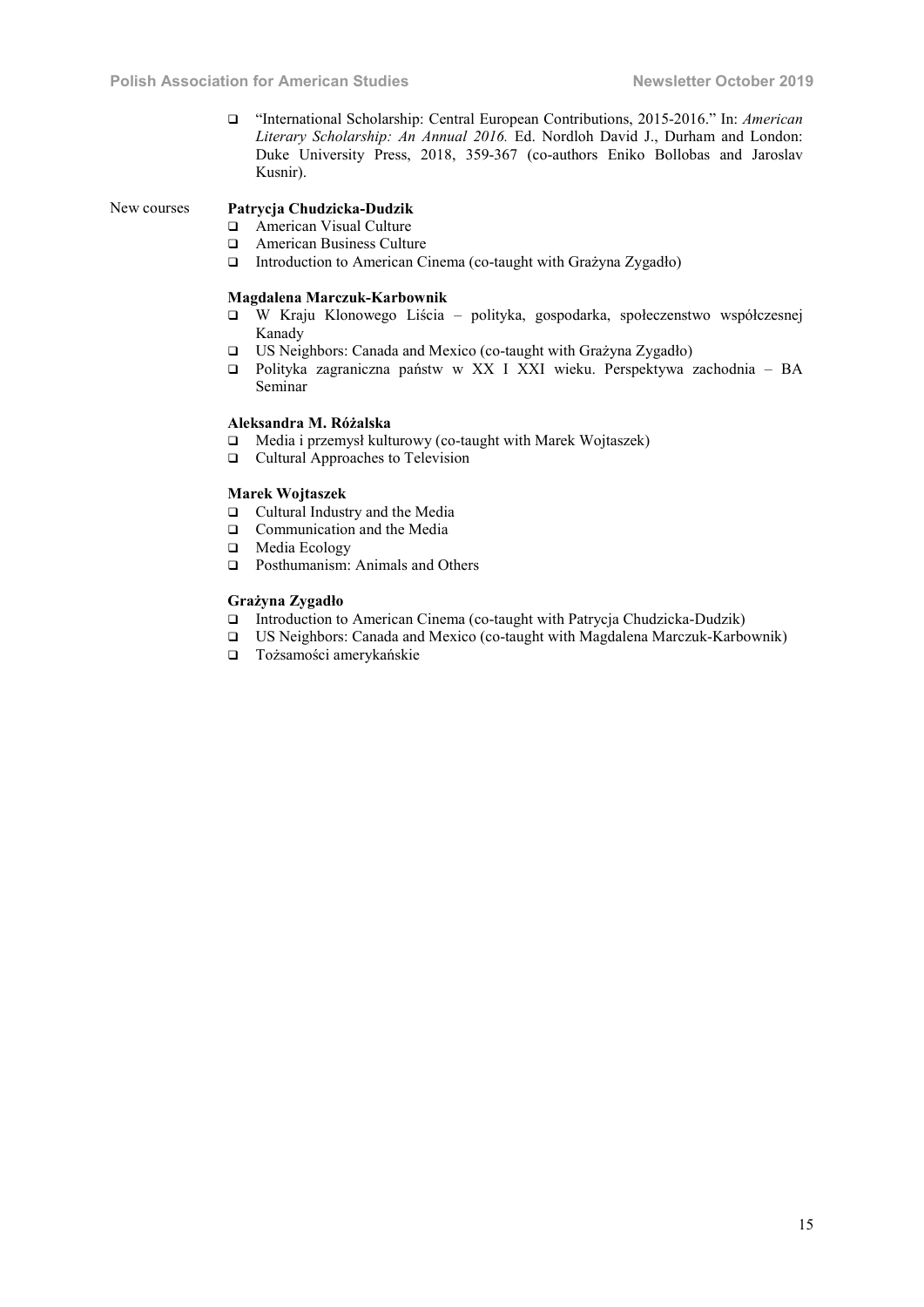- "International Scholarship: Central European Contributions, 2015-2016." In: *American Literary Scholarship: An Annual 2016.* Ed. Nordloh David J., Durham and London: Duke University Press, 2018, 359-367 (co-authors Eniko Bollobas and Jaroslav Kusnir).

New courses

**Patrycja Chudzicka-Dudzik**

- American Visual Culture
- American Business Culture
- Introduction to American Cinema (co-taught with Grażyna Zygadło)

**Magdalena Marczuk-Karbownik**

- W Kraju Klonowego Liścia – polityka, gospodarka, społeczenstwo współczesnej Kanady
- US Neighbors: Canada and Mexico (co-taught with Grażyna Zygadło)
- Polityka zagraniczna państw w XX I XXI wieku. Perspektywa zachodnia – BA Seminar

**Aleksandra M. Różalska**

- Media i przemysł kulturowy (co-taught with Marek Wojtaszek)
- Cultural Approaches to Television

**Marek Wojtaszek**

- Cultural Industry and the Media
- Communication and the Media
- Media Ecology
- Posthumanism: Animals and Others

**Grażyna Zygadło**

- Introduction to American Cinema (co-taught with Patrycja Chudzicka-Dudzik)
- US Neighbors: Canada and Mexico (co-taught with Magdalena Marczuk-Karbownik)
- Tożsamości amerykańskie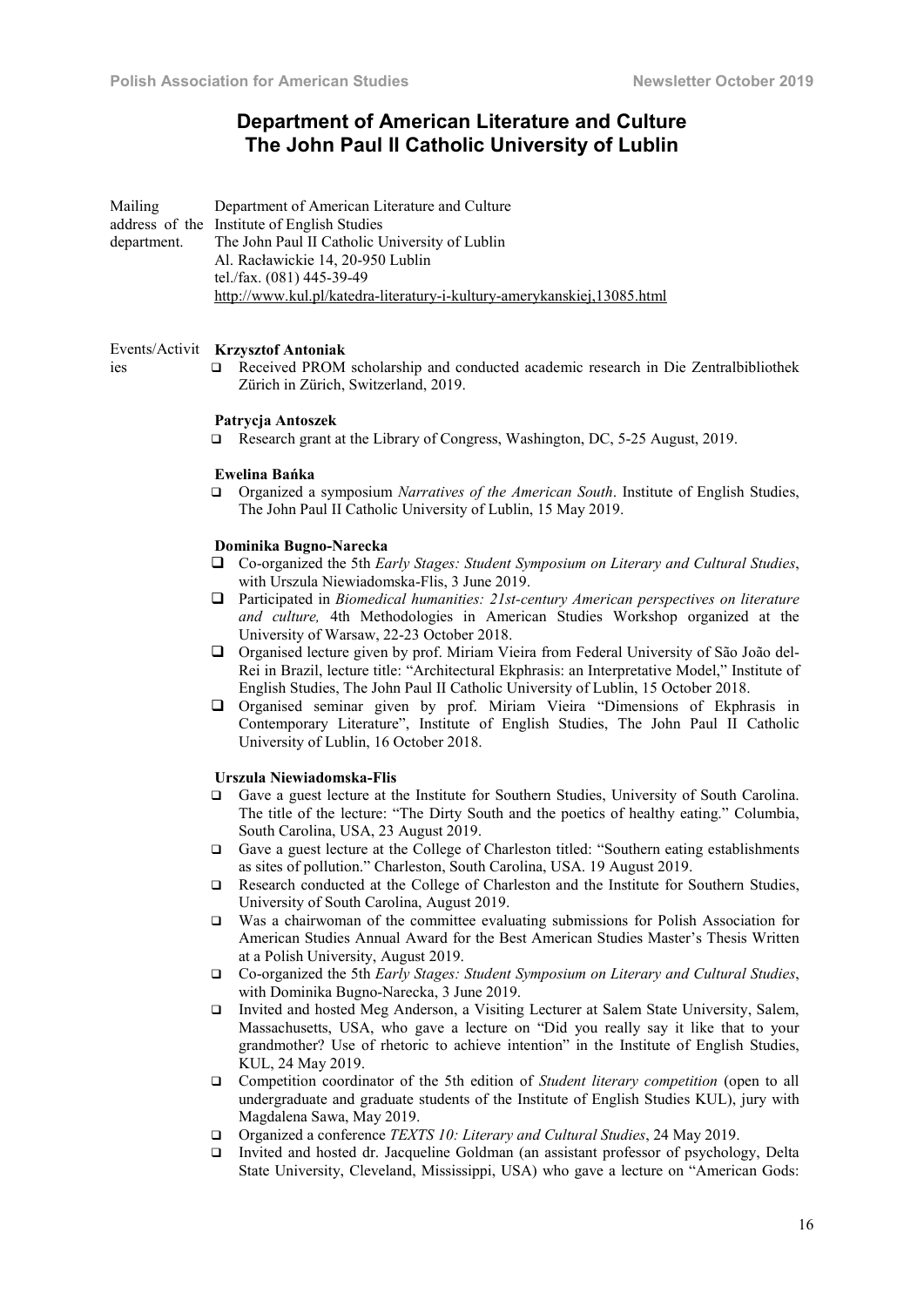# Department of American Literature and Culture
# The John Paul II Catholic University of Lublin

**Mailing address of the department.**

Department of American Literature and Culture
Institute of English Studies
The John Paul II Catholic University of Lublin
Al. Racławickie 14, 20-950 Lublin
tel./fax. (081) 445-39-49
http://www.kul.pl/katedra-literatury-i-kultury-amerykanskiej,13085.html

**Events/Activities**

**Krzysztof Antoniak**

- Received PROM scholarship and conducted academic research in Die Zentralbibliothek Zürich in Zürich, Switzerland, 2019.

**Patrycja Antoszek**

- Research grant at the Library of Congress, Washington, DC, 5-25 August, 2019.

**Ewelina Bańka**

- Organized a symposium *Narratives of the American South*. Institute of English Studies, The John Paul II Catholic University of Lublin, 15 May 2019.

**Dominika Bugno-Narecka**

- Co-organized the 5th *Early Stages: Student Symposium on Literary and Cultural Studies*, with Urszula Niewiadomska-Flis, 3 June 2019.
- Participated in *Biomedical humanities: 21st-century American perspectives on literature and culture,* 4th Methodologies in American Studies Workshop organized at the University of Warsaw, 22-23 October 2018.
- Organised lecture given by prof. Miriam Vieira from Federal University of São João del-Rei in Brazil, lecture title: "Architectural Ekphrasis: an Interpretative Model," Institute of English Studies, The John Paul II Catholic University of Lublin, 15 October 2018.
- Organised seminar given by prof. Miriam Vieira "Dimensions of Ekphrasis in Contemporary Literature", Institute of English Studies, The John Paul II Catholic University of Lublin, 16 October 2018.

**Urszula Niewiadomska-Flis**

- Gave a guest lecture at the Institute for Southern Studies, University of South Carolina. The title of the lecture: "The Dirty South and the poetics of healthy eating." Columbia, South Carolina, USA, 23 August 2019.
- Gave a guest lecture at the College of Charleston titled: "Southern eating establishments as sites of pollution." Charleston, South Carolina, USA. 19 August 2019.
- Research conducted at the College of Charleston and the Institute for Southern Studies, University of South Carolina, August 2019.
- Was a chairwoman of the committee evaluating submissions for Polish Association for American Studies Annual Award for the Best American Studies Master's Thesis Written at a Polish University, August 2019.
- Co-organized the 5th *Early Stages: Student Symposium on Literary and Cultural Studies*, with Dominika Bugno-Narecka, 3 June 2019.
- Invited and hosted Meg Anderson, a Visiting Lecturer at Salem State University, Salem, Massachusetts, USA, who gave a lecture on "Did you really say it like that to your grandmother? Use of rhetoric to achieve intention" in the Institute of English Studies, KUL, 24 May 2019.
- Competition coordinator of the 5th edition of *Student literary competition* (open to all undergraduate and graduate students of the Institute of English Studies KUL), jury with Magdalena Sawa, May 2019.
- Organized a conference *TEXTS 10: Literary and Cultural Studies*, 24 May 2019.
- Invited and hosted dr. Jacqueline Goldman (an assistant professor of psychology, Delta State University, Cleveland, Mississippi, USA) who gave a lecture on "American Gods: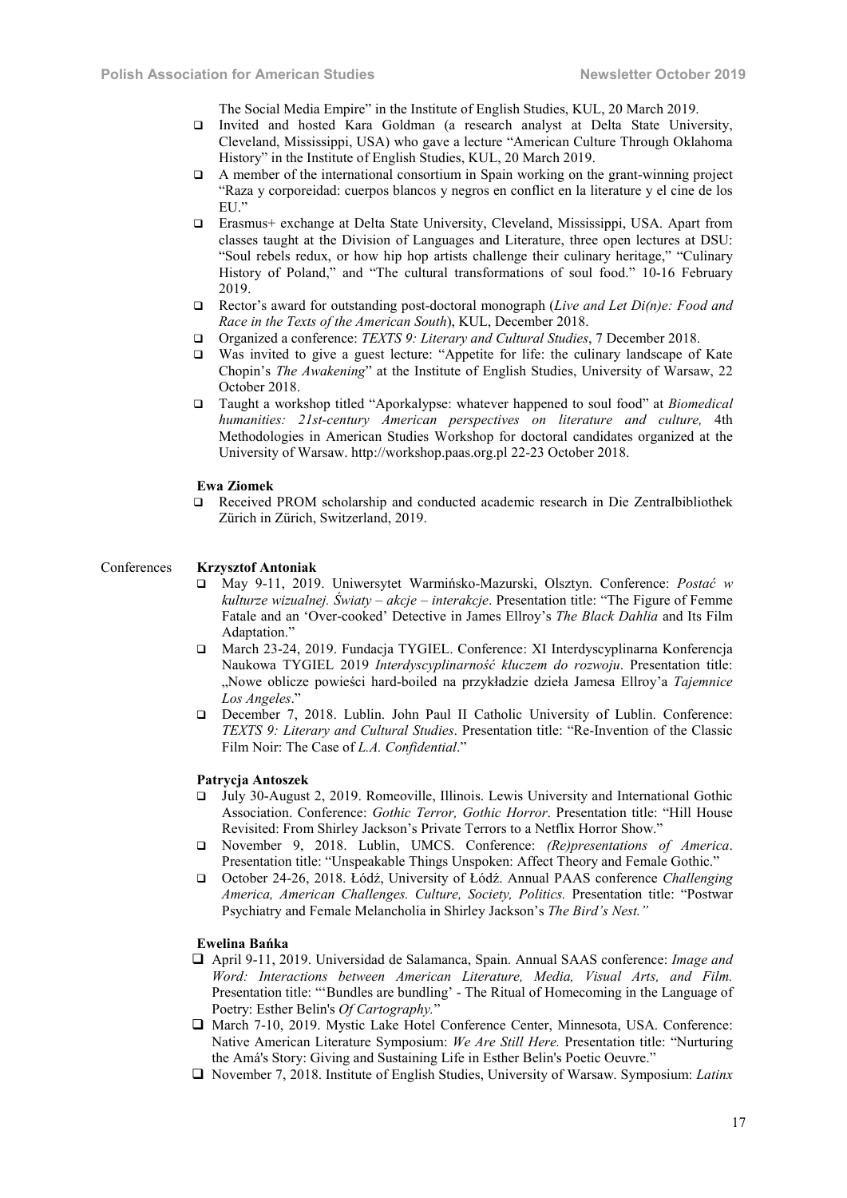The Social Media Empire" in the Institute of English Studies, KUL, 20 March 2019.

- Invited and hosted Kara Goldman (a research analyst at Delta State University, Cleveland, Mississippi, USA) who gave a lecture "American Culture Through Oklahoma History" in the Institute of English Studies, KUL, 20 March 2019.
- A member of the international consortium in Spain working on the grant-winning project "Raza y corporeidad: cuerpos blancos y negros en conflict en la literature y el cine de los EU."
- Erasmus+ exchange at Delta State University, Cleveland, Mississippi, USA. Apart from classes taught at the Division of Languages and Literature, three open lectures at DSU: "Soul rebels redux, or how hip hop artists challenge their culinary heritage," "Culinary History of Poland," and "The cultural transformations of soul food." 10-16 February 2019.
- Rector's award for outstanding post-doctoral monograph (*Live and Let Di(n)e: Food and Race in the Texts of the American South*), KUL, December 2018.
- Organized a conference: *TEXTS 9: Literary and Cultural Studies*, 7 December 2018.
- Was invited to give a guest lecture: "Appetite for life: the culinary landscape of Kate Chopin's *The Awakening*" at the Institute of English Studies, University of Warsaw, 22 October 2018.
- Taught a workshop titled "Aporkalypse: whatever happened to soul food" at *Biomedical humanities: 21st-century American perspectives on literature and culture,* 4th Methodologies in American Studies Workshop for doctoral candidates organized at the University of Warsaw. http://workshop.paas.org.pl 22-23 October 2018.

**Ewa Ziomek**

- Received PROM scholarship and conducted academic research in Die Zentralbibliothek Zürich in Zürich, Switzerland, 2019.

## Conferences

**Krzysztof Antoniak**

- May 9-11, 2019. Uniwersytet Warmińsko-Mazurski, Olsztyn. Conference: *Postać w kulturze wizualnej. Światy – akcje – interakcje*. Presentation title: "The Figure of Femme Fatale and an 'Over-cooked' Detective in James Ellroy's *The Black Dahlia* and Its Film Adaptation."
- March 23-24, 2019. Fundacja TYGIEL. Conference: XI Interdyscyplinarna Konferencja Naukowa TYGIEL 2019 *Interdyscyplinarność kluczem do rozwoju*. Presentation title: „Nowe oblicze powieści hard-boiled na przykładzie dzieła Jamesa Ellroy'a *Tajemnice Los Angeles*."
- December 7, 2018. Lublin. John Paul II Catholic University of Lublin. Conference: *TEXTS 9: Literary and Cultural Studies*. Presentation title: "Re-Invention of the Classic Film Noir: The Case of *L.A. Confidential*."

**Patrycja Antoszek**

- July 30-August 2, 2019. Romeoville, Illinois. Lewis University and International Gothic Association. Conference: *Gothic Terror, Gothic Horror*. Presentation title: "Hill House Revisited: From Shirley Jackson's Private Terrors to a Netflix Horror Show."
- November 9, 2018. Lublin, UMCS. Conference: *(Re)presentations of America*. Presentation title: "Unspeakable Things Unspoken: Affect Theory and Female Gothic."
- October 24-26, 2018. Łódź, University of Łódź. Annual PAAS conference *Challenging America, American Challenges. Culture, Society, Politics.* Presentation title: "Postwar Psychiatry and Female Melancholia in Shirley Jackson's *The Bird's Nest."*

**Ewelina Bańka**

- April 9-11, 2019. Universidad de Salamanca, Spain. Annual SAAS conference: *Image and Word: Interactions between American Literature, Media, Visual Arts, and Film.* Presentation title: "'Bundles are bundling' - The Ritual of Homecoming in the Language of Poetry: Esther Belin's *Of Cartography.*"
- March 7-10, 2019. Mystic Lake Hotel Conference Center, Minnesota, USA. Conference: Native American Literature Symposium: *We Are Still Here.* Presentation title: "Nurturing the Amá's Story: Giving and Sustaining Life in Esther Belin's Poetic Oeuvre."
- November 7, 2018. Institute of English Studies, University of Warsaw. Symposium: *Latinx*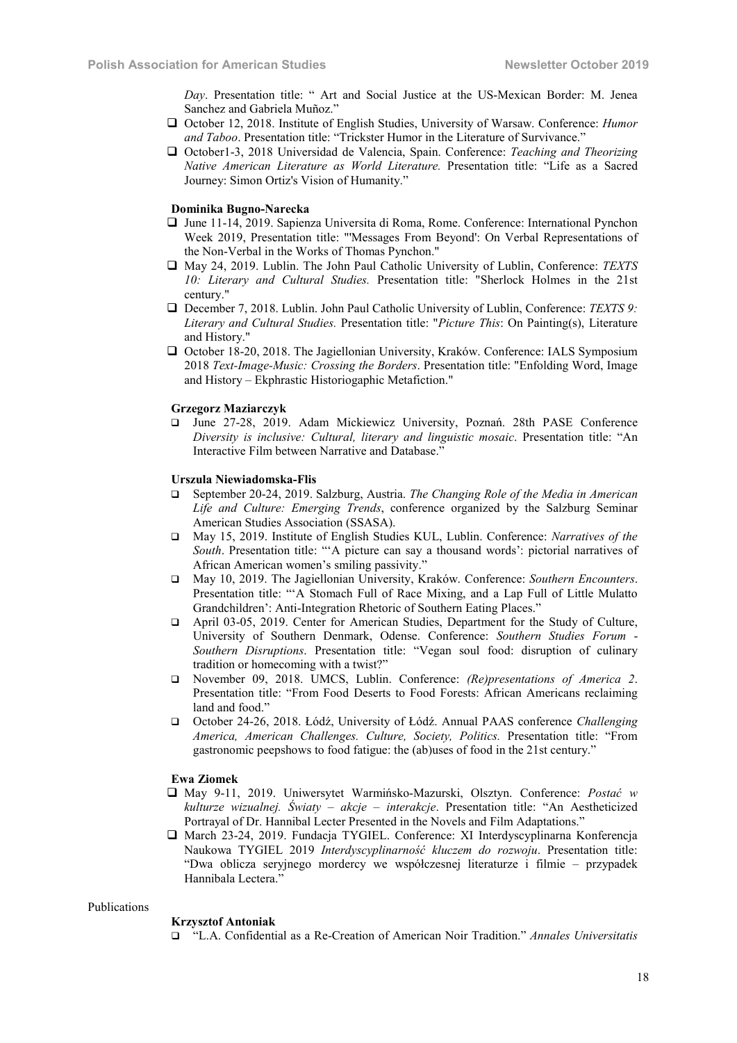*Day*. Presentation title: " Art and Social Justice at the US-Mexican Border: M. Jenea Sanchez and Gabriela Muñoz."

- October 12, 2018. Institute of English Studies, University of Warsaw. Conference: *Humor and Taboo*. Presentation title: "Trickster Humor in the Literature of Survivance."
- October1-3, 2018 Universidad de Valencia, Spain. Conference: *Teaching and Theorizing Native American Literature as World Literature.* Presentation title: "Life as a Sacred Journey: Simon Ortiz's Vision of Humanity."

**Dominika Bugno-Narecka**

- June 11-14, 2019. Sapienza Universita di Roma, Rome. Conference: International Pynchon Week 2019, Presentation title: "'Messages From Beyond': On Verbal Representations of the Non-Verbal in the Works of Thomas Pynchon."
- May 24, 2019. Lublin. The John Paul Catholic University of Lublin, Conference: *TEXTS 10: Literary and Cultural Studies.* Presentation title: "Sherlock Holmes in the 21st century."
- December 7, 2018. Lublin. John Paul Catholic University of Lublin, Conference: *TEXTS 9: Literary and Cultural Studies.* Presentation title: "*Picture This*: On Painting(s), Literature and History."
- October 18-20, 2018. The Jagiellonian University, Kraków. Conference: IALS Symposium 2018 *Text-Image-Music: Crossing the Borders*. Presentation title: "Enfolding Word, Image and History – Ekphrastic Historiographic Metafiction."

**Grzegorz Maziarczyk**

- June 27-28, 2019. Adam Mickiewicz University, Poznań. 28th PASE Conference *Diversity is inclusive: Cultural, literary and linguistic mosaic*. Presentation title: "An Interactive Film between Narrative and Database."

**Urszula Niewiadomska-Flis**

- September 20-24, 2019. Salzburg, Austria. *The Changing Role of the Media in American Life and Culture: Emerging Trends*, conference organized by the Salzburg Seminar American Studies Association (SSASA).
- May 15, 2019. Institute of English Studies KUL, Lublin. Conference: *Narratives of the South*. Presentation title: "'A picture can say a thousand words': pictorial narratives of African American women's smiling passivity."
- May 10, 2019. The Jagiellonian University, Kraków. Conference: *Southern Encounters*. Presentation title: "'A Stomach Full of Race Mixing, and a Lap Full of Little Mulatto Grandchildren': Anti-Integration Rhetoric of Southern Eating Places."
- April 03-05, 2019. Center for American Studies, Department for the Study of Culture, University of Southern Denmark, Odense. Conference: *Southern Studies Forum - Southern Disruptions*. Presentation title: "Vegan soul food: disruption of culinary tradition or homecoming with a twist?"
- November 09, 2018. UMCS, Lublin. Conference: *(Re)presentations of America 2*. Presentation title: "From Food Deserts to Food Forests: African Americans reclaiming land and food."
- October 24-26, 2018. Łódź, University of Łódź. Annual PAAS conference *Challenging America, American Challenges. Culture, Society, Politics.* Presentation title: "From gastronomic peepshows to food fatigue: the (ab)uses of food in the 21st century."

**Ewa Ziomek**

- May 9-11, 2019. Uniwersytet Warmińsko-Mazurski, Olsztyn. Conference: *Postać w kulturze wizualnej. Światy – akcje – interakcje*. Presentation title: "An Aestheticized Portrayal of Dr. Hannibal Lecter Presented in the Novels and Film Adaptations."
- March 23-24, 2019. Fundacja TYGIEL. Conference: XI Interdyscyplinarna Konferencja Naukowa TYGIEL 2019 *Interdyscyplinarność kluczem do rozwoju*. Presentation title: "Dwa oblicza seryjnego mordercy we współczesnej literaturze i filmie – przypadek Hannibala Lectera."

Publications

**Krzysztof Antoniak**

- "L.A. Confidential as a Re-Creation of American Noir Tradition." *Annales Universitatis*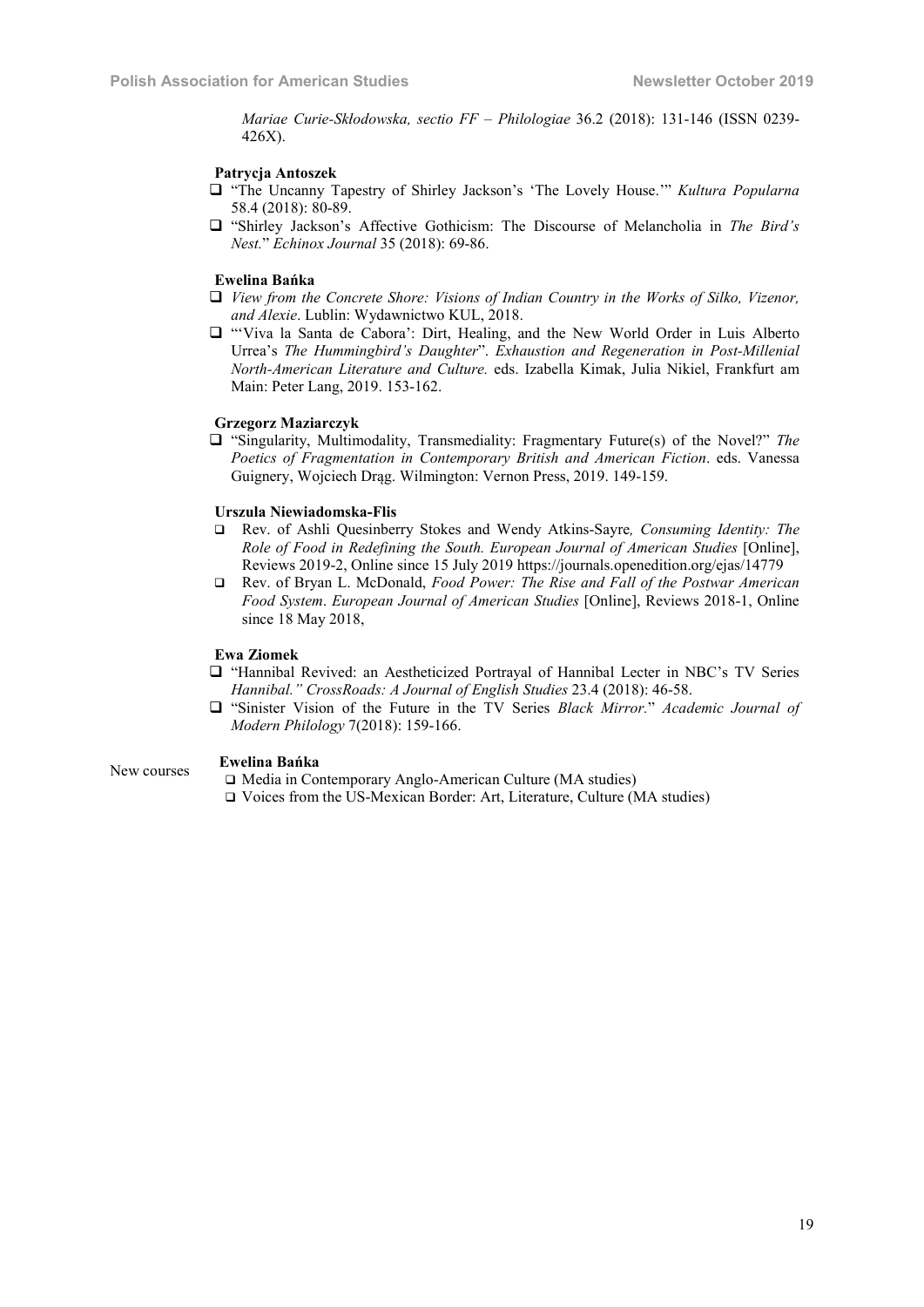*Mariae Curie-Skłodowska, sectio FF – Philologiae* 36.2 (2018): 131-146 (ISSN 0239-426X).

**Patrycja Antoszek**

- "The Uncanny Tapestry of Shirley Jackson's 'The Lovely House.'" *Kultura Popularna* 58.4 (2018): 80-89.
- "Shirley Jackson's Affective Gothicism: The Discourse of Melancholia in *The Bird's Nest.*" *Echinox Journal* 35 (2018): 69-86.

**Ewelina Bańka**

- *View from the Concrete Shore: Visions of Indian Country in the Works of Silko, Vizenor, and Alexie*. Lublin: Wydawnictwo KUL, 2018.
- "'Viva la Santa de Cabora': Dirt, Healing, and the New World Order in Luis Alberto Urrea's *The Hummingbird's Daughter*". *Exhaustion and Regeneration in Post-Millenial North-American Literature and Culture.* eds. Izabella Kimak, Julia Nikiel, Frankfurt am Main: Peter Lang, 2019. 153-162.

**Grzegorz Maziarczyk**

- "Singularity, Multimodality, Transmediality: Fragmentary Future(s) of the Novel?" *The Poetics of Fragmentation in Contemporary British and American Fiction*. eds. Vanessa Guignery, Wojciech Drąg. Wilmington: Vernon Press, 2019. 149-159.

**Urszula Niewiadomska-Flis**

- Rev. of Ashli Quesinberry Stokes and Wendy Atkins-Sayre*, Consuming Identity: The Role of Food in Redefining the South. European Journal of American Studies* [Online], Reviews 2019-2, Online since 15 July 2019 https://journals.openedition.org/ejas/14779
- Rev. of Bryan L. McDonald, *Food Power: The Rise and Fall of the Postwar American Food System*. *European Journal of American Studies* [Online], Reviews 2018-1, Online since 18 May 2018,

**Ewa Ziomek**

- "Hannibal Revived: an Aestheticized Portrayal of Hannibal Lecter in NBC's TV Series *Hannibal." CrossRoads: A Journal of English Studies* 23.4 (2018): 46-58.
- "Sinister Vision of the Future in the TV Series *Black Mirror.*" *Academic Journal of Modern Philology* 7(2018): 159-166.

New courses

**Ewelina Bańka**

- Media in Contemporary Anglo-American Culture (MA studies)
- Voices from the US-Mexican Border: Art, Literature, Culture (MA studies)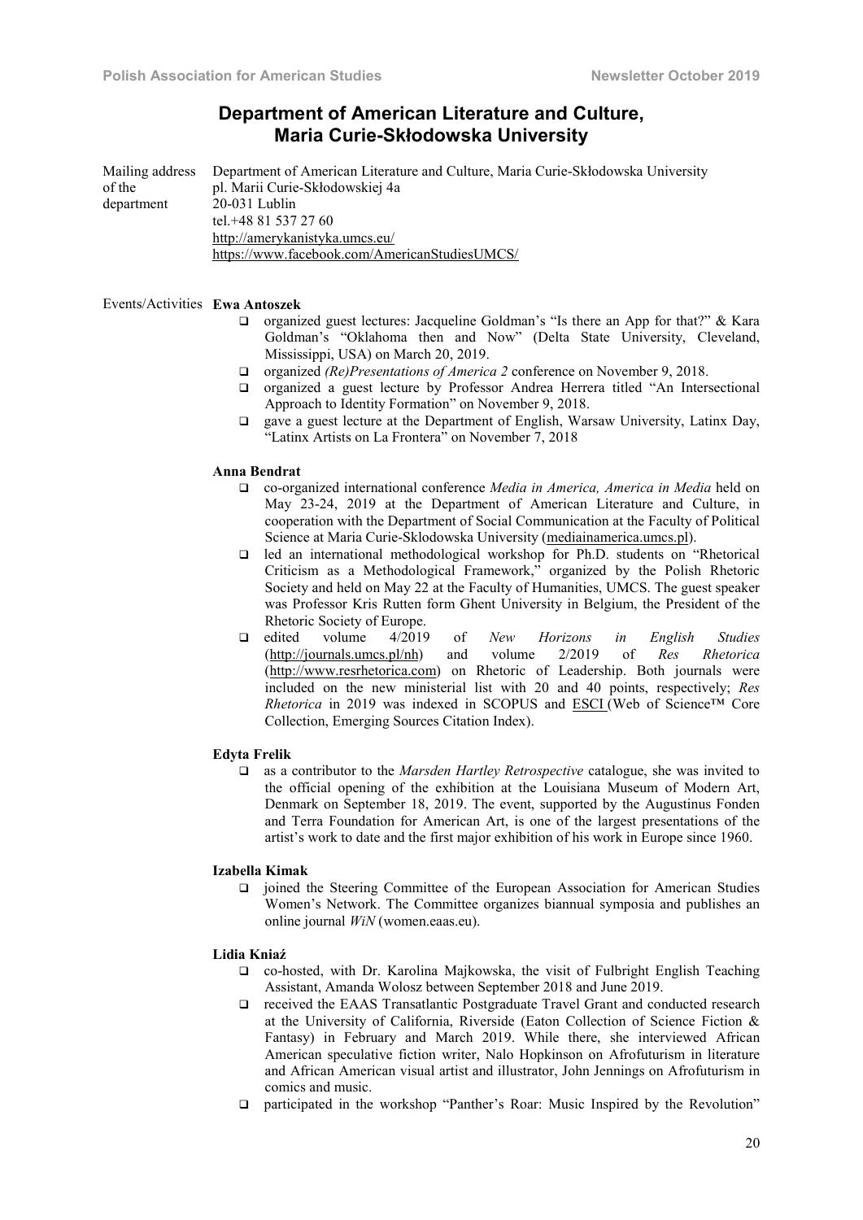## Department of American Literature and Culture, Maria Curie-Skłodowska University

**Mailing address of the department**
Department of American Literature and Culture, Maria Curie-Skłodowska University
pl. Marii Curie-Skłodowskiej 4a
20-031 Lublin
tel.+48 81 537 27 60
http://amerykanistyka.umcs.eu/
https://www.facebook.com/AmericanStudiesUMCS/

**Events/Activities**

**Ewa Antoszek**

- organized guest lectures: Jacqueline Goldman's "Is there an App for that?" & Kara Goldman's "Oklahoma then and Now" (Delta State University, Cleveland, Mississippi, USA) on March 20, 2019.
- organized *(Re)Presentations of America 2* conference on November 9, 2018.
- organized a guest lecture by Professor Andrea Herrera titled "An Intersectional Approach to Identity Formation" on November 9, 2018.
- gave a guest lecture at the Department of English, Warsaw University, Latinx Day, "Latinx Artists on La Frontera" on November 7, 2018

**Anna Bendrat**

- co-organized international conference *Media in America, America in Media* held on May 23-24, 2019 at the Department of American Literature and Culture, in cooperation with the Department of Social Communication at the Faculty of Political Science at Maria Curie-Sklodowska University (mediainamerica.umcs.pl).
- led an international methodological workshop for Ph.D. students on "Rhetorical Criticism as a Methodological Framework," organized by the Polish Rhetoric Society and held on May 22 at the Faculty of Humanities, UMCS. The guest speaker was Professor Kris Rutten form Ghent University in Belgium, the President of the Rhetoric Society of Europe.
- edited volume 4/2019 of *New Horizons in English Studies* (http://journals.umcs.pl/nh) and volume 2/2019 of *Res Rhetorica* (http://www.resrhetorica.com) on Rhetoric of Leadership. Both journals were included on the new ministerial list with 20 and 40 points, respectively; *Res Rhetorica* in 2019 was indexed in SCOPUS and ESCI (Web of Science™ Core Collection, Emerging Sources Citation Index).

**Edyta Frelik**

- as a contributor to the *Marsden Hartley Retrospective* catalogue, she was invited to the official opening of the exhibition at the Louisiana Museum of Modern Art, Denmark on September 18, 2019. The event, supported by the Augustinus Fonden and Terra Foundation for American Art, is one of the largest presentations of the artist's work to date and the first major exhibition of his work in Europe since 1960.

**Izabella Kimak**

- joined the Steering Committee of the European Association for American Studies Women's Network. The Committee organizes biannual symposia and publishes an online journal *WiN* (women.eaas.eu).

**Lidia Kniaź**

- co-hosted, with Dr. Karolina Majkowska, the visit of Fulbright English Teaching Assistant, Amanda Wolosz between September 2018 and June 2019.
- received the EAAS Transatlantic Postgraduate Travel Grant and conducted research at the University of California, Riverside (Eaton Collection of Science Fiction & Fantasy) in February and March 2019. While there, she interviewed African American speculative fiction writer, Nalo Hopkinson on Afrofuturism in literature and African American visual artist and illustrator, John Jennings on Afrofuturism in comics and music.
- participated in the workshop "Panther's Roar: Music Inspired by the Revolution"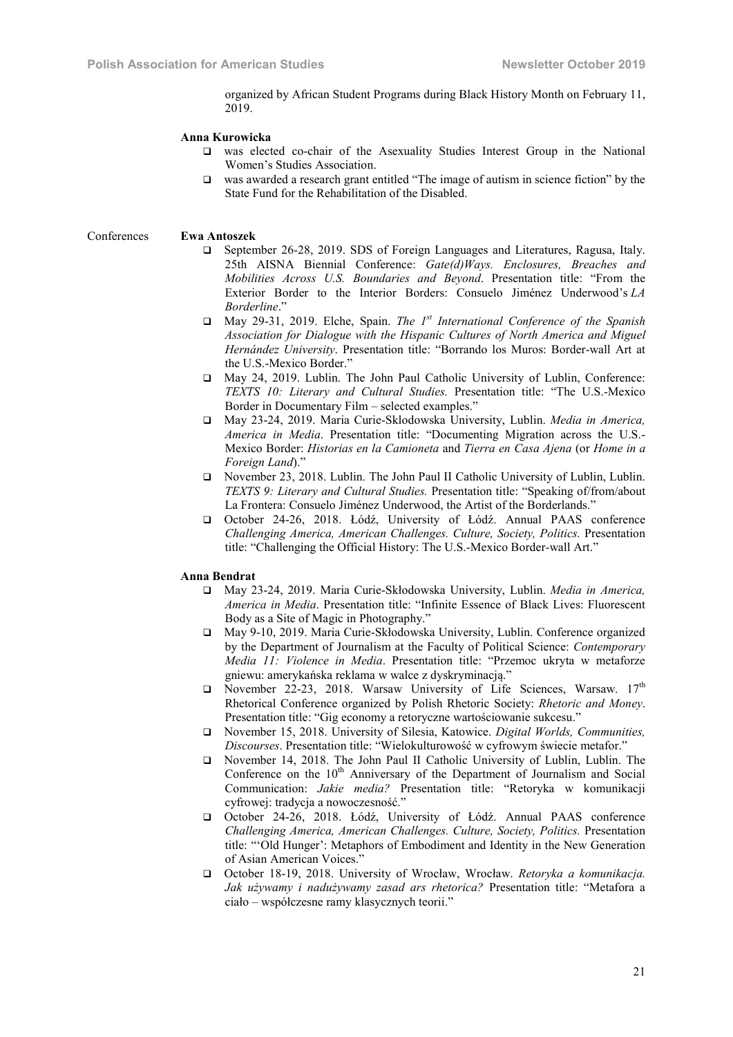organized by African Student Programs during Black History Month on February 11, 2019.

**Anna Kurowicka**

- was elected co-chair of the Asexuality Studies Interest Group in the National Women's Studies Association.
- was awarded a research grant entitled "The image of autism in science fiction" by the State Fund for the Rehabilitation of the Disabled.

Conferences

**Ewa Antoszek**

- September 26-28, 2019. SDS of Foreign Languages and Literatures, Ragusa, Italy. 25th AISNA Biennial Conference: *Gate(d)Ways. Enclosures, Breaches and Mobilities Across U.S. Boundaries and Beyond*. Presentation title: "From the Exterior Border to the Interior Borders: Consuelo Jiménez Underwood's *LA Borderline*."
- May 29-31, 2019. Elche, Spain. *The 1st International Conference of the Spanish Association for Dialogue with the Hispanic Cultures of North America and Miguel Hernández University*. Presentation title: "Borrando los Muros: Border-wall Art at the U.S.-Mexico Border."
- May 24, 2019. Lublin. The John Paul Catholic University of Lublin, Conference: *TEXTS 10: Literary and Cultural Studies.* Presentation title: "The U.S.-Mexico Border in Documentary Film – selected examples."
- May 23-24, 2019. Maria Curie-Sklodowska University, Lublin. *Media in America, America in Media*. Presentation title: "Documenting Migration across the U.S.-Mexico Border: *Historias en la Camioneta* and *Tierra en Casa Ajena* (or *Home in a Foreign Land*)."
- November 23, 2018. Lublin. The John Paul II Catholic University of Lublin, Lublin. *TEXTS 9: Literary and Cultural Studies.* Presentation title: "Speaking of/from/about La Frontera: Consuelo Jiménez Underwood, the Artist of the Borderlands."
- October 24-26, 2018. Łódź, University of Łódź. Annual PAAS conference *Challenging America, American Challenges. Culture, Society, Politics.* Presentation title: "Challenging the Official History: The U.S.-Mexico Border-wall Art."

**Anna Bendrat**

- May 23-24, 2019. Maria Curie-Skłodowska University, Lublin. *Media in America, America in Media*. Presentation title: "Infinite Essence of Black Lives: Fluorescent Body as a Site of Magic in Photography."
- May 9-10, 2019. Maria Curie-Skłodowska University, Lublin. Conference organized by the Department of Journalism at the Faculty of Political Science: *Contemporary Media 11: Violence in Media*. Presentation title: "Przemoc ukryta w metaforze gniewu: amerykańska reklama w walce z dyskryminacją."
- November 22-23, 2018. Warsaw University of Life Sciences, Warsaw. 17th Rhetorical Conference organized by Polish Rhetoric Society: *Rhetoric and Money*. Presentation title: "Gig economy a retoryczne wartościowanie sukcesu."
- November 15, 2018. University of Silesia, Katowice. *Digital Worlds, Communities, Discourses*. Presentation title: "Wielokulturowość w cyfrowym świecie metafor."
- November 14, 2018. The John Paul II Catholic University of Lublin, Lublin. The Conference on the 10th Anniversary of the Department of Journalism and Social Communication: *Jakie media?* Presentation title: "Retoryka w komunikacji cyfrowej: tradycja a nowoczesność."
- October 24-26, 2018. Łódź, University of Łódź. Annual PAAS conference *Challenging America, American Challenges. Culture, Society, Politics.* Presentation title: "'Old Hunger': Metaphors of Embodiment and Identity in the New Generation of Asian American Voices."
- October 18-19, 2018. University of Wrocław, Wrocław. *Retoryka a komunikacja. Jak używamy i nadużywamy zasad ars rhetorica?* Presentation title: "Metafora a ciało – współczesne ramy klasycznych teorii."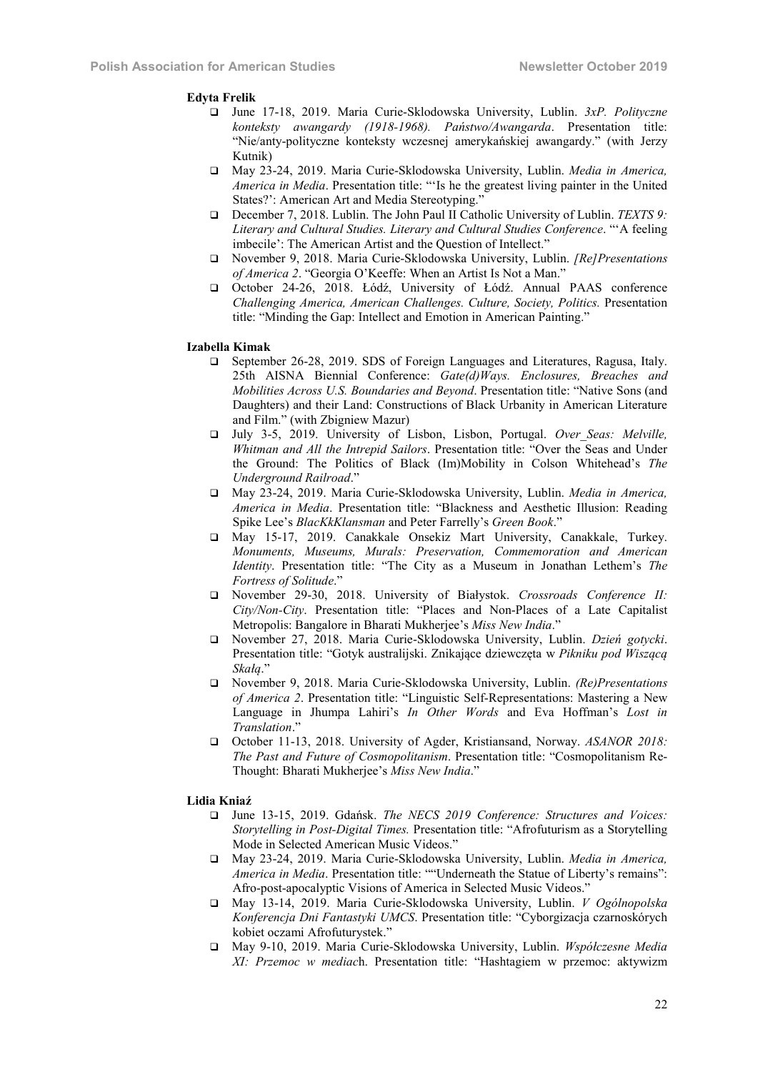**Edyta Frelik**

- June 17-18, 2019. Maria Curie-Sklodowska University, Lublin. *3xP. Polityczne konteksty awangardy (1918-1968). Państwo/Awangarda*. Presentation title: "Nie/anty-polityczne konteksty wczesnej amerykańskiej awangardy." (with Jerzy Kutnik)
- May 23-24, 2019. Maria Curie-Sklodowska University, Lublin. *Media in America, America in Media*. Presentation title: "'Is he the greatest living painter in the United States?': American Art and Media Stereotyping."
- December 7, 2018. Lublin. The John Paul II Catholic University of Lublin. *TEXTS 9: Literary and Cultural Studies. Literary and Cultural Studies Conference*. "'A feeling imbecile': The American Artist and the Question of Intellect."
- November 9, 2018. Maria Curie-Sklodowska University, Lublin. *[Re]Presentations of America 2*. "Georgia O'Keeffe: When an Artist Is Not a Man."
- October 24-26, 2018. Łódź, University of Łódź. Annual PAAS conference *Challenging America, American Challenges. Culture, Society, Politics*. Presentation title: "Minding the Gap: Intellect and Emotion in American Painting."

**Izabella Kimak**

- September 26-28, 2019. SDS of Foreign Languages and Literatures, Ragusa, Italy. 25th AISNA Biennial Conference: *Gate(d)Ways. Enclosures, Breaches and Mobilities Across U.S. Boundaries and Beyond*. Presentation title: "Native Sons (and Daughters) and their Land: Constructions of Black Urbanity in American Literature and Film." (with Zbigniew Mazur)
- July 3-5, 2019. University of Lisbon, Lisbon, Portugal. *Over_Seas: Melville, Whitman and All the Intrepid Sailors*. Presentation title: "Over the Seas and Under the Ground: The Politics of Black (Im)Mobility in Colson Whitehead's *The Underground Railroad*."
- May 23-24, 2019. Maria Curie-Sklodowska University, Lublin. *Media in America, America in Media*. Presentation title: "Blackness and Aesthetic Illusion: Reading Spike Lee's *BlacKkKlansman* and Peter Farrelly's *Green Book*."
- May 15-17, 2019. Canakkale Onsekiz Mart University, Canakkale, Turkey. *Monuments, Museums, Murals: Preservation, Commemoration and American Identity*. Presentation title: "The City as a Museum in Jonathan Lethem's *The Fortress of Solitude*."
- November 29-30, 2018. University of Białystok. *Crossroads Conference II: City/Non-City*. Presentation title: "Places and Non-Places of a Late Capitalist Metropolis: Bangalore in Bharati Mukherjee's *Miss New India*."
- November 27, 2018. Maria Curie-Sklodowska University, Lublin. *Dzień gotycki*. Presentation title: "Gotyk australijski. Znikające dziewczęta w *Pikniku pod Wiszącą Skałą*."
- November 9, 2018. Maria Curie-Sklodowska University, Lublin. *(Re)Presentations of America 2*. Presentation title: "Linguistic Self-Representations: Mastering a New Language in Jhumpa Lahiri's *In Other Words* and Eva Hoffman's *Lost in Translation*."
- October 11-13, 2018. University of Agder, Kristiansand, Norway. *ASANOR 2018: The Past and Future of Cosmopolitanism*. Presentation title: "Cosmopolitanism Re-Thought: Bharati Mukherjee's *Miss New India*."

**Lidia Kniaź**

- June 13-15, 2019. Gdańsk. *The NECS 2019 Conference: Structures and Voices: Storytelling in Post-Digital Times.* Presentation title: "Afrofuturism as a Storytelling Mode in Selected American Music Videos."
- May 23-24, 2019. Maria Curie-Sklodowska University, Lublin. *Media in America, America in Media*. Presentation title: ""Underneath the Statue of Liberty's remains": Afro-post-apocalyptic Visions of America in Selected Music Videos."
- May 13-14, 2019. Maria Curie-Sklodowska University, Lublin. *V Ogólnopolska Konferencja Dni Fantastyki UMCS*. Presentation title: "Cyborgizacja czarnoskórych kobiet oczami Afrofuturystek."
- May 9-10, 2019. Maria Curie-Sklodowska University, Lublin. *Współczesne Media XI: Przemoc w mediach*. Presentation title: "Hashtagiem w przemoc: aktywizm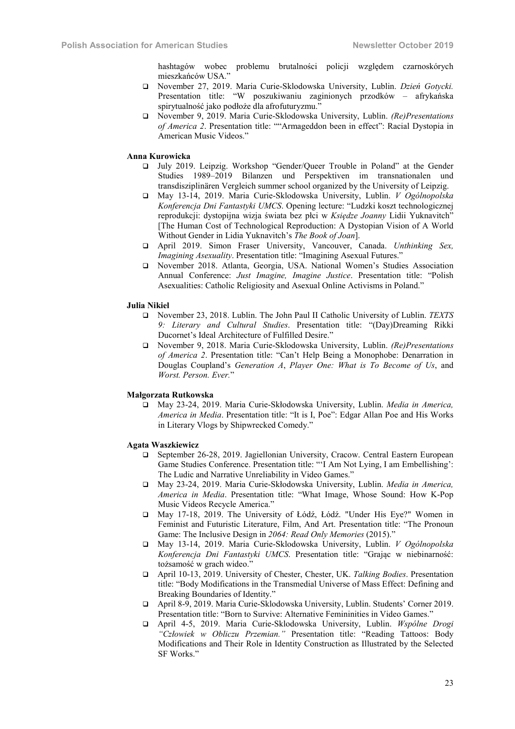hashtagów wobec problemu brutalności policji względem czarnoskórych mieszkańców USA."

- November 27, 2019. Maria Curie-Sklodowska University, Lublin. *Dzień Gotycki.* Presentation title: "W poszukiwaniu zaginionych przodków – afrykańska spirytualność jako podłoże dla afrofuturyzmu."
- November 9, 2019. Maria Curie-Sklodowska University, Lublin. *(Re)Presentations of America 2*. Presentation title: ""Armageddon been in effect": Racial Dystopia in American Music Videos."

**Anna Kurowicka**

- July 2019. Leipzig. Workshop "Gender/Queer Trouble in Poland" at the Gender Studies 1989–2019 Bilanzen und Perspektiven im transnationalen und transdisziplinären Vergleich summer school organized by the University of Leipzig.
- May 13-14, 2019. Maria Curie-Sklodowska University, Lublin. *V Ogólnopolska Konferencja Dni Fantastyki UMCS*. Opening lecture: "Ludzki koszt technologicznej reprodukcji: dystopijna wizja świata bez płci w *Księdze Joanny* Lidii Yuknavitch" [The Human Cost of Technological Reproduction: A Dystopian Vision of A World Without Gender in Lidia Yuknavitch's *The Book of Joan*].
- April 2019. Simon Fraser University, Vancouver, Canada. *Unthinking Sex, Imagining Asexuality*. Presentation title: "Imagining Asexual Futures."
- November 2018. Atlanta, Georgia, USA. National Women's Studies Association Annual Conference: *Just Imagine, Imagine Justice*. Presentation title: "Polish Asexualities: Catholic Religiosity and Asexual Online Activisms in Poland."

**Julia Nikiel**

- November 23, 2018. Lublin. The John Paul II Catholic University of Lublin. *TEXTS 9: Literary and Cultural Studies*. Presentation title: "(Day)Dreaming Rikki Ducornet's Ideal Architecture of Fulfilled Desire."
- November 9, 2018. Maria Curie-Sklodowska University, Lublin. *(Re)Presentations of America 2*. Presentation title: "Can't Help Being a Monophobe: Denarration in Douglas Coupland's *Generation A*, *Player One: What is To Become of Us*, and *Worst. Person. Ever.*"

**Małgorzata Rutkowska**

- May 23-24, 2019. Maria Curie-Skłodowska University, Lublin. *Media in America, America in Media*. Presentation title: "It is I, Poe": Edgar Allan Poe and His Works in Literary Vlogs by Shipwrecked Comedy."

**Agata Waszkiewicz**

- September 26-28, 2019. Jagiellonian University, Cracow. Central Eastern European Game Studies Conference. Presentation title: "'I Am Not Lying, I am Embellishing': The Ludic and Narrative Unreliability in Video Games."
- May 23-24, 2019. Maria Curie-Skłodowska University, Lublin. *Media in America, America in Media*. Presentation title: "What Image, Whose Sound: How K-Pop Music Videos Recycle America."
- May 17-18, 2019. The University of Łódź, Łódź. "Under His Eye?" Women in Feminist and Futuristic Literature, Film, And Art. Presentation title: "The Pronoun Game: The Inclusive Design in *2064: Read Only Memories* (2015)."
- May 13-14, 2019. Maria Curie-Sklodowska University, Lublin. *V Ogólnopolska Konferencja Dni Fantastyki UMCS*. Presentation title: "Grając w niebinarność: tożsamość w grach wideo."
- April 10-13, 2019. University of Chester, Chester, UK. *Talking Bodies*. Presentation title: "Body Modifications in the Transmedial Universe of Mass Effect: Defining and Breaking Boundaries of Identity."
- April 8-9, 2019. Maria Curie-Sklodowska University, Lublin. Students' Corner 2019. Presentation title: "Born to Survive: Alternative Femininities in Video Games."
- April 4-5, 2019. Maria Curie-Sklodowska University, Lublin. *Wspólne Drogi "Człowiek w Obliczu Przemian."* Presentation title: "Reading Tattoos: Body Modifications and Their Role in Identity Construction as Illustrated by the Selected SF Works."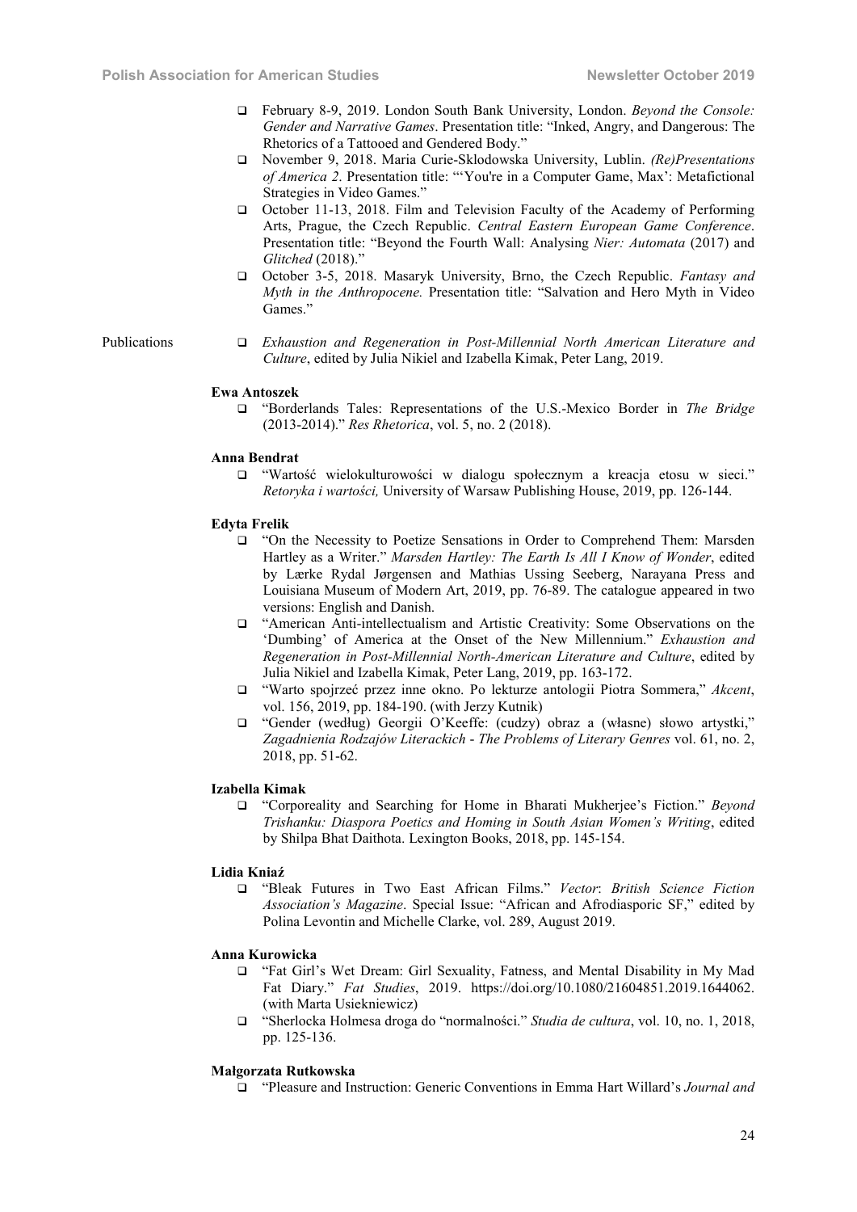- February 8-9, 2019. London South Bank University, London. *Beyond the Console: Gender and Narrative Games*. Presentation title: "Inked, Angry, and Dangerous: The Rhetorics of a Tattooed and Gendered Body."
- November 9, 2018. Maria Curie-Sklodowska University, Lublin. *(Re)Presentations of America 2*. Presentation title: "'You're in a Computer Game, Max': Metafictional Strategies in Video Games."
- October 11-13, 2018. Film and Television Faculty of the Academy of Performing Arts, Prague, the Czech Republic. *Central Eastern European Game Conference*. Presentation title: "Beyond the Fourth Wall: Analysing *Nier: Automata* (2017) and *Glitched* (2018)."
- October 3-5, 2018. Masaryk University, Brno, the Czech Republic. *Fantasy and Myth in the Anthropocene.* Presentation title: "Salvation and Hero Myth in Video Games."

Publications

- *Exhaustion and Regeneration in Post-Millennial North American Literature and Culture*, edited by Julia Nikiel and Izabella Kimak, Peter Lang, 2019.

**Ewa Antoszek**

- "Borderlands Tales: Representations of the U.S.-Mexico Border in *The Bridge* (2013-2014)." *Res Rhetorica*, vol. 5, no. 2 (2018).

**Anna Bendrat**

- "Wartość wielokulturowości w dialogu społecznym a kreacja etosu w sieci." *Retoryka i wartości,* University of Warsaw Publishing House, 2019, pp. 126-144.

**Edyta Frelik**

- "On the Necessity to Poetize Sensations in Order to Comprehend Them: Marsden Hartley as a Writer." *Marsden Hartley: The Earth Is All I Know of Wonder*, edited by Lærke Rydal Jørgensen and Mathias Ussing Seeberg, Narayana Press and Louisiana Museum of Modern Art, 2019, pp. 76-89. The catalogue appeared in two versions: English and Danish.
- "American Anti-intellectualism and Artistic Creativity: Some Observations on the 'Dumbing' of America at the Onset of the New Millennium." *Exhaustion and Regeneration in Post-Millennial North-American Literature and Culture*, edited by Julia Nikiel and Izabella Kimak, Peter Lang, 2019, pp. 163-172.
- "Warto spojrzeć przez inne okno. Po lekturze antologii Piotra Sommera," *Akcent*, vol. 156, 2019, pp. 184-190. (with Jerzy Kutnik)
- "Gender (według) Georgii O'Keeffe: (cudzy) obraz a (własne) słowo artystki," *Zagadnienia Rodzajów Literackich - The Problems of Literary Genres* vol. 61, no. 2, 2018, pp. 51-62.

**Izabella Kimak**

- "Corporeality and Searching for Home in Bharati Mukherjee's Fiction." *Beyond Trishanku: Diaspora Poetics and Homing in South Asian Women's Writing*, edited by Shilpa Bhat Daithota. Lexington Books, 2018, pp. 145-154.

**Lidia Kniaź**

- "Bleak Futures in Two East African Films." *Vector*: *British Science Fiction Association's Magazine*. Special Issue: "African and Afrodiasporic SF," edited by Polina Levontin and Michelle Clarke, vol. 289, August 2019.

**Anna Kurowicka**

- "Fat Girl's Wet Dream: Girl Sexuality, Fatness, and Mental Disability in My Mad Fat Diary." *Fat Studies*, 2019. https://doi.org/10.1080/21604851.2019.1644062. (with Marta Usiekniewicz)
- "Sherlocka Holmesa droga do "normalności." *Studia de cultura*, vol. 10, no. 1, 2018, pp. 125-136.

**Małgorzata Rutkowska**

- "Pleasure and Instruction: Generic Conventions in Emma Hart Willard's *Journal and*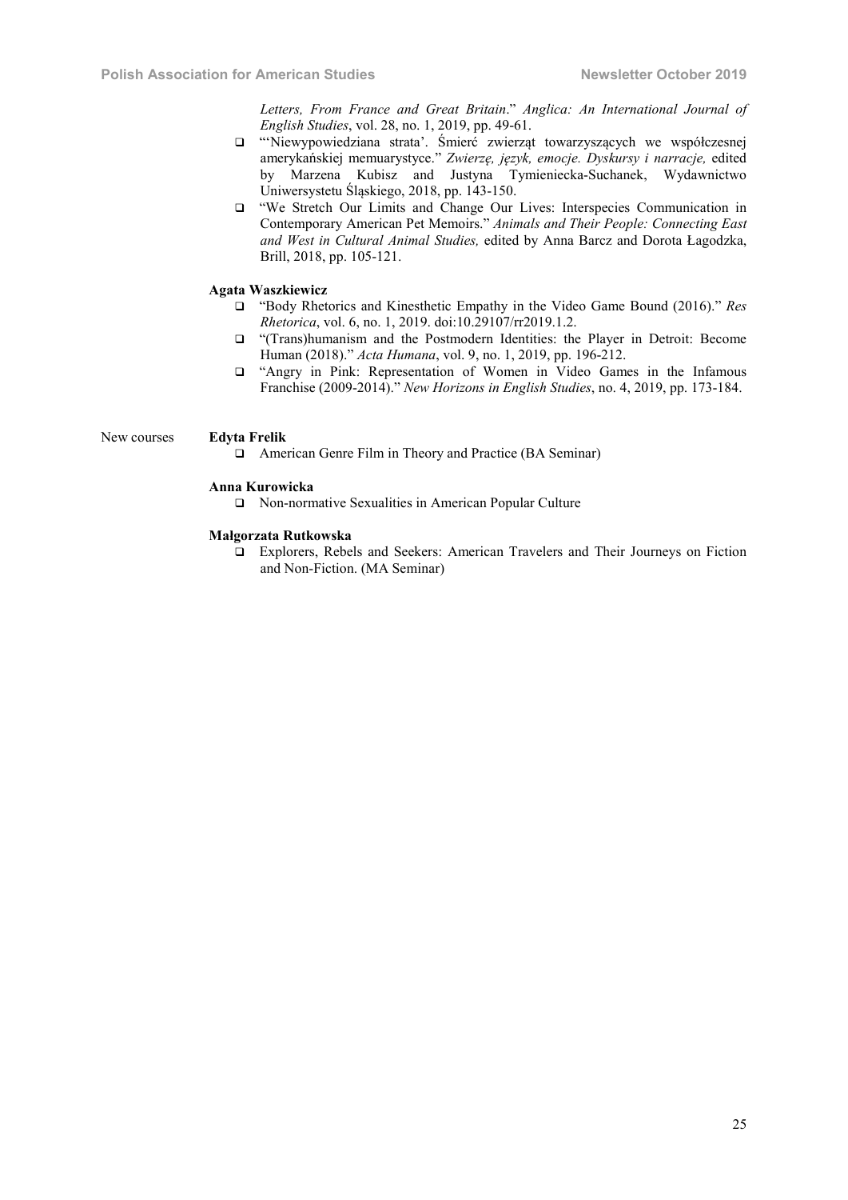*Letters, From France and Great Britain*." *Anglica: An International Journal of English Studies*, vol. 28, no. 1, 2019, pp. 49-61.

- "'Niewypowiedziana strata'. Śmierć zwierząt towarzyszących we współczesnej amerykańskiej memuarystyce." *Zwierzę, język, emocje. Dyskursy i narracje,* edited by Marzena Kubisz and Justyna Tymieniecka-Suchanek, Wydawnictwo Uniwersystetu Śląskiego, 2018, pp. 143-150.
- "We Stretch Our Limits and Change Our Lives: Interspecies Communication in Contemporary American Pet Memoirs." *Animals and Their People: Connecting East and West in Cultural Animal Studies,* edited by Anna Barcz and Dorota Łagodzka, Brill, 2018, pp. 105-121.

**Agata Waszkiewicz**

- "Body Rhetorics and Kinesthetic Empathy in the Video Game Bound (2016)." *Res Rhetorica*, vol. 6, no. 1, 2019. doi:10.29107/rr2019.1.2.
- "(Trans)humanism and the Postmodern Identities: the Player in Detroit: Become Human (2018)." *Acta Humana*, vol. 9, no. 1, 2019, pp. 196-212.
- "Angry in Pink: Representation of Women in Video Games in the Infamous Franchise (2009-2014)." *New Horizons in English Studies*, no. 4, 2019, pp. 173-184.

New courses

**Edyta Frelik**

- American Genre Film in Theory and Practice (BA Seminar)

**Anna Kurowicka**

- Non-normative Sexualities in American Popular Culture

**Małgorzata Rutkowska**

- Explorers, Rebels and Seekers: American Travelers and Their Journeys on Fiction and Non-Fiction. (MA Seminar)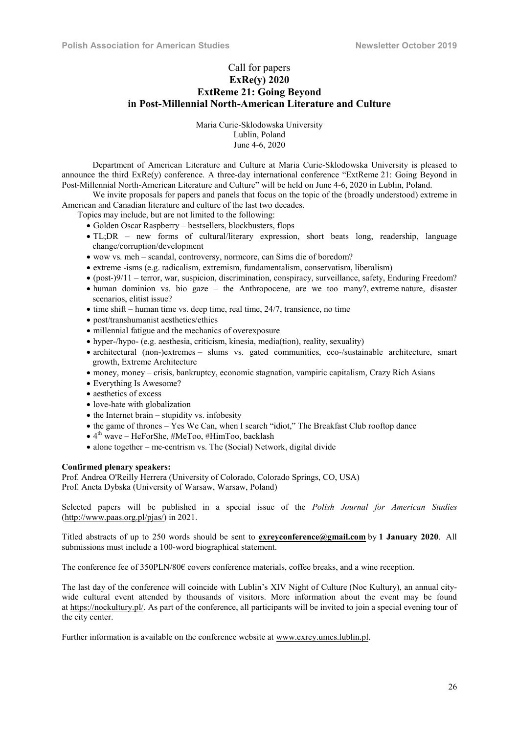## Call for papers
## **ExRe(y) 2020**
## **ExtReme 21: Going Beyond in Post-Millennial North-American Literature and Culture**

Maria Curie-Sklodowska University
Lublin, Poland
June 4-6, 2020

Department of American Literature and Culture at Maria Curie-Sklodowska University is pleased to announce the third ExRe(y) conference. A three-day international conference "ExtReme 21: Going Beyond in Post-Millennial North-American Literature and Culture" will be held on June 4-6, 2020 in Lublin, Poland.

We invite proposals for papers and panels that focus on the topic of the (broadly understood) extreme in American and Canadian literature and culture of the last two decades.

Topics may include, but are not limited to the following:

- Golden Oscar Raspberry – bestsellers, blockbusters, flops
- TL;DR – new forms of cultural/literary expression, short beats long, readership, language change/corruption/development
- wow vs. meh – scandal, controversy, normcore, can Sims die of boredom?
- extreme -isms (e.g. radicalism, extremism, fundamentalism, conservatism, liberalism)
- (post-)9/11 – terror, war, suspicion, discrimination, conspiracy, surveillance, safety, Enduring Freedom?
- human dominion vs. bio gaze – the Anthropocene, are we too many?, extreme nature, disaster scenarios, elitist issue?
- time shift – human time vs. deep time, real time, 24/7, transience, no time
- post/transhumanist aesthetics/ethics
- millennial fatigue and the mechanics of overexposure
- hyper-/hypo- (e.g. aesthesia, criticism, kinesia, media(tion), reality, sexuality)
- architectural (non-)extremes – slums vs. gated communities, eco-/sustainable architecture, smart growth, Extreme Architecture
- money, money – crisis, bankruptcy, economic stagnation, vampiric capitalism, Crazy Rich Asians
- Everything Is Awesome?
- aesthetics of excess
- love-hate with globalization
- the Internet brain – stupidity vs. infobesity
- the game of thrones – Yes We Can, when I search "idiot," The Breakfast Club rooftop dance
- 4th wave – HeForShe, #MeToo, #HimToo, backlash
- alone together – me-centrism vs. The (Social) Network, digital divide

**Confirmed plenary speakers:**
Prof. Andrea O'Reilly Herrera (University of Colorado, Colorado Springs, CO, USA)
Prof. Aneta Dybska (University of Warsaw, Warsaw, Poland)

Selected papers will be published in a special issue of the *Polish Journal for American Studies* (http://www.paas.org.pl/pjas/) in 2021.

Titled abstracts of up to 250 words should be sent to **exreyconference@gmail.com** by **1 January 2020**. All submissions must include a 100-word biographical statement.

The conference fee of 350PLN/80€ covers conference materials, coffee breaks, and a wine reception.

The last day of the conference will coincide with Lublin's XIV Night of Culture (Noc Kultury), an annual city-wide cultural event attended by thousands of visitors. More information about the event may be found at https://nockultury.pl/. As part of the conference, all participants will be invited to join a special evening tour of the city center.

Further information is available on the conference website at www.exrey.umcs.lublin.pl.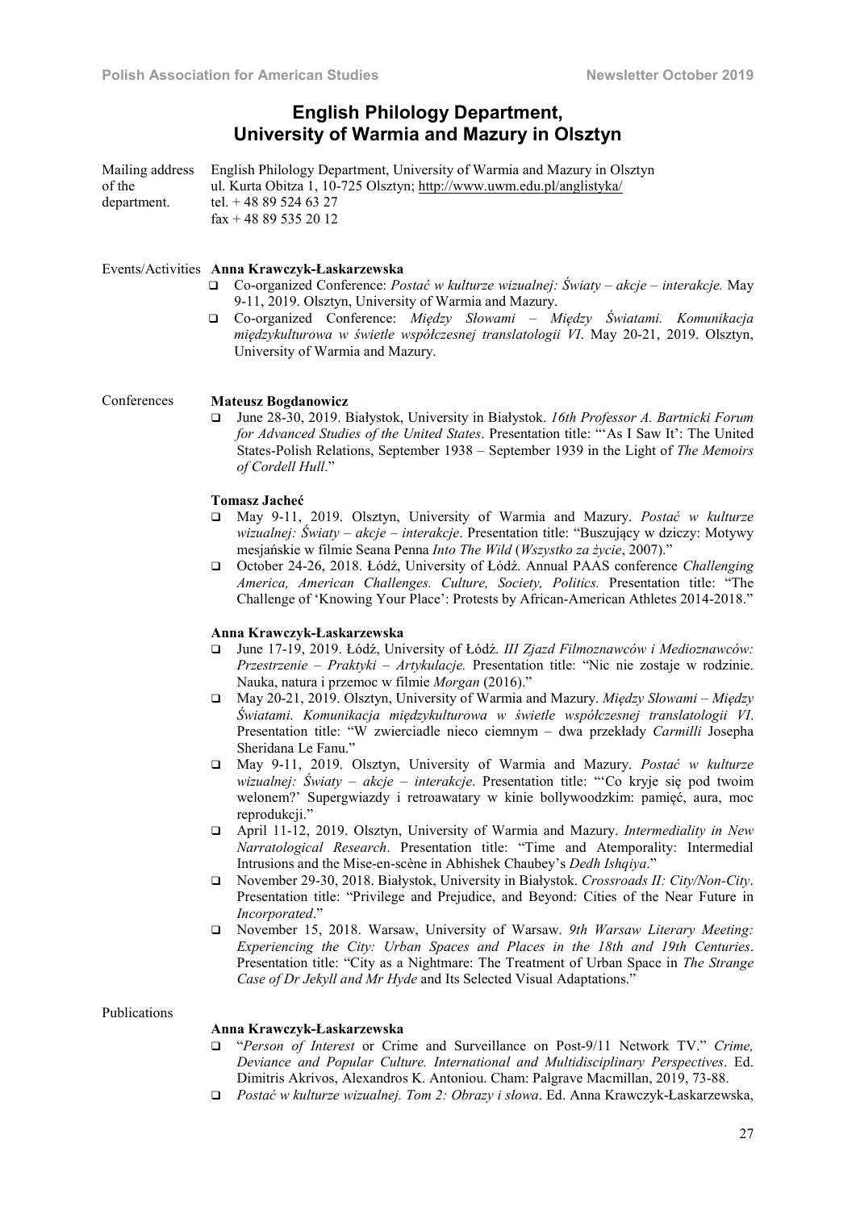# English Philology Department, University of Warmia and Mazury in Olsztyn

Mailing address of the department.

English Philology Department, University of Warmia and Mazury in Olsztyn
ul. Kurta Obitza 1, 10-725 Olsztyn; http://www.uwm.edu.pl/anglistyka/
tel. + 48 89 524 63 27
fax + 48 89 535 20 12

## Events/Activities

**Anna Krawczyk-Łaskarzewska**

- Co-organized Conference: *Postać w kulturze wizualnej: Światy – akcje – interakcje.* May 9-11, 2019. Olsztyn, University of Warmia and Mazury.
- Co-organized Conference: *Między Słowami – Między Światami. Komunikacja międzykulturowa w świetle współczesnej translatologii VI*. May 20-21, 2019. Olsztyn, University of Warmia and Mazury.

## Conferences

**Mateusz Bogdanowicz**

- June 28-30, 2019. Białystok, University in Białystok. *16th Professor A. Bartnicki Forum for Advanced Studies of the United States*. Presentation title: "'As I Saw It': The United States-Polish Relations, September 1938 – September 1939 in the Light of *The Memoirs of Cordell Hull*."

**Tomasz Jacheć**

- May 9-11, 2019. Olsztyn, University of Warmia and Mazury. *Postać w kulturze wizualnej: Światy – akcje – interakcje*. Presentation title: "Buszujący w dziczy: Motywy mesjańskie w filmie Seana Penna *Into The Wild* (*Wszystko za życie*, 2007)."
- October 24-26, 2018. Łódź, University of Łódź. Annual PAAS conference *Challenging America, American Challenges. Culture, Society, Politics.* Presentation title: "The Challenge of 'Knowing Your Place': Protests by African-American Athletes 2014-2018."

**Anna Krawczyk-Łaskarzewska**

- June 17-19, 2019. Łódź, University of Łódź. *III Zjazd Filmoznawców i Medioznawców: Przestrzenie – Praktyki – Artykulacje.* Presentation title: "Nic nie zostaje w rodzinie. Nauka, natura i przemoc w filmie *Morgan* (2016)."
- May 20-21, 2019. Olsztyn, University of Warmia and Mazury. *Między Słowami – Między Światami. Komunikacja międzykulturowa w świetle współczesnej translatologii VI*. Presentation title: "W zwierciadle nieco ciemnym – dwa przekłady *Carmilli* Josepha Sheridana Le Fanu."
- May 9-11, 2019. Olsztyn, University of Warmia and Mazury. *Postać w kulturze wizualnej: Światy – akcje – interakcje*. Presentation title: "'Co kryje się pod twoim welonem?' Supergwiazdy i retroawatary w kinie bollywoodzkim: pamięć, aura, moc reprodukcji."
- April 11-12, 2019. Olsztyn, University of Warmia and Mazury. *Intermediality in New Narratological Research*. Presentation title: "Time and Atemporality: Intermedial Intrusions and the Mise-en-scène in Abhishek Chaubey's *Dedh Ishqiya*."
- November 29-30, 2018. Białystok, University in Białystok. *Crossroads II: City/Non-City*. Presentation title: "Privilege and Prejudice, and Beyond: Cities of the Near Future in *Incorporated*."
- November 15, 2018. Warsaw, University of Warsaw. *9th Warsaw Literary Meeting: Experiencing the City: Urban Spaces and Places in the 18th and 19th Centuries*. Presentation title: "City as a Nightmare: The Treatment of Urban Space in *The Strange Case of Dr Jekyll and Mr Hyde* and Its Selected Visual Adaptations."

## Publications

**Anna Krawczyk-Łaskarzewska**

- "*Person of Interest* or Crime and Surveillance on Post-9/11 Network TV." *Crime, Deviance and Popular Culture. International and Multidisciplinary Perspectives*. Ed. Dimitris Akrivos, Alexandros K. Antoniou. Cham: Palgrave Macmillan, 2019, 73-88.
- *Postać w kulturze wizualnej. Tom 2: Obrazy i słowa*. Ed. Anna Krawczyk-Łaskarzewska,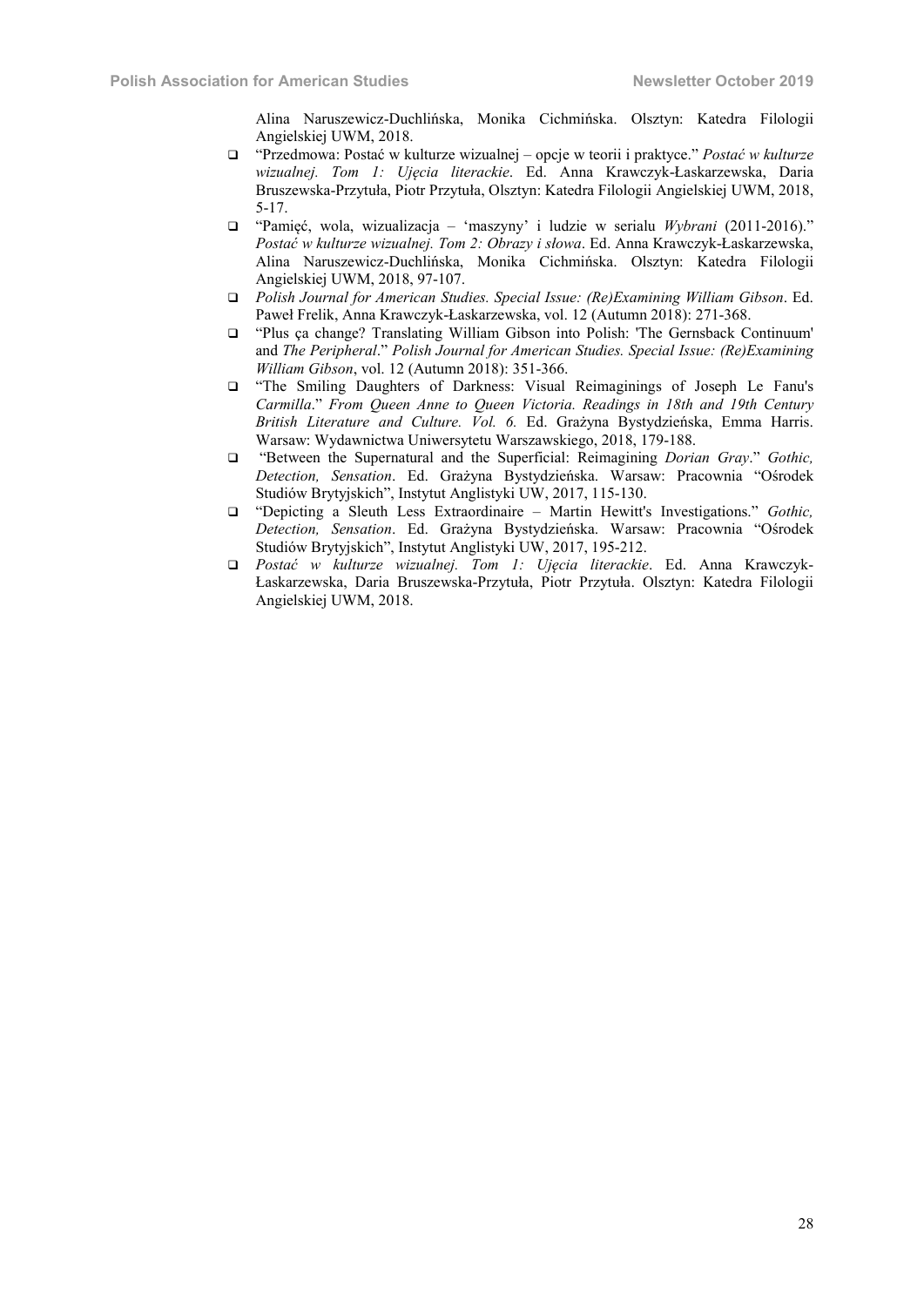Alina Naruszewicz-Duchlińska, Monika Cichmińska. Olsztyn: Katedra Filologii Angielskiej UWM, 2018.

- "Przedmowa: Postać w kulturze wizualnej – opcje w teorii i praktyce." *Postać w kulturze wizualnej. Tom 1: Ujęcia literackie*. Ed. Anna Krawczyk-Łaskarzewska, Daria Bruszewska-Przytuła, Piotr Przytuła, Olsztyn: Katedra Filologii Angielskiej UWM, 2018, 5-17.
- "Pamięć, wola, wizualizacja – 'maszyny' i ludzie w serialu *Wybrani* (2011-2016)." *Postać w kulturze wizualnej. Tom 2: Obrazy i słowa*. Ed. Anna Krawczyk-Łaskarzewska, Alina Naruszewicz-Duchlińska, Monika Cichmińska. Olsztyn: Katedra Filologii Angielskiej UWM, 2018, 97-107.
- *Polish Journal for American Studies. Special Issue: (Re)Examining William Gibson*. Ed. Paweł Frelik, Anna Krawczyk-Łaskarzewska, vol. 12 (Autumn 2018): 271-368.
- "Plus ça change? Translating William Gibson into Polish: 'The Gernsback Continuum' and *The Peripheral*." *Polish Journal for American Studies. Special Issue: (Re)Examining William Gibson*, vol. 12 (Autumn 2018): 351-366.
- "The Smiling Daughters of Darkness: Visual Reimaginings of Joseph Le Fanu's *Carmilla*." *From Queen Anne to Queen Victoria. Readings in 18th and 19th Century British Literature and Culture. Vol. 6.* Ed. Grażyna Bystydzieńska, Emma Harris. Warsaw: Wydawnictwa Uniwersytetu Warszawskiego, 2018, 179-188.
- "Between the Supernatural and the Superficial: Reimagining *Dorian Gray*." *Gothic, Detection, Sensation*. Ed. Grażyna Bystydzieńska. Warsaw: Pracownia "Ośrodek Studiów Brytyjskich", Instytut Anglistyki UW, 2017, 115-130.
- "Depicting a Sleuth Less Extraordinaire – Martin Hewitt's Investigations." *Gothic, Detection, Sensation*. Ed. Grażyna Bystydzieńska. Warsaw: Pracownia "Ośrodek Studiów Brytyjskich", Instytut Anglistyki UW, 2017, 195-212.
- *Postać w kulturze wizualnej. Tom 1: Ujęcia literackie*. Ed. Anna Krawczyk-Łaskarzewska, Daria Bruszewska-Przytuła, Piotr Przytuła. Olsztyn: Katedra Filologii Angielskiej UWM, 2018.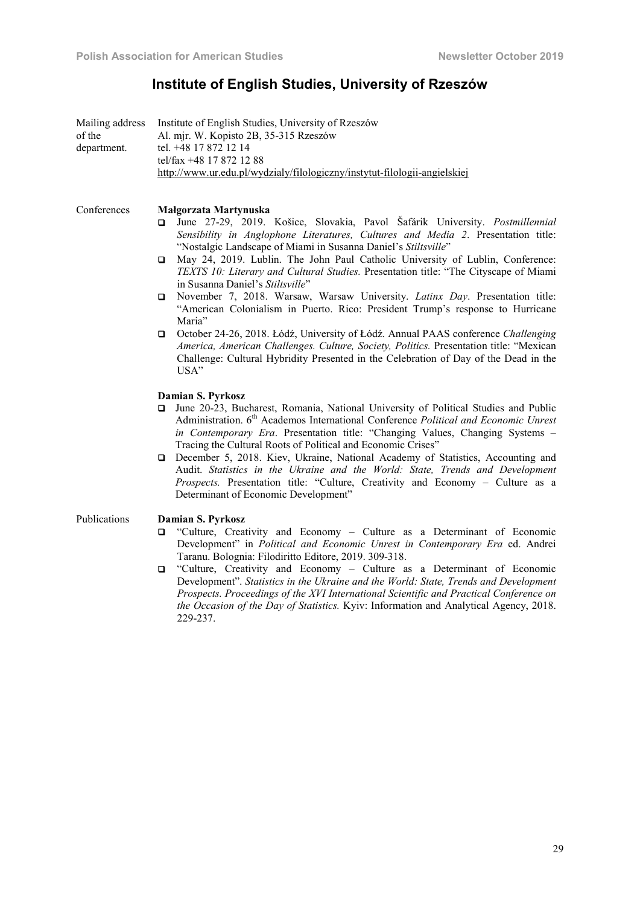## Institute of English Studies, University of Rzeszów

Mailing address of the department.

Institute of English Studies, University of Rzeszów
Al. mjr. W. Kopisto 2B, 35-315 Rzeszów
tel. +48 17 872 12 14
tel/fax +48 17 872 12 88
http://www.ur.edu.pl/wydzialy/filologiczny/instytut-filologii-angielskiej

Conferences

**Małgorzata Martynuska**

- June 27-29, 2019. Košice, Slovakia, Pavol Šafárik University. *Postmillennial Sensibility in Anglophone Literatures, Cultures and Media 2*. Presentation title: "Nostalgic Landscape of Miami in Susanna Daniel's *Stiltsville*"
- May 24, 2019. Lublin. The John Paul Catholic University of Lublin, Conference: *TEXTS 10: Literary and Cultural Studies.* Presentation title: "The Cityscape of Miami in Susanna Daniel's *Stiltsville*"
- November 7, 2018. Warsaw, Warsaw University. *Latinx Day*. Presentation title: "American Colonialism in Puerto. Rico: President Trump's response to Hurricane Maria"
- October 24-26, 2018. Łódź, University of Łódź. Annual PAAS conference *Challenging America, American Challenges. Culture, Society, Politics.* Presentation title: "Mexican Challenge: Cultural Hybridity Presented in the Celebration of Day of the Dead in the USA"

**Damian S. Pyrkosz**

- June 20-23, Bucharest, Romania, National University of Political Studies and Public Administration. 6th Academos International Conference *Political and Economic Unrest in Contemporary Era*. Presentation title: "Changing Values, Changing Systems – Tracing the Cultural Roots of Political and Economic Crises"
- December 5, 2018. Kiev, Ukraine, National Academy of Statistics, Accounting and Audit. *Statistics in the Ukraine and the World: State, Trends and Development Prospects.* Presentation title: "Culture, Creativity and Economy – Culture as a Determinant of Economic Development"

Publications

**Damian S. Pyrkosz**

- "Culture, Creativity and Economy – Culture as a Determinant of Economic Development" in *Political and Economic Unrest in Contemporary Era* ed. Andrei Taranu. Bolognia: Filodiritto Editore, 2019. 309-318.
- "Culture, Creativity and Economy – Culture as a Determinant of Economic Development". *Statistics in the Ukraine and the World: State, Trends and Development Prospects. Proceedings of the XVI International Scientific and Practical Conference on the Occasion of the Day of Statistics.* Kyiv: Information and Analytical Agency, 2018. 229-237.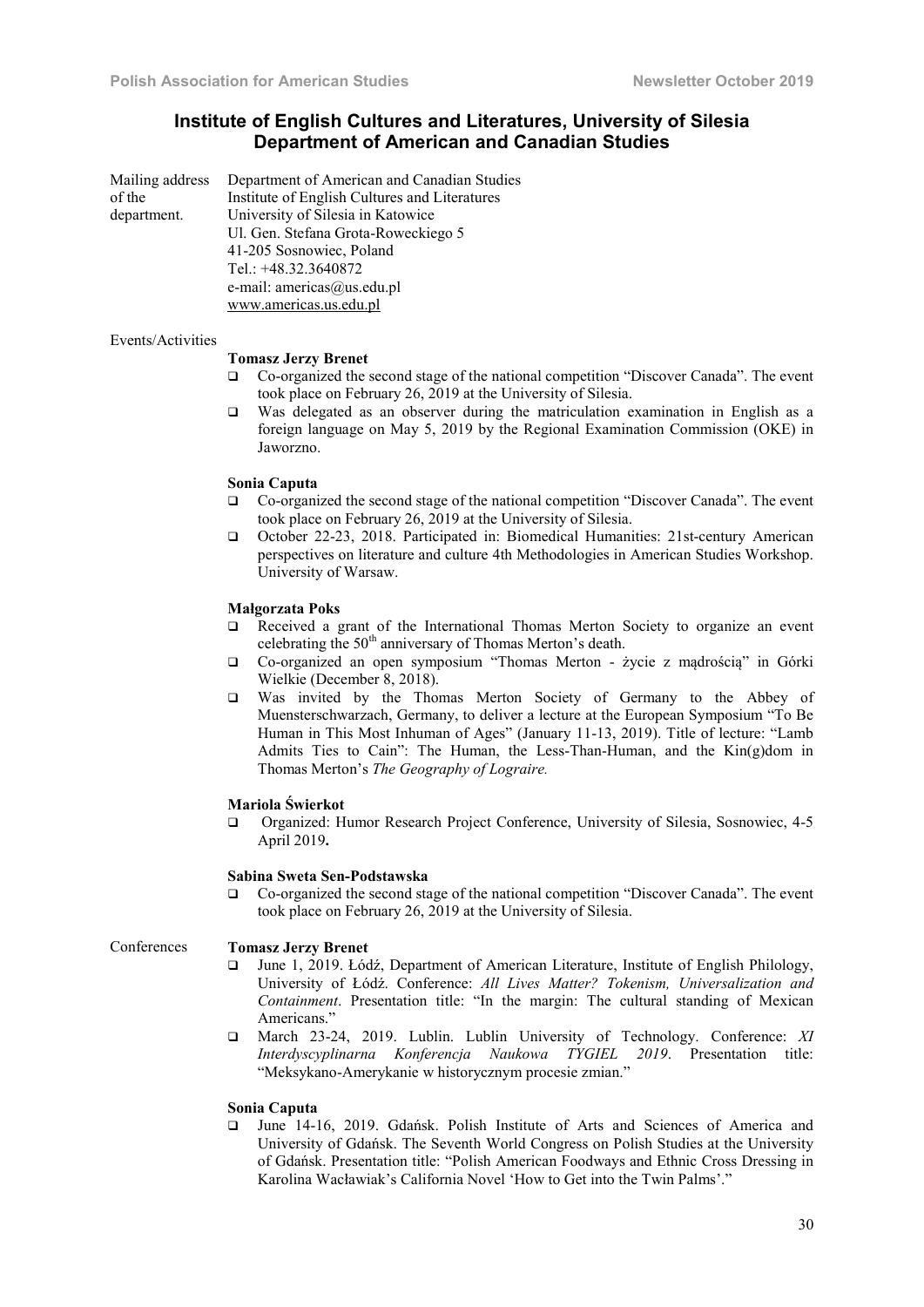## Institute of English Cultures and Literatures, University of Silesia
## Department of American and Canadian Studies

Mailing address of the department.

Department of American and Canadian Studies
Institute of English Cultures and Literatures
University of Silesia in Katowice
Ul. Gen. Stefana Grota-Roweckiego 5
41-205 Sosnowiec, Poland
Tel.: +48.32.3640872
e-mail: americas@us.edu.pl
www.americas.us.edu.pl

Events/Activities

**Tomasz Jerzy Brenet**

- Co-organized the second stage of the national competition "Discover Canada". The event took place on February 26, 2019 at the University of Silesia.
- Was delegated as an observer during the matriculation examination in English as a foreign language on May 5, 2019 by the Regional Examination Commission (OKE) in Jaworzno.

**Sonia Caputa**

- Co-organized the second stage of the national competition "Discover Canada". The event took place on February 26, 2019 at the University of Silesia.
- October 22-23, 2018. Participated in: Biomedical Humanities: 21st-century American perspectives on literature and culture 4th Methodologies in American Studies Workshop. University of Warsaw.

**Małgorzata Poks**

- Received a grant of the International Thomas Merton Society to organize an event celebrating the 50th anniversary of Thomas Merton's death.
- Co-organized an open symposium "Thomas Merton - życie z mądrością" in Górki Wielkie (December 8, 2018).
- Was invited by the Thomas Merton Society of Germany to the Abbey of Muensterschwarzach, Germany, to deliver a lecture at the European Symposium "To Be Human in This Most Inhuman of Ages" (January 11-13, 2019). Title of lecture: "Lamb Admits Ties to Cain": The Human, the Less-Than-Human, and the Kin(g)dom in Thomas Merton's *The Geography of Lograire.*

**Mariola Świerkot**

- Organized: Humor Research Project Conference, University of Silesia, Sosnowiec, 4-5 April 2019**.**

**Sabina Sweta Sen-Podstawska**

- Co-organized the second stage of the national competition "Discover Canada". The event took place on February 26, 2019 at the University of Silesia.

Conferences

**Tomasz Jerzy Brenet**

- June 1, 2019. Łódź, Department of American Literature, Institute of English Philology, University of Łódź. Conference: *All Lives Matter? Tokenism, Universalization and Containment*. Presentation title: "In the margin: The cultural standing of Mexican Americans."
- March 23-24, 2019. Lublin. Lublin University of Technology. Conference: *XI Interdyscyplinarna Konferencja Naukowa TYGIEL 2019*. Presentation title: "Meksykano-Amerykanie w historycznym procesie zmian."

**Sonia Caputa**

- June 14-16, 2019. Gdańsk. Polish Institute of Arts and Sciences of America and University of Gdańsk. The Seventh World Congress on Polish Studies at the University of Gdańsk. Presentation title: "Polish American Foodways and Ethnic Cross Dressing in Karolina Wacławiak's California Novel 'How to Get into the Twin Palms'."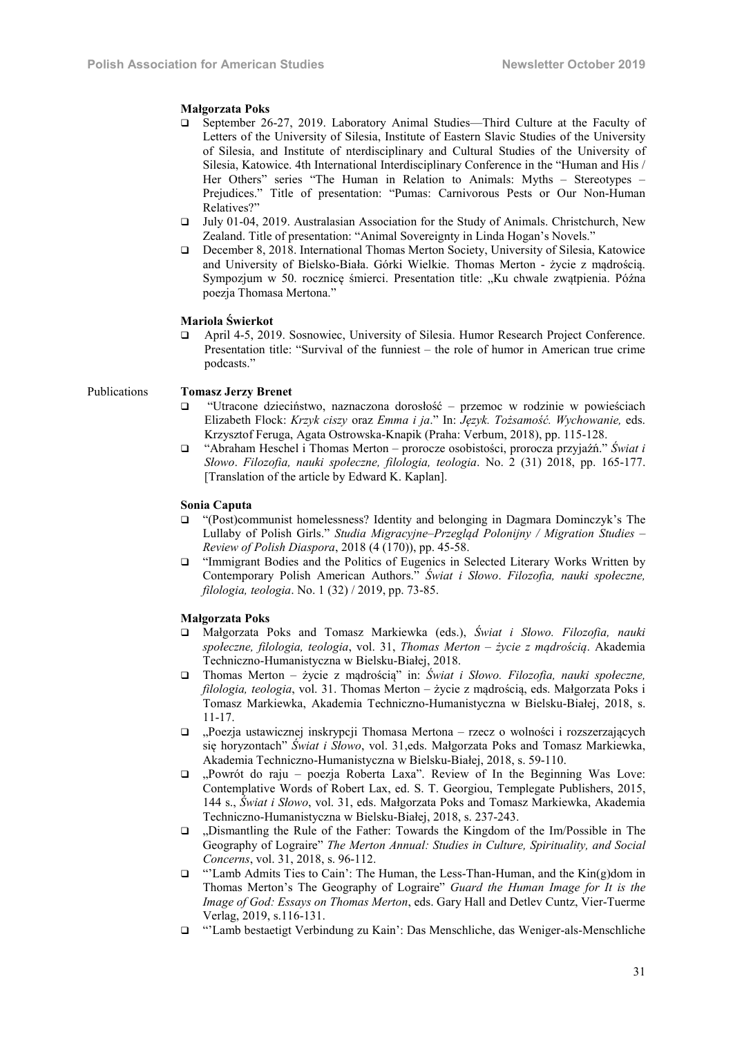**Małgorzata Poks**

- September 26-27, 2019. Laboratory Animal Studies—Third Culture at the Faculty of Letters of the University of Silesia, Institute of Eastern Slavic Studies of the University of Silesia, and Institute of nterdisciplinary and Cultural Studies of the University of Silesia, Katowice. 4th International Interdisciplinary Conference in the "Human and His / Her Others" series "The Human in Relation to Animals: Myths – Stereotypes – Prejudices." Title of presentation: "Pumas: Carnivorous Pests or Our Non-Human Relatives?"
- July 01-04, 2019. Australasian Association for the Study of Animals. Christchurch, New Zealand. Title of presentation: "Animal Sovereignty in Linda Hogan's Novels."
- December 8, 2018. International Thomas Merton Society, University of Silesia, Katowice and University of Bielsko-Biała. Górki Wielkie. Thomas Merton - życie z mądrością. Sympozjum w 50. rocznicę śmierci. Presentation title: „Ku chwale zwątpienia. Późna poezja Thomasa Mertona."

**Mariola Świerkot**

- April 4-5, 2019. Sosnowiec, University of Silesia. Humor Research Project Conference. Presentation title: "Survival of the funniest – the role of humor in American true crime podcasts."

Publications

**Tomasz Jerzy Brenet**

- "Utracone dzieciństwo, naznaczona dorosłość – przemoc w rodzinie w powieściach Elizabeth Flock: *Krzyk ciszy* oraz *Emma i ja*." In: *Język. Tożsamość. Wychowanie,* eds. Krzysztof Feruga, Agata Ostrowska-Knapik (Praha: Verbum, 2018), pp. 115-128.
- "Abraham Heschel i Thomas Merton – prorocze osobistości, prorocza przyjaźń." *Świat i Słowo*. *Filozofia, nauki społeczne, filologia, teologia*. No. 2 (31) 2018, pp. 165-177. [Translation of the article by Edward K. Kaplan].

**Sonia Caputa**

- "(Post)communist homelessness? Identity and belonging in Dagmara Dominczyk's The Lullaby of Polish Girls." *Studia Migracyjne–Przegląd Polonijny / Migration Studies – Review of Polish Diaspora*, 2018 (4 (170)), pp. 45-58.
- "Immigrant Bodies and the Politics of Eugenics in Selected Literary Works Written by Contemporary Polish American Authors." *Świat i Słowo*. *Filozofia, nauki społeczne, filologia, teologia*. No. 1 (32) / 2019, pp. 73-85.

**Małgorzata Poks**

- Małgorzata Poks and Tomasz Markiewka (eds.), *Świat i Słowo. Filozofia, nauki społeczne, filologia, teologia*, vol. 31, *Thomas Merton – życie z mądrością*. Akademia Techniczno-Humanistyczna w Bielsku-Białej, 2018.
- Thomas Merton – życie z mądrością" in: *Świat i Słowo. Filozofia, nauki społeczne, filologia, teologia*, vol. 31. Thomas Merton – życie z mądrością, eds. Małgorzata Poks i Tomasz Markiewka, Akademia Techniczno-Humanistyczna w Bielsku-Białej, 2018, s. 11-17.
- „Poezja ustawicznej inskrypcji Thomasa Mertona – rzecz o wolności i rozszerzających się horyzontach" *Świat i Słowo*, vol. 31,eds. Małgorzata Poks and Tomasz Markiewka, Akademia Techniczno-Humanistyczna w Bielsku-Białej, 2018, s. 59-110.
- „Powrót do raju – poezja Roberta Laxa". Review of In the Beginning Was Love: Contemplative Words of Robert Lax, ed. S. T. Georgiou, Templegate Publishers, 2015, 144 s., *Świat i Słowo*, vol. 31, eds. Małgorzata Poks and Tomasz Markiewka, Akademia Techniczno-Humanistyczna w Bielsku-Białej, 2018, s. 237-243.
- „Dismantling the Rule of the Father: Towards the Kingdom of the Im/Possible in The Geography of Lograire" *The Merton Annual: Studies in Culture, Spirituality, and Social Concerns*, vol. 31, 2018, s. 96-112.
- "'Lamb Admits Ties to Cain': The Human, the Less-Than-Human, and the Kin(g)dom in Thomas Merton's The Geography of Lograire" *Guard the Human Image for It is the Image of God: Essays on Thomas Merton*, eds. Gary Hall and Detlev Cuntz, Vier-Tuerme Verlag, 2019, s.116-131.
- "'Lamb bestaetigt Verbindung zu Kain': Das Menschliche, das Weniger-als-Menschliche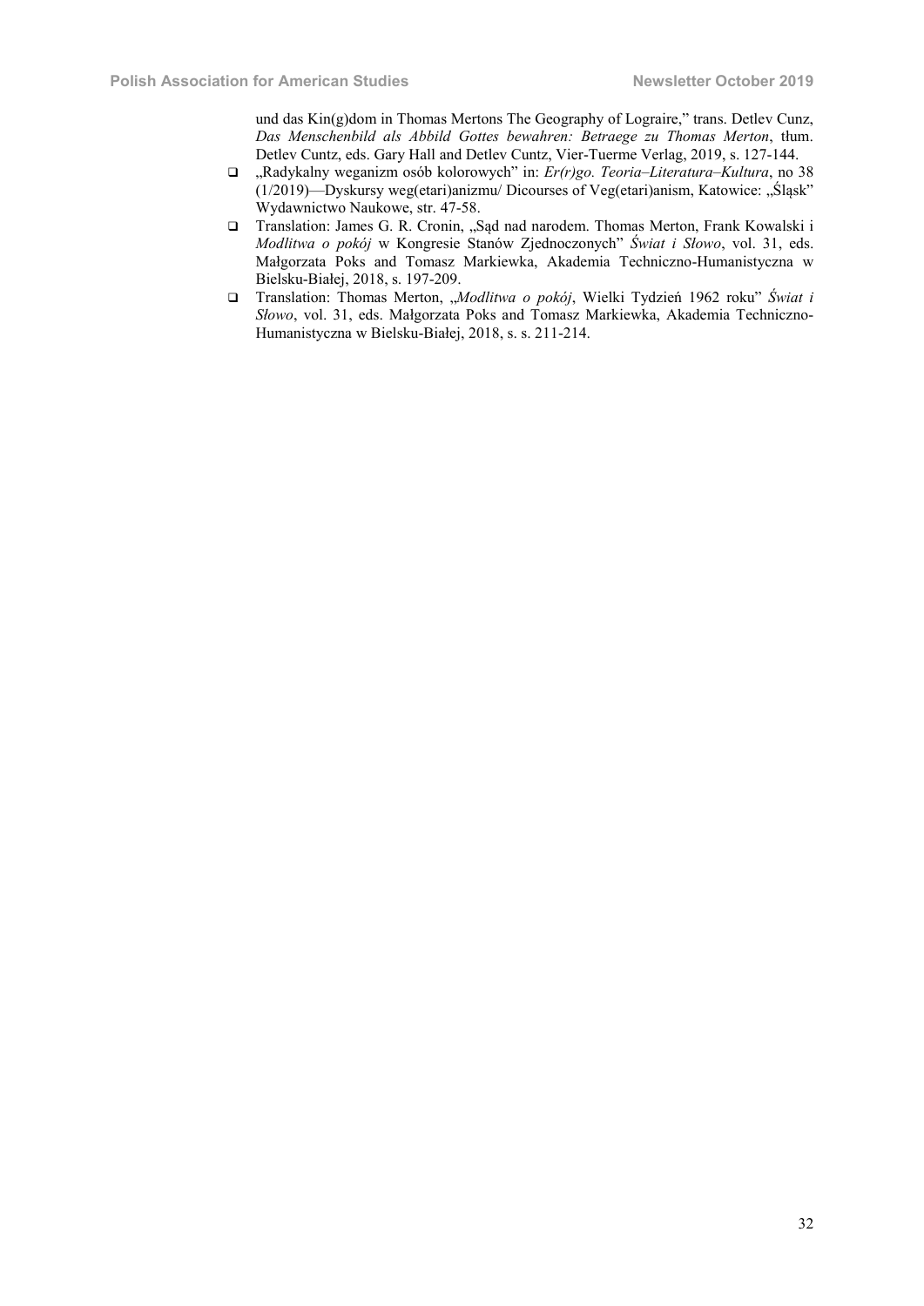und das Kin(g)dom in Thomas Mertons The Geography of Lograire," trans. Detlev Cunz, *Das Menschenbild als Abbild Gottes bewahren: Betraege zu Thomas Merton*, tłum. Detlev Cuntz, eds. Gary Hall and Detlev Cuntz, Vier-Tuerme Verlag, 2019, s. 127-144.

- „Radykalny weganizm osób kolorowych" in: *Er(r)go. Teoria–Literatura–Kultura*, no 38 (1/2019)—Dyskursy weg(etari)anizmu/ Dicourses of Veg(etari)anism, Katowice: „Śląsk" Wydawnictwo Naukowe, str. 47-58.
- Translation: James G. R. Cronin, „Sąd nad narodem. Thomas Merton, Frank Kowalski i *Modlitwa o pokój* w Kongresie Stanów Zjednoczonych" *Świat i Słowo*, vol. 31, eds. Małgorzata Poks and Tomasz Markiewka, Akademia Techniczno-Humanistyczna w Bielsku-Białej, 2018, s. 197-209.
- Translation: Thomas Merton, „*Modlitwa o pokój*, Wielki Tydzień 1962 roku" *Świat i Słowo*, vol. 31, eds. Małgorzata Poks and Tomasz Markiewka, Akademia Techniczno-Humanistyczna w Bielsku-Białej, 2018, s. s. 211-214.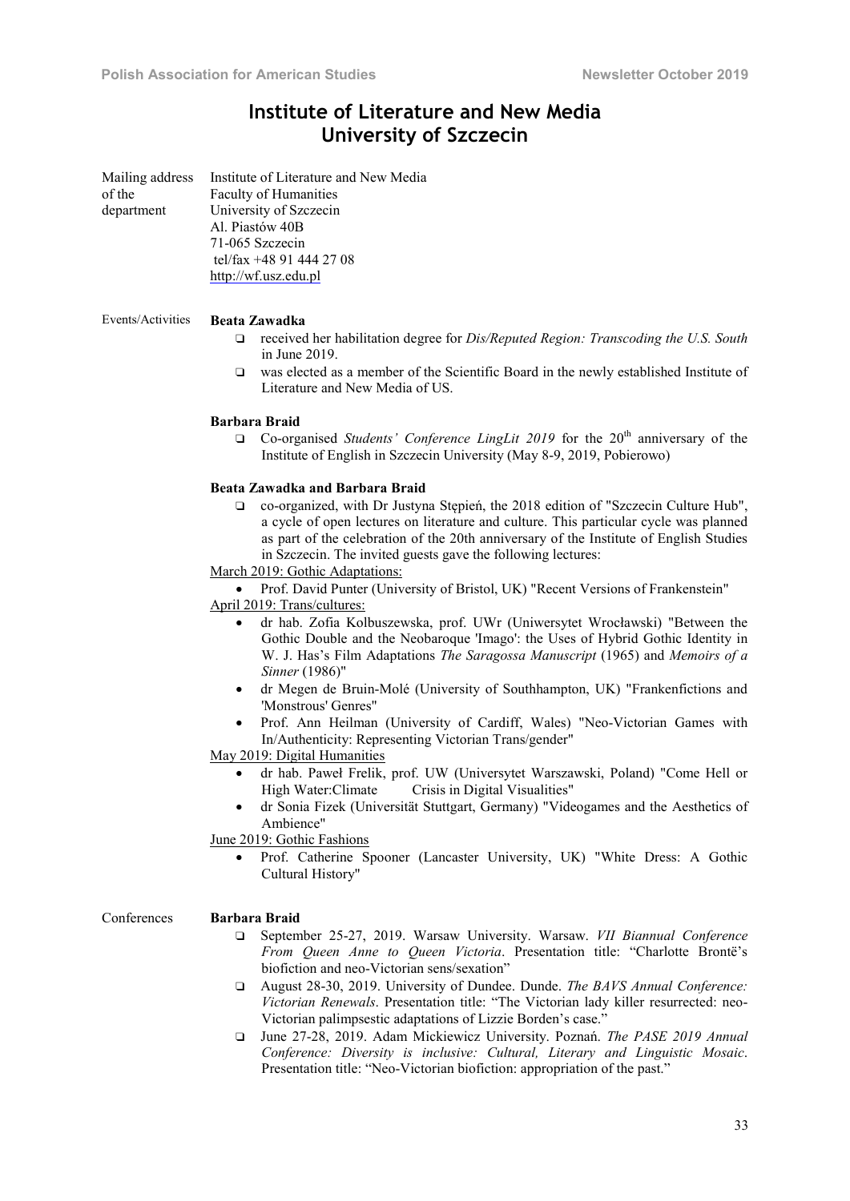# Institute of Literature and New Media
# University of Szczecin

**Mailing address of the department**

Institute of Literature and New Media
Faculty of Humanities
University of Szczecin
Al. Piastów 40B
71-065 Szczecin
tel/fax +48 91 444 27 08
http://wf.usz.edu.pl

## Events/Activities

**Beata Zawadka**

- received her habilitation degree for *Dis/Reputed Region: Transcoding the U.S. South* in June 2019.
- was elected as a member of the Scientific Board in the newly established Institute of Literature and New Media of US.

**Barbara Braid**

- Co-organised *Students' Conference LingLit 2019* for the 20th anniversary of the Institute of English in Szczecin University (May 8-9, 2019, Pobierowo)

**Beata Zawadka and Barbara Braid**

- co-organized, with Dr Justyna Stępień, the 2018 edition of "Szczecin Culture Hub", a cycle of open lectures on literature and culture. This particular cycle was planned as part of the celebration of the 20th anniversary of the Institute of English Studies in Szczecin. The invited guests gave the following lectures:

March 2019: Gothic Adaptations:

- Prof. David Punter (University of Bristol, UK) "Recent Versions of Frankenstein"

April 2019: Trans/cultures:

- dr hab. Zofia Kolbuszewska, prof. UWr (Uniwersytet Wrocławski) "Between the Gothic Double and the Neobaroque 'Imago': the Uses of Hybrid Gothic Identity in W. J. Has's Film Adaptations *The Saragossa Manuscript* (1965) and *Memoirs of a Sinner* (1986)"
- dr Megen de Bruin-Molé (University of Southhampton, UK) "Frankenfictions and 'Monstrous' Genres"
- Prof. Ann Heilman (University of Cardiff, Wales) "Neo-Victorian Games with In/Authenticity: Representing Victorian Trans/gender"

May 2019: Digital Humanities

- dr hab. Paweł Frelik, prof. UW (Universytet Warszawski, Poland) "Come Hell or High Water:Climate Crisis in Digital Visualities"
- dr Sonia Fizek (Universität Stuttgart, Germany) "Videogames and the Aesthetics of Ambience"

June 2019: Gothic Fashions

- Prof. Catherine Spooner (Lancaster University, UK) "White Dress: A Gothic Cultural History"

## Conferences

**Barbara Braid**

- September 25-27, 2019. Warsaw University. Warsaw. *VII Biannual Conference From Queen Anne to Queen Victoria*. Presentation title: "Charlotte Brontë's biofiction and neo-Victorian sens/sexation"
- August 28-30, 2019. University of Dundee. Dunde. *The BAVS Annual Conference: Victorian Renewals*. Presentation title: "The Victorian lady killer resurrected: neo-Victorian palimpsestic adaptations of Lizzie Borden's case."
- June 27-28, 2019. Adam Mickiewicz University. Poznań. *The PASE 2019 Annual Conference: Diversity is inclusive: Cultural, Literary and Linguistic Mosaic*. Presentation title: "Neo-Victorian biofiction: appropriation of the past."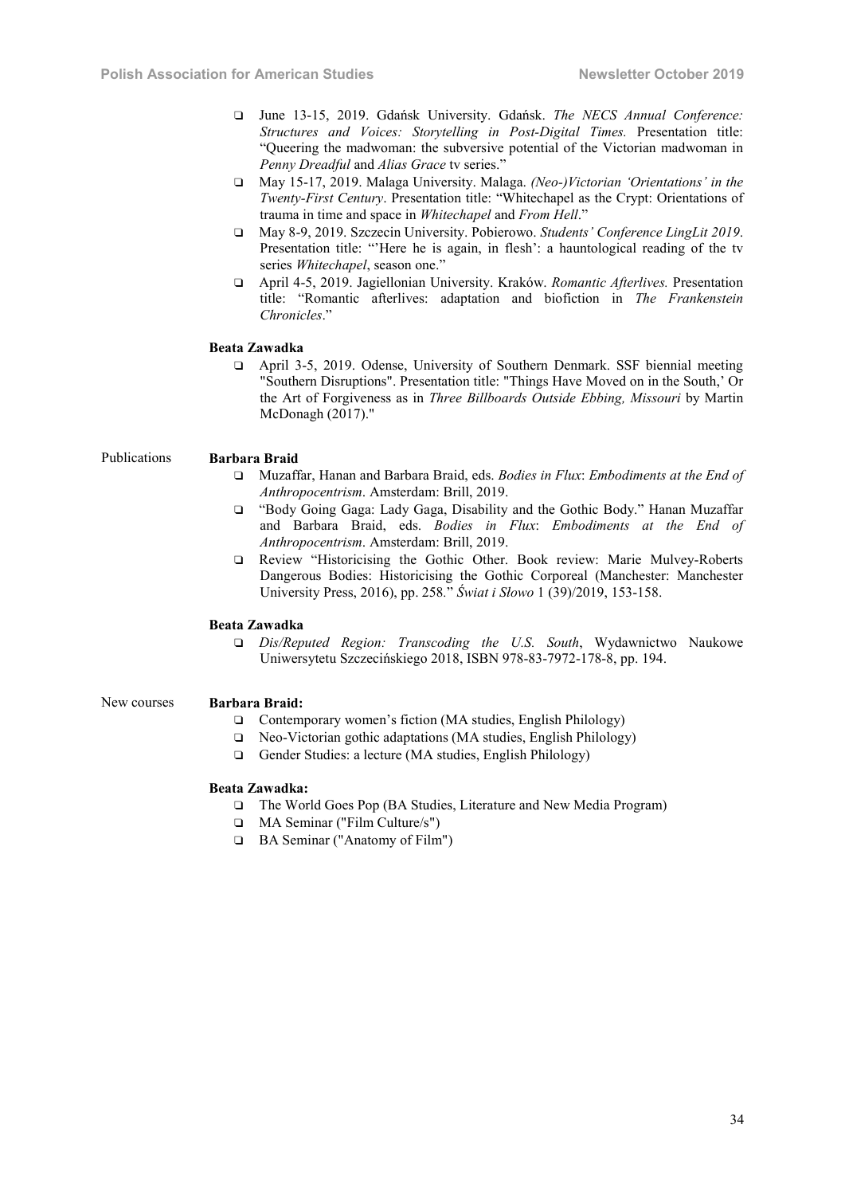- June 13-15, 2019. Gdańsk University. Gdańsk. *The NECS Annual Conference: Structures and Voices: Storytelling in Post-Digital Times.* Presentation title: "Queering the madwoman: the subversive potential of the Victorian madwoman in *Penny Dreadful* and *Alias Grace* tv series."
- May 15-17, 2019. Malaga University. Malaga. *(Neo-)Victorian 'Orientations' in the Twenty-First Century*. Presentation title: "Whitechapel as the Crypt: Orientations of trauma in time and space in *Whitechapel* and *From Hell*."
- May 8-9, 2019. Szczecin University. Pobierowo. *Students' Conference LingLit 2019*. Presentation title: "'Here he is again, in flesh': a hauntological reading of the tv series *Whitechapel*, season one."
- April 4-5, 2019. Jagiellonian University. Kraków. *Romantic Afterlives.* Presentation title: "Romantic afterlives: adaptation and biofiction in *The Frankenstein Chronicles*."

**Beata Zawadka**

- April 3-5, 2019. Odense, University of Southern Denmark. SSF biennial meeting "Southern Disruptions". Presentation title: "Things Have Moved on in the South,' Or the Art of Forgiveness as in *Three Billboards Outside Ebbing, Missouri* by Martin McDonagh (2017)."

## Publications

**Barbara Braid**

- Muzaffar, Hanan and Barbara Braid, eds. *Bodies in Flux*: *Embodiments at the End of Anthropocentrism*. Amsterdam: Brill, 2019.
- "Body Going Gaga: Lady Gaga, Disability and the Gothic Body." Hanan Muzaffar and Barbara Braid, eds. *Bodies in Flux*: *Embodiments at the End of Anthropocentrism*. Amsterdam: Brill, 2019.
- Review "Historicising the Gothic Other. Book review: Marie Mulvey-Roberts Dangerous Bodies: Historicising the Gothic Corporeal (Manchester: Manchester University Press, 2016), pp. 258." *Świat i Słowo* 1 (39)/2019, 153-158.

**Beata Zawadka**

- *Dis/Reputed Region: Transcoding the U.S. South*, Wydawnictwo Naukowe Uniwersytetu Szczecińskiego 2018, ISBN 978-83-7972-178-8, pp. 194.

## New courses

**Barbara Braid:**

- Contemporary women's fiction (MA studies, English Philology)
- Neo-Victorian gothic adaptations (MA studies, English Philology)
- Gender Studies: a lecture (MA studies, English Philology)

**Beata Zawadka:**

- The World Goes Pop (BA Studies, Literature and New Media Program)
- MA Seminar ("Film Culture/s")
- BA Seminar ("Anatomy of Film")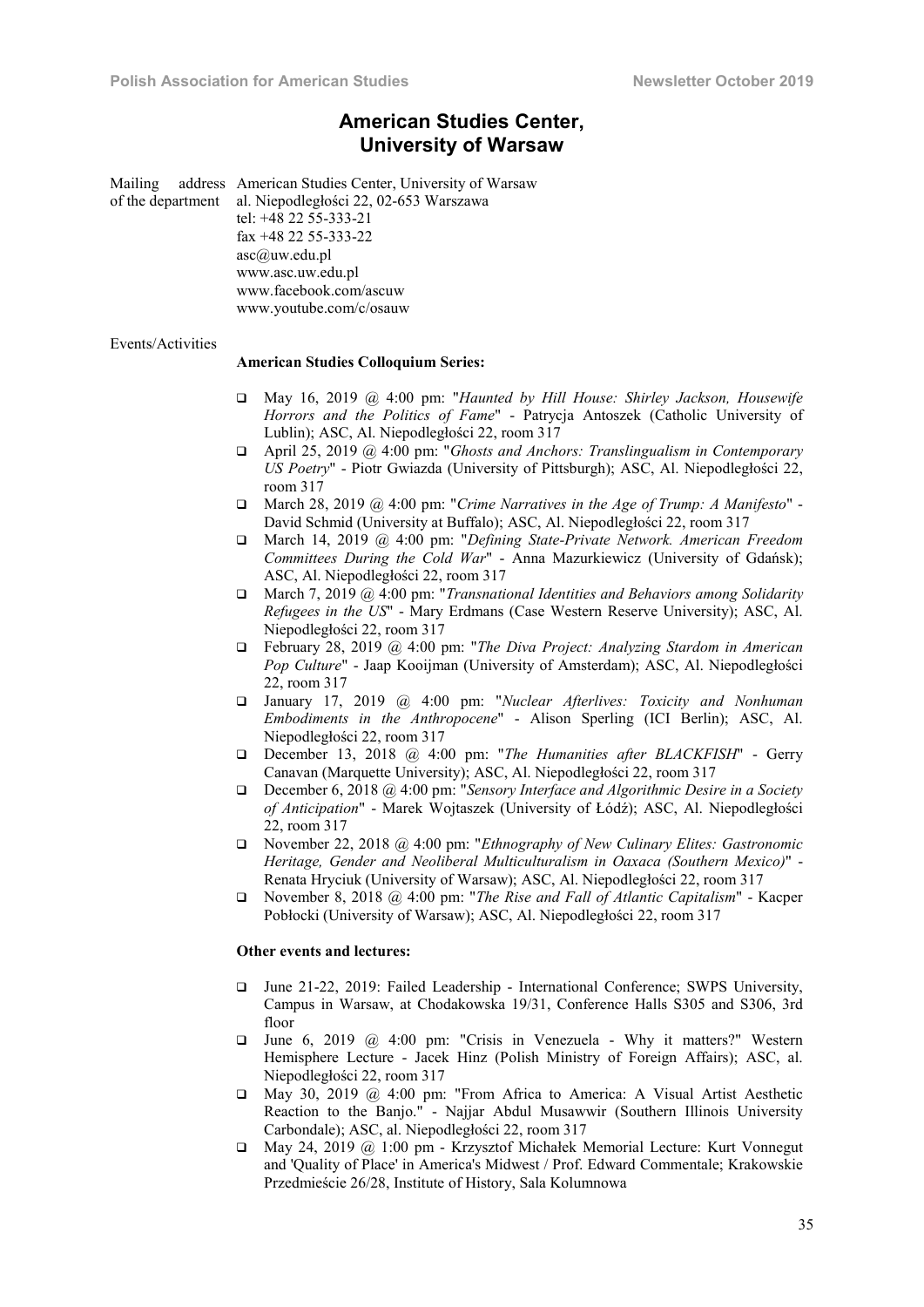# American Studies Center, University of Warsaw

Mailing address of the department
American Studies Center, University of Warsaw
al. Niepodległości 22, 02-653 Warszawa
tel: +48 22 55-333-21
fax +48 22 55-333-22
asc@uw.edu.pl
www.asc.uw.edu.pl
www.facebook.com/ascuw
www.youtube.com/c/osauw

Events/Activities

**American Studies Colloquium Series:**

- May 16, 2019 @ 4:00 pm: "*Haunted by Hill House: Shirley Jackson, Housewife Horrors and the Politics of Fame*" - Patrycja Antoszek (Catholic University of Lublin); ASC, Al. Niepodległości 22, room 317
- April 25, 2019 @ 4:00 pm: "*Ghosts and Anchors: Translingualism in Contemporary US Poetry*" - Piotr Gwiazda (University of Pittsburgh); ASC, Al. Niepodległości 22, room 317
- March 28, 2019 @ 4:00 pm: "*Crime Narratives in the Age of Trump: A Manifesto*" - David Schmid (University at Buffalo); ASC, Al. Niepodległości 22, room 317
- March 14, 2019 @ 4:00 pm: "*Defining State-Private Network. American Freedom Committees During the Cold War*" - Anna Mazurkiewicz (University of Gdańsk); ASC, Al. Niepodległości 22, room 317
- March 7, 2019 @ 4:00 pm: "*Transnational Identities and Behaviors among Solidarity Refugees in the US*" - Mary Erdmans (Case Western Reserve University); ASC, Al. Niepodległości 22, room 317
- February 28, 2019 @ 4:00 pm: "*The Diva Project: Analyzing Stardom in American Pop Culture*" - Jaap Kooijman (University of Amsterdam); ASC, Al. Niepodległości 22, room 317
- January 17, 2019 @ 4:00 pm: "*Nuclear Afterlives: Toxicity and Nonhuman Embodiments in the Anthropocene*" - Alison Sperling (ICI Berlin); ASC, Al. Niepodległości 22, room 317
- December 13, 2018 @ 4:00 pm: "*The Humanities after BLACKFISH*" - Gerry Canavan (Marquette University); ASC, Al. Niepodległości 22, room 317
- December 6, 2018 @ 4:00 pm: "*Sensory Interface and Algorithmic Desire in a Society of Anticipation*" - Marek Wojtaszek (University of Łódź); ASC, Al. Niepodległości 22, room 317
- November 22, 2018 @ 4:00 pm: "*Ethnography of New Culinary Elites: Gastronomic Heritage, Gender and Neoliberal Multiculturalism in Oaxaca (Southern Mexico)*" - Renata Hryciuk (University of Warsaw); ASC, Al. Niepodległości 22, room 317
- November 8, 2018 @ 4:00 pm: "*The Rise and Fall of Atlantic Capitalism*" - Kacper Pobłocki (University of Warsaw); ASC, Al. Niepodległości 22, room 317

**Other events and lectures:**

- June 21-22, 2019: Failed Leadership - International Conference; SWPS University, Campus in Warsaw, at Chodakowska 19/31, Conference Halls S305 and S306, 3rd floor
- June 6, 2019 @ 4:00 pm: "Crisis in Venezuela - Why it matters?" Western Hemisphere Lecture - Jacek Hinz (Polish Ministry of Foreign Affairs); ASC, al. Niepodległości 22, room 317
- May 30, 2019 @ 4:00 pm: "From Africa to America: A Visual Artist Aesthetic Reaction to the Banjo." - Najjar Abdul Musawwir (Southern Illinois University Carbondale); ASC, al. Niepodległości 22, room 317
- May 24, 2019 @ 1:00 pm - Krzysztof Michałek Memorial Lecture: Kurt Vonnegut and 'Quality of Place' in America's Midwest / Prof. Edward Commentale; Krakowskie Przedmieście 26/28, Institute of History, Sala Kolumnowa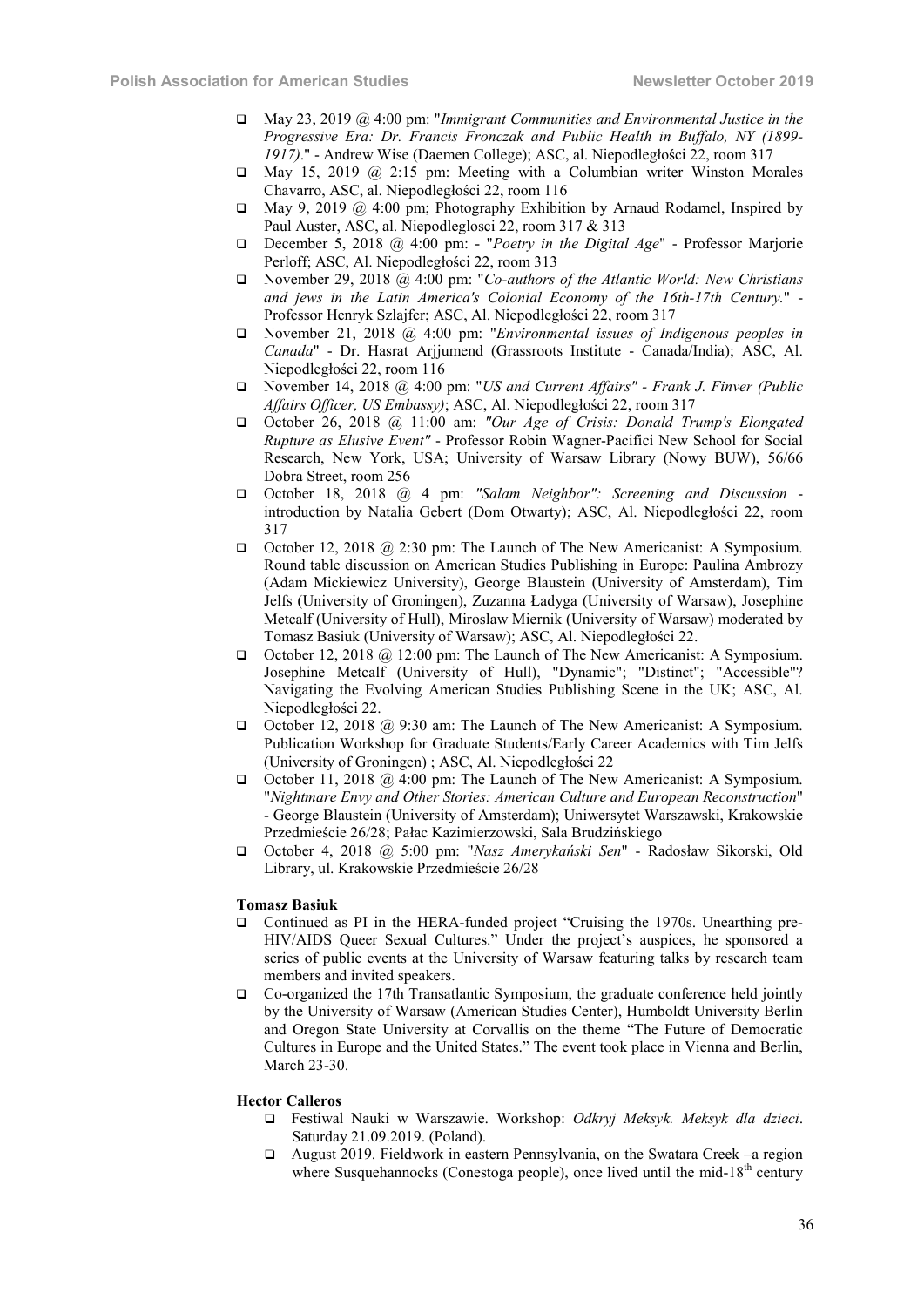- May 23, 2019 @ 4:00 pm: "*Immigrant Communities and Environmental Justice in the Progressive Era: Dr. Francis Fronczak and Public Health in Buffalo, NY (1899-1917)*." - Andrew Wise (Daemen College); ASC, al. Niepodległości 22, room 317
- May 15, 2019 @ 2:15 pm: Meeting with a Columbian writer Winston Morales Chavarro, ASC, al. Niepodległości 22, room 116
- May 9, 2019 @ 4:00 pm; Photography Exhibition by Arnaud Rodamel, Inspired by Paul Auster, ASC, al. Niepodleglosci 22, room 317 & 313
- December 5, 2018 @ 4:00 pm: - "*Poetry in the Digital Age*" - Professor Marjorie Perloff; ASC, Al. Niepodległości 22, room 313
- November 29, 2018 @ 4:00 pm: "*Co-authors of the Atlantic World: New Christians and jews in the Latin America's Colonial Economy of the 16th-17th Century.*" - Professor Henryk Szlajfer; ASC, Al. Niepodległości 22, room 317
- November 21, 2018 @ 4:00 pm: "*Environmental issues of Indigenous peoples in Canada*" - Dr. Hasrat Arjjumend (Grassroots Institute - Canada/India); ASC, Al. Niepodległości 22, room 116
- November 14, 2018 @ 4:00 pm: "*US and Current Affairs" - Frank J. Finver (Public Affairs Officer, US Embassy)*; ASC, Al. Niepodległości 22, room 317
- October 26, 2018 @ 11:00 am: *"Our Age of Crisis: Donald Trump's Elongated Rupture as Elusive Event"* - Professor Robin Wagner-Pacifici New School for Social Research, New York, USA; University of Warsaw Library (Nowy BUW), 56/66 Dobra Street, room 256
- October 18, 2018 @ 4 pm: *"Salam Neighbor": Screening and Discussion* - introduction by Natalia Gebert (Dom Otwarty); ASC, Al. Niepodległości 22, room 317
- October 12, 2018 @ 2:30 pm: The Launch of The New Americanist: A Symposium. Round table discussion on American Studies Publishing in Europe: Paulina Ambrozy (Adam Mickiewicz University), George Blaustein (University of Amsterdam), Tim Jelfs (University of Groningen), Zuzanna Ładyga (University of Warsaw), Josephine Metcalf (University of Hull), Miroslaw Miernik (University of Warsaw) moderated by Tomasz Basiuk (University of Warsaw); ASC, Al. Niepodległości 22.
- October 12, 2018 @ 12:00 pm: The Launch of The New Americanist: A Symposium. Josephine Metcalf (University of Hull), "Dynamic"; "Distinct"; "Accessible"? Navigating the Evolving American Studies Publishing Scene in the UK; ASC, Al. Niepodległości 22.
- October 12, 2018 @ 9:30 am: The Launch of The New Americanist: A Symposium. Publication Workshop for Graduate Students/Early Career Academics with Tim Jelfs (University of Groningen) ; ASC, Al. Niepodległości 22
- October 11, 2018 @ 4:00 pm: The Launch of The New Americanist: A Symposium. "*Nightmare Envy and Other Stories: American Culture and European Reconstruction*" - George Blaustein (University of Amsterdam); Uniwersytet Warszawski, Krakowskie Przedmieście 26/28; Pałac Kazimierzowski, Sala Brudzińskiego
- October 4, 2018 @ 5:00 pm: "*Nasz Amerykański Sen*" - Radosław Sikorski, Old Library, ul. Krakowskie Przedmieście 26/28

**Tomasz Basiuk**

- Continued as PI in the HERA-funded project "Cruising the 1970s. Unearthing pre-HIV/AIDS Queer Sexual Cultures." Under the project's auspices, he sponsored a series of public events at the University of Warsaw featuring talks by research team members and invited speakers.
- Co-organized the 17th Transatlantic Symposium, the graduate conference held jointly by the University of Warsaw (American Studies Center), Humboldt University Berlin and Oregon State University at Corvallis on the theme "The Future of Democratic Cultures in Europe and the United States." The event took place in Vienna and Berlin, March 23-30.

**Hector Calleros**

- Festiwal Nauki w Warszawie. Workshop: *Odkryj Meksyk. Meksyk dla dzieci*. Saturday 21.09.2019. (Poland).
- August 2019. Fieldwork in eastern Pennsylvania, on the Swatara Creek –a region where Susquehannocks (Conestoga people), once lived until the mid-18th century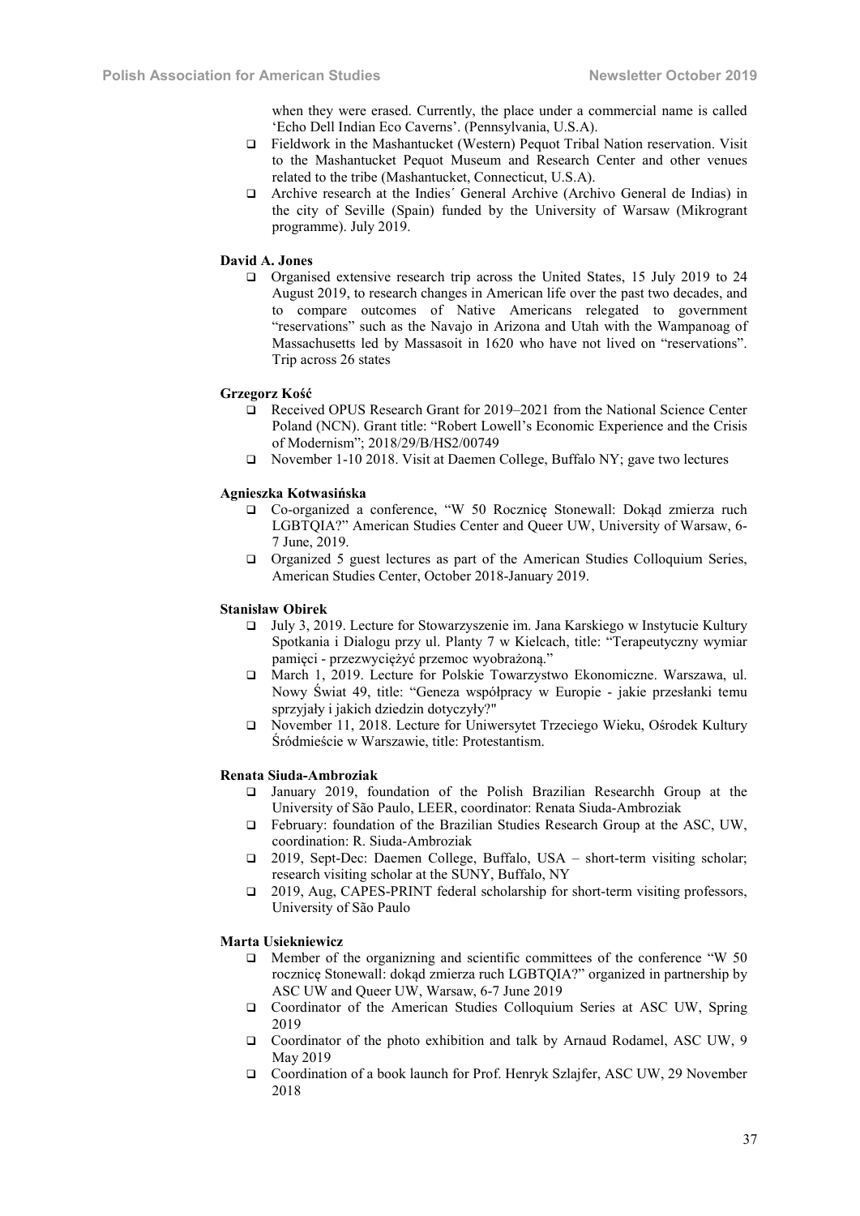when they were erased. Currently, the place under a commercial name is called 'Echo Dell Indian Eco Caverns'. (Pennsylvania, U.S.A).

- Fieldwork in the Mashantucket (Western) Pequot Tribal Nation reservation. Visit to the Mashantucket Pequot Museum and Research Center and other venues related to the tribe (Mashantucket, Connecticut, U.S.A).
- Archive research at the Indies´ General Archive (Archivo General de Indias) in the city of Seville (Spain) funded by the University of Warsaw (Mikrogrant programme). July 2019.

**David A. Jones**

- Organised extensive research trip across the United States, 15 July 2019 to 24 August 2019, to research changes in American life over the past two decades, and to compare outcomes of Native Americans relegated to government "reservations" such as the Navajo in Arizona and Utah with the Wampanoag of Massachusetts led by Massasoit in 1620 who have not lived on "reservations". Trip across 26 states

**Grzegorz Kość**

- Received OPUS Research Grant for 2019–2021 from the National Science Center Poland (NCN). Grant title: "Robert Lowell's Economic Experience and the Crisis of Modernism"; 2018/29/B/HS2/00749
- November 1-10 2018. Visit at Daemen College, Buffalo NY; gave two lectures

**Agnieszka Kotwasińska**

- Co-organized a conference, "W 50 Rocznicę Stonewall: Dokąd zmierza ruch LGBTQIA?" American Studies Center and Queer UW, University of Warsaw, 6-7 June, 2019.
- Organized 5 guest lectures as part of the American Studies Colloquium Series, American Studies Center, October 2018-January 2019.

**Stanisław Obirek**

- July 3, 2019. Lecture for Stowarzyszenie im. Jana Karskiego w Instytucie Kultury Spotkania i Dialogu przy ul. Planty 7 w Kielcach, title: "Terapeutyczny wymiar pamięci - przezwyciężyć przemoc wyobrażoną."
- March 1, 2019. Lecture for Polskie Towarzystwo Ekonomiczne. Warszawa, ul. Nowy Świat 49, title: "Geneza współpracy w Europie - jakie przesłanki temu sprzyjały i jakich dziedzin dotyczyły?"
- November 11, 2018. Lecture for Uniwersytet Trzeciego Wieku, Ośrodek Kultury Śródmieście w Warszawie, title: Protestantism.

**Renata Siuda-Ambroziak**

- January 2019, foundation of the Polish Brazilian Researchh Group at the University of São Paulo, LEER, coordinator: Renata Siuda-Ambroziak
- February: foundation of the Brazilian Studies Research Group at the ASC, UW, coordination: R. Siuda-Ambroziak
- 2019, Sept-Dec: Daemen College, Buffalo, USA – short-term visiting scholar; research visiting scholar at the SUNY, Buffalo, NY
- 2019, Aug, CAPES-PRINT federal scholarship for short-term visiting professors, University of São Paulo

**Marta Usiekniewicz**

- Member of the organizning and scientific committees of the conference "W 50 rocznicę Stonewall: dokąd zmierza ruch LGBTQIA?" organized in partnership by ASC UW and Queer UW, Warsaw, 6-7 June 2019
- Coordinator of the American Studies Colloquium Series at ASC UW, Spring 2019
- Coordinator of the photo exhibition and talk by Arnaud Rodamel, ASC UW, 9 May 2019
- Coordination of a book launch for Prof. Henryk Szlajfer, ASC UW, 29 November 2018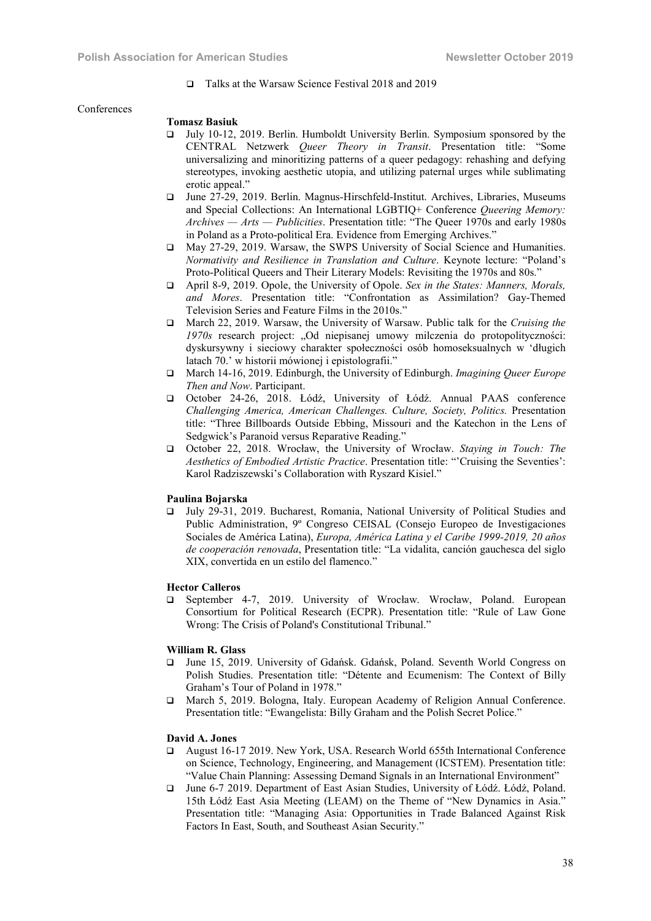- Talks at the Warsaw Science Festival 2018 and 2019

Conferences

**Tomasz Basiuk**

- July 10-12, 2019. Berlin. Humboldt University Berlin. Symposium sponsored by the CENTRAL Netzwerk *Queer Theory in Transit*. Presentation title: "Some universalizing and minoritizing patterns of a queer pedagogy: rehashing and defying stereotypes, invoking aesthetic utopia, and utilizing paternal urges while sublimating erotic appeal."
- June 27-29, 2019. Berlin. Magnus-Hirschfeld-Institut. Archives, Libraries, Museums and Special Collections: An International LGBTIQ+ Conference *Queering Memory: Archives — Arts — Publicities*. Presentation title: "The Queer 1970s and early 1980s in Poland as a Proto-political Era. Evidence from Emerging Archives."
- May 27-29, 2019. Warsaw, the SWPS University of Social Science and Humanities. *Normativity and Resilience in Translation and Culture*. Keynote lecture: "Poland's Proto-Political Queers and Their Literary Models: Revisiting the 1970s and 80s."
- April 8-9, 2019. Opole, the University of Opole. *Sex in the States: Manners, Morals, and Mores*. Presentation title: "Confrontation as Assimilation? Gay-Themed Television Series and Feature Films in the 2010s."
- March 22, 2019. Warsaw, the University of Warsaw. Public talk for the *Cruising the 1970s* research project: „Od niepisanej umowy milczenia do protopolityczności: dyskursywny i sieciowy charakter społeczności osób homoseksualnych w 'długich latach 70.' w historii mówionej i epistolografii."
- March 14-16, 2019. Edinburgh, the University of Edinburgh. *Imagining Queer Europe Then and Now*. Participant.
- October 24-26, 2018. Łódź, University of Łódź. Annual PAAS conference *Challenging America, American Challenges. Culture, Society, Politics.* Presentation title: "Three Billboards Outside Ebbing, Missouri and the Katechon in the Lens of Sedgwick's Paranoid versus Reparative Reading."
- October 22, 2018. Wrocław, the University of Wrocław. *Staying in Touch: The Aesthetics of Embodied Artistic Practice*. Presentation title: "'Cruising the Seventies': Karol Radziszewski's Collaboration with Ryszard Kisiel."

**Paulina Bojarska**

- July 29-31, 2019. Bucharest, Romania, National University of Political Studies and Public Administration, 9º Congreso CEISAL (Consejo Europeo de Investigaciones Sociales de América Latina), *Europa, América Latina y el Caribe 1999-2019, 20 años de cooperación renovada*, Presentation title: "La vidalita, canción gauchesca del siglo XIX, convertida en un estilo del flamenco."

**Hector Calleros**

- September 4-7, 2019. University of Wrocław. Wrocław, Poland. European Consortium for Political Research (ECPR). Presentation title: "Rule of Law Gone Wrong: The Crisis of Poland's Constitutional Tribunal."

**William R. Glass**

- June 15, 2019. University of Gdańsk. Gdańsk, Poland. Seventh World Congress on Polish Studies. Presentation title: "Détente and Ecumenism: The Context of Billy Graham's Tour of Poland in 1978."
- March 5, 2019. Bologna, Italy. European Academy of Religion Annual Conference. Presentation title: "Ewangelista: Billy Graham and the Polish Secret Police."

**David A. Jones**

- August 16-17 2019. New York, USA. Research World 655th International Conference on Science, Technology, Engineering, and Management (ICSTEM). Presentation title: "Value Chain Planning: Assessing Demand Signals in an International Environment"
- June 6-7 2019. Department of East Asian Studies, University of Łódź. Łódź, Poland. 15th Łódź East Asia Meeting (LEAM) on the Theme of "New Dynamics in Asia." Presentation title: "Managing Asia: Opportunities in Trade Balanced Against Risk Factors In East, South, and Southeast Asian Security."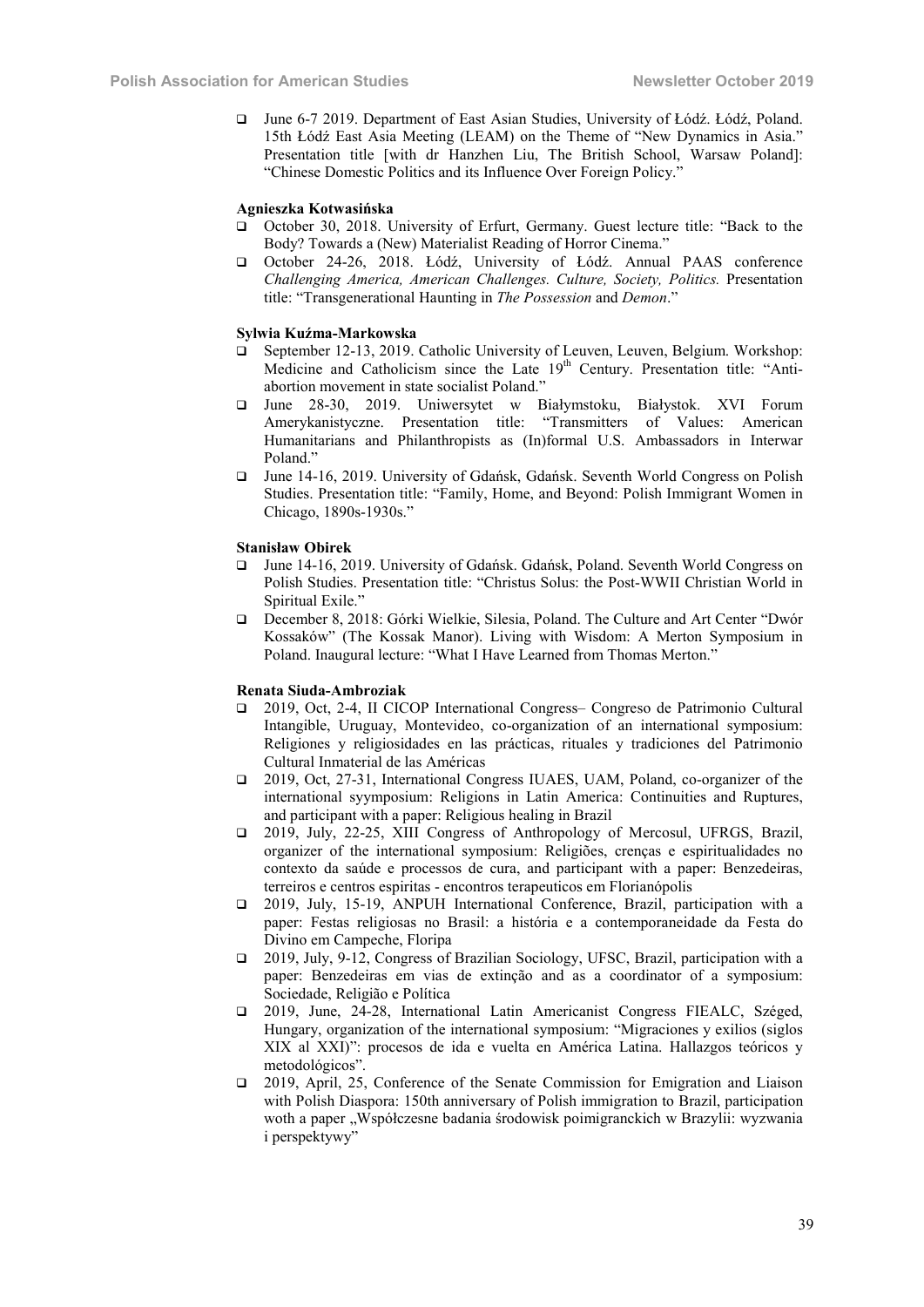- June 6-7 2019. Department of East Asian Studies, University of Łódź. Łódź, Poland. 15th Łódź East Asia Meeting (LEAM) on the Theme of "New Dynamics in Asia." Presentation title [with dr Hanzhen Liu, The British School, Warsaw Poland]: "Chinese Domestic Politics and its Influence Over Foreign Policy."

**Agnieszka Kotwasińska**

- October 30, 2018. University of Erfurt, Germany. Guest lecture title: "Back to the Body? Towards a (New) Materialist Reading of Horror Cinema."
- October 24-26, 2018. Łódź, University of Łódź. Annual PAAS conference *Challenging America, American Challenges. Culture, Society, Politics.* Presentation title: "Transgenerational Haunting in *The Possession* and *Demon*."

**Sylwia Kuźma-Markowska**

- September 12-13, 2019. Catholic University of Leuven, Leuven, Belgium. Workshop: Medicine and Catholicism since the Late 19th Century. Presentation title: "Anti-abortion movement in state socialist Poland."
- June 28-30, 2019. Uniwersytet w Białymstoku, Białystok. XVI Forum Amerykanistyczne. Presentation title: "Transmitters of Values: American Humanitarians and Philanthropists as (In)formal U.S. Ambassadors in Interwar Poland."
- June 14-16, 2019. University of Gdańsk, Gdańsk. Seventh World Congress on Polish Studies. Presentation title: "Family, Home, and Beyond: Polish Immigrant Women in Chicago, 1890s-1930s."

**Stanisław Obirek**

- June 14-16, 2019. University of Gdańsk. Gdańsk, Poland. Seventh World Congress on Polish Studies. Presentation title: "Christus Solus: the Post-WWII Christian World in Spiritual Exile."
- December 8, 2018: Górki Wielkie, Silesia, Poland. The Culture and Art Center "Dwór Kossaków" (The Kossak Manor). Living with Wisdom: A Merton Symposium in Poland. Inaugural lecture: "What I Have Learned from Thomas Merton."

**Renata Siuda-Ambroziak**

- 2019, Oct, 2-4, II CICOP International Congress– Congreso de Patrimonio Cultural Intangible, Uruguay, Montevideo, co-organization of an international symposium: Religiones y religiosidades en las prácticas, rituales y tradiciones del Patrimonio Cultural Inmaterial de las Américas
- 2019, Oct, 27-31, International Congress IUAES, UAM, Poland, co-organizer of the international syymposium: Religions in Latin America: Continuities and Ruptures, and participant with a paper: Religious healing in Brazil
- 2019, July, 22-25, XIII Congress of Anthropology of Mercosul, UFRGS, Brazil, organizer of the international symposium: Religiões, crenças e espiritualidades no contexto da saúde e processos de cura, and participant with a paper: Benzedeiras, terreiros e centros espiritas - encontros terapeuticos em Florianópolis
- 2019, July, 15-19, ANPUH International Conference, Brazil, participation with a paper: Festas religiosas no Brasil: a história e a contemporaneidade da Festa do Divino em Campeche, Floripa
- 2019, July, 9-12, Congress of Brazilian Sociology, UFSC, Brazil, participation with a paper: Benzedeiras em vias de extinção and as a coordinator of a symposium: Sociedade, Religião e Política
- 2019, June, 24-28, International Latin Americanist Congress FIEALC, Széged, Hungary, organization of the international symposium: "Migraciones y exilios (siglos XIX al XXI)": procesos de ida e vuelta en América Latina. Hallazgos teóricos y metodológicos".
- 2019, April, 25, Conference of the Senate Commission for Emigration and Liaison with Polish Diaspora: 150th anniversary of Polish immigration to Brazil, participation woth a paper „Współczesne badania środowisk poimigranckich w Brazylii: wyzwania i perspektywy"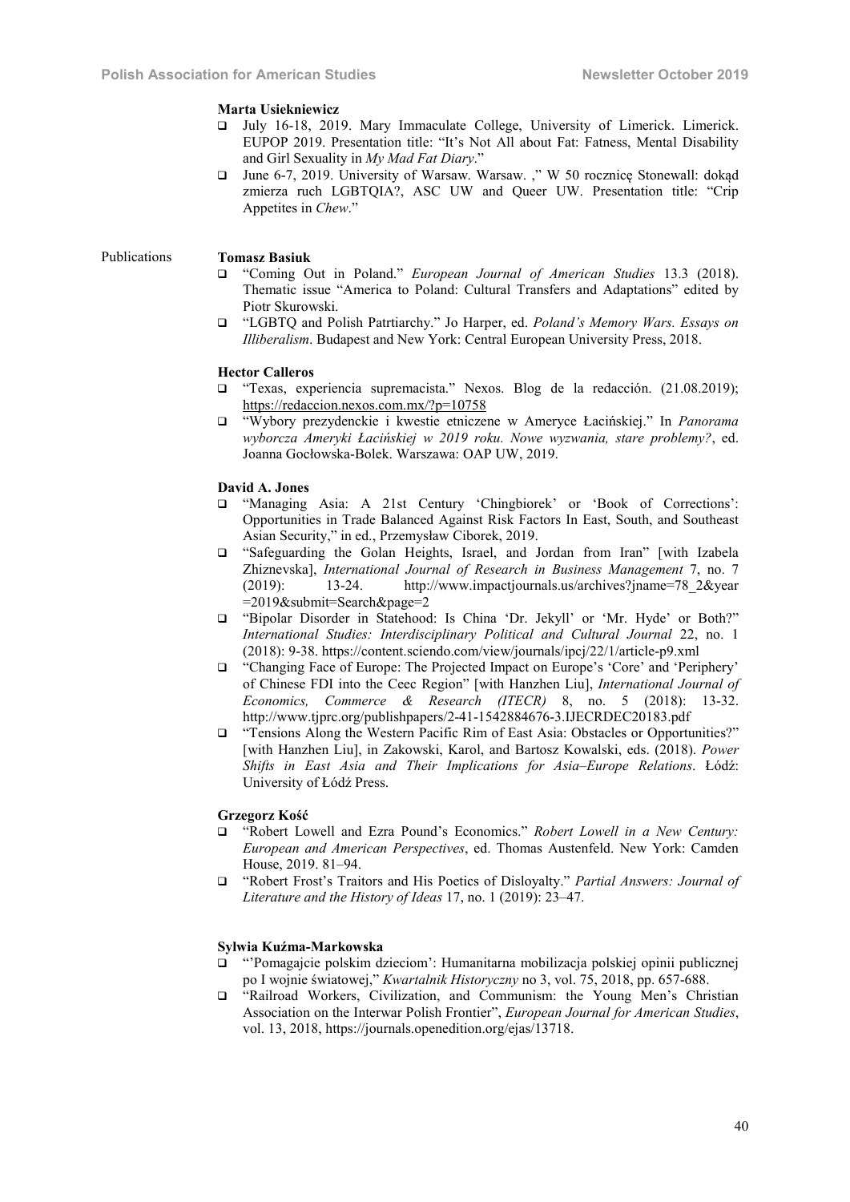**Marta Usiekniewicz**

- July 16-18, 2019. Mary Immaculate College, University of Limerick. Limerick. EUPOP 2019. Presentation title: "It's Not All about Fat: Fatness, Mental Disability and Girl Sexuality in *My Mad Fat Diary*."
- June 6-7, 2019. University of Warsaw. Warsaw. ," W 50 rocznicę Stonewall: dokąd zmierza ruch LGBTQIA?, ASC UW and Queer UW. Presentation title: "Crip Appetites in *Chew*."

## Publications

**Tomasz Basiuk**

- "Coming Out in Poland." *European Journal of American Studies* 13.3 (2018). Thematic issue "America to Poland: Cultural Transfers and Adaptations" edited by Piotr Skurowski.
- "LGBTQ and Polish Patrtiarchy." Jo Harper, ed. *Poland's Memory Wars. Essays on Illiberalism*. Budapest and New York: Central European University Press, 2018.

**Hector Calleros**

- "Texas, experiencia supremacista." Nexos. Blog de la redacción. (21.08.2019); https://redaccion.nexos.com.mx/?p=10758
- "Wybory prezydenckie i kwestie etniczene w Ameryce Łacińskiej." In *Panorama wyborcza Ameryki Łacińskiej w 2019 roku. Nowe wyzwania, stare problemy?*, ed. Joanna Gocłowska-Bolek. Warszawa: OAP UW, 2019.

**David A. Jones**

- "Managing Asia: A 21st Century 'Chingbiorek' or 'Book of Corrections': Opportunities in Trade Balanced Against Risk Factors In East, South, and Southeast Asian Security," in ed., Przemysław Ciborek, 2019.
- "Safeguarding the Golan Heights, Israel, and Jordan from Iran" [with Izabela Zhiznevska], *International Journal of Research in Business Management* 7, no. 7 (2019): 13-24. http://www.impactjournals.us/archives?jname=78_2&year=2019&submit=Search&page=2
- "Bipolar Disorder in Statehood: Is China 'Dr. Jekyll' or 'Mr. Hyde' or Both?" *International Studies: Interdisciplinary Political and Cultural Journal* 22, no. 1 (2018): 9-38. https://content.sciendo.com/view/journals/ipcj/22/1/article-p9.xml
- "Changing Face of Europe: The Projected Impact on Europe's 'Core' and 'Periphery' of Chinese FDI into the Ceec Region" [with Hanzhen Liu], *International Journal of Economics, Commerce & Research (ITECR)* 8, no. 5 (2018): 13-32. http://www.tjprc.org/publishpapers/2-41-1542884676-3.IJECRDEC20183.pdf
- "Tensions Along the Western Pacific Rim of East Asia: Obstacles or Opportunities?" [with Hanzhen Liu], in Zakowski, Karol, and Bartosz Kowalski, eds. (2018). *Power Shifts in East Asia and Their Implications for Asia–Europe Relations*. Łódź: University of Łódź Press.

**Grzegorz Kość**

- "Robert Lowell and Ezra Pound's Economics." *Robert Lowell in a New Century: European and American Perspectives*, ed. Thomas Austenfeld. New York: Camden House, 2019. 81–94.
- "Robert Frost's Traitors and His Poetics of Disloyalty." *Partial Answers: Journal of Literature and the History of Ideas* 17, no. 1 (2019): 23–47.

**Sylwia Kuźma-Markowska**

- "'Pomagajcie polskim dzieciom': Humanitarna mobilizacja polskiej opinii publicznej po I wojnie światowej," *Kwartalnik Historyczny* no 3, vol. 75, 2018, pp. 657-688.
- "Railroad Workers, Civilization, and Communism: the Young Men's Christian Association on the Interwar Polish Frontier", *European Journal for American Studies*, vol. 13, 2018, https://journals.openedition.org/ejas/13718.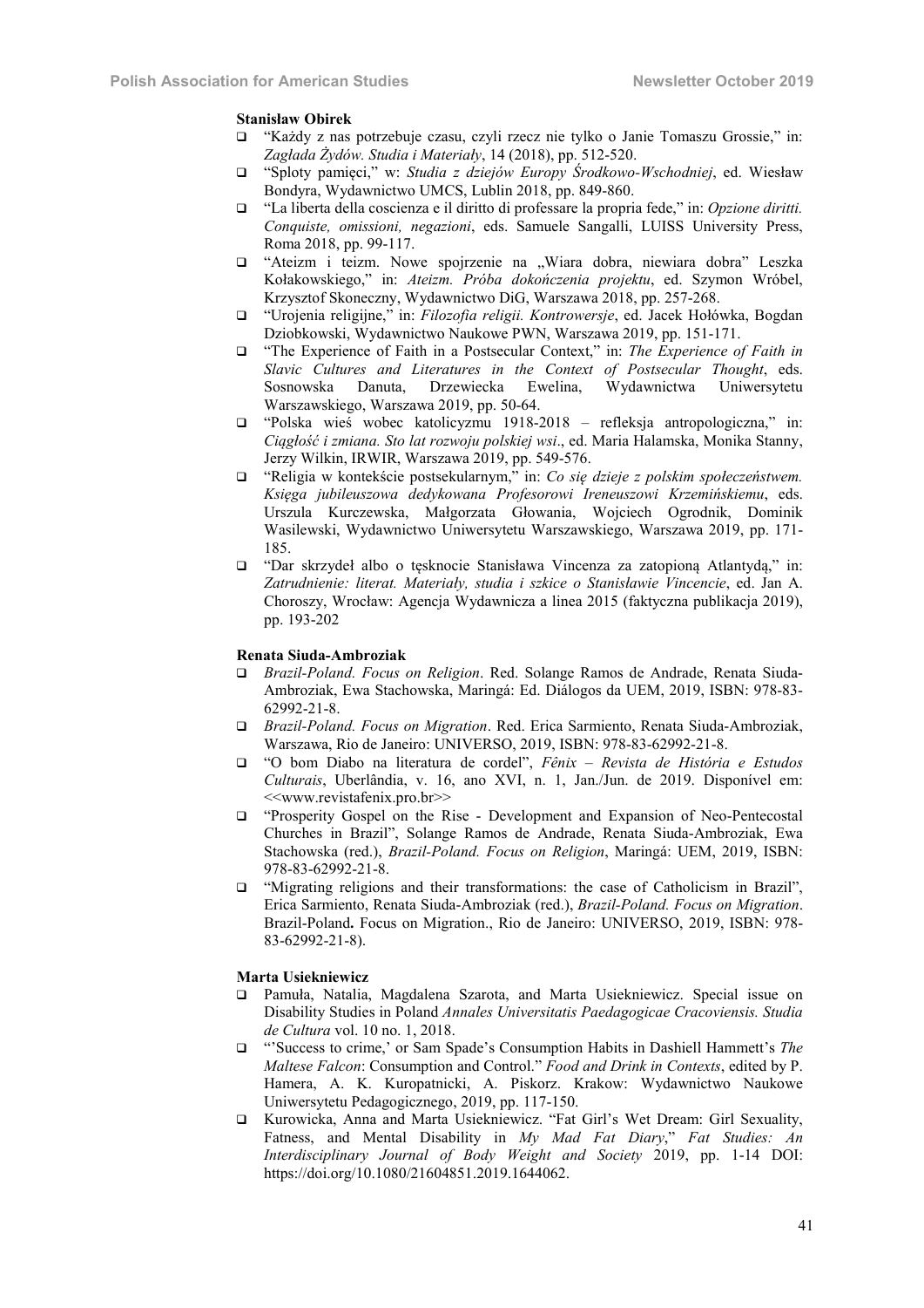**Stanisław Obirek**

- "Każdy z nas potrzebuje czasu, czyli rzecz nie tylko o Janie Tomaszu Grossie," in: *Zagłada Żydów. Studia i Materiały*, 14 (2018), pp. 512-520.
- "Sploty pamięci," w: *Studia z dziejów Europy Środkowo-Wschodniej*, ed. Wiesław Bondyra, Wydawnictwo UMCS, Lublin 2018, pp. 849-860.
- "La liberta della coscienza e il diritto di professare la propria fede," in: *Opzione diritti. Conquiste, omissioni, negazioni*, eds. Samuele Sangalli, LUISS University Press, Roma 2018, pp. 99-117.
- "Ateizm i teizm. Nowe spojrzenie na „Wiara dobra, niewiara dobra" Leszka Kołakowskiego," in: *Ateizm. Próba dokończenia projektu*, ed. Szymon Wróbel, Krzysztof Skoneczny, Wydawnictwo DiG, Warszawa 2018, pp. 257-268.
- "Urojenia religijne," in: *Filozofia religii. Kontrowersje*, ed. Jacek Hołówka, Bogdan Dziobkowski, Wydawnictwo Naukowe PWN, Warszawa 2019, pp. 151-171.
- "The Experience of Faith in a Postsecular Context," in: *The Experience of Faith in Slavic Cultures and Literatures in the Context of Postsecular Thought*, eds. Sosnowska Danuta, Drzewiecka Ewelina, Wydawnictwa Uniwersytetu Warszawskiego, Warszawa 2019, pp. 50-64.
- "Polska wieś wobec katolicyzmu 1918-2018 – refleksja antropologiczna," in: *Ciągłość i zmiana. Sto lat rozwoju polskiej wsi*., ed. Maria Halamska, Monika Stanny, Jerzy Wilkin, IRWIR, Warszawa 2019, pp. 549-576.
- "Religia w kontekście postsekularnym," in: *Co się dzieje z polskim społeczeństwem. Księga jubileuszowa dedykowana Profesorowi Ireneuszowi Krzemińskiemu*, eds. Urszula Kurczewska, Małgorzata Głowania, Wojciech Ogrodnik, Dominik Wasilewski, Wydawnictwo Uniwersytetu Warszawskiego, Warszawa 2019, pp. 171-185.
- "Dar skrzydeł albo o tęsknocie Stanisława Vincenza za zatopioną Atlantydą," in: *Zatrudnienie: literat. Materiały, studia i szkice o Stanisławie Vincencie*, ed. Jan A. Choroszy, Wrocław: Agencja Wydawnicza a linea 2015 (faktyczna publikacja 2019), pp. 193-202

**Renata Siuda-Ambroziak**

- *Brazil-Poland. Focus on Religion*. Red. Solange Ramos de Andrade, Renata Siuda-Ambroziak, Ewa Stachowska, Maringá: Ed. Diálogos da UEM, 2019, ISBN: 978-83-62992-21-8.
- *Brazil-Poland. Focus on Migration*. Red. Erica Sarmiento, Renata Siuda-Ambroziak, Warszawa, Rio de Janeiro: UNIVERSO, 2019, ISBN: 978-83-62992-21-8.
- "O bom Diabo na literatura de cordel", *Fênix – Revista de História e Estudos Culturais*, Uberlândia, v. 16, ano XVI, n. 1, Jan./Jun. de 2019. Disponível em: <<www.revistafenix.pro.br>>
- "Prosperity Gospel on the Rise - Development and Expansion of Neo-Pentecostal Churches in Brazil", Solange Ramos de Andrade, Renata Siuda-Ambroziak, Ewa Stachowska (red.), *Brazil-Poland. Focus on Religion*, Maringá: UEM, 2019, ISBN: 978-83-62992-21-8.
- "Migrating religions and their transformations: the case of Catholicism in Brazil", Erica Sarmiento, Renata Siuda-Ambroziak (red.), *Brazil-Poland. Focus on Migration*. Brazil-Poland**.** Focus on Migration., Rio de Janeiro: UNIVERSO, 2019, ISBN: 978-83-62992-21-8).

**Marta Usiekniewicz**

- Pamuła, Natalia, Magdalena Szarota, and Marta Usiekniewicz. Special issue on Disability Studies in Poland *Annales Universitatis Paedagogicae Cracoviensis. Studia de Cultura* vol. 10 no. 1, 2018.
- "'Success to crime,' or Sam Spade's Consumption Habits in Dashiell Hammett's *The Maltese Falcon*: Consumption and Control." *Food and Drink in Contexts*, edited by P. Hamera, A. K. Kuropatnicki, A. Piskorz. Krakow: Wydawnictwo Naukowe Uniwersytetu Pedagogicznego, 2019, pp. 117-150.
- Kurowicka, Anna and Marta Usiekniewicz. "Fat Girl's Wet Dream: Girl Sexuality, Fatness, and Mental Disability in *My Mad Fat Diary*," *Fat Studies: An Interdisciplinary Journal of Body Weight and Society* 2019, pp. 1-14 DOI: https://doi.org/10.1080/21604851.2019.1644062.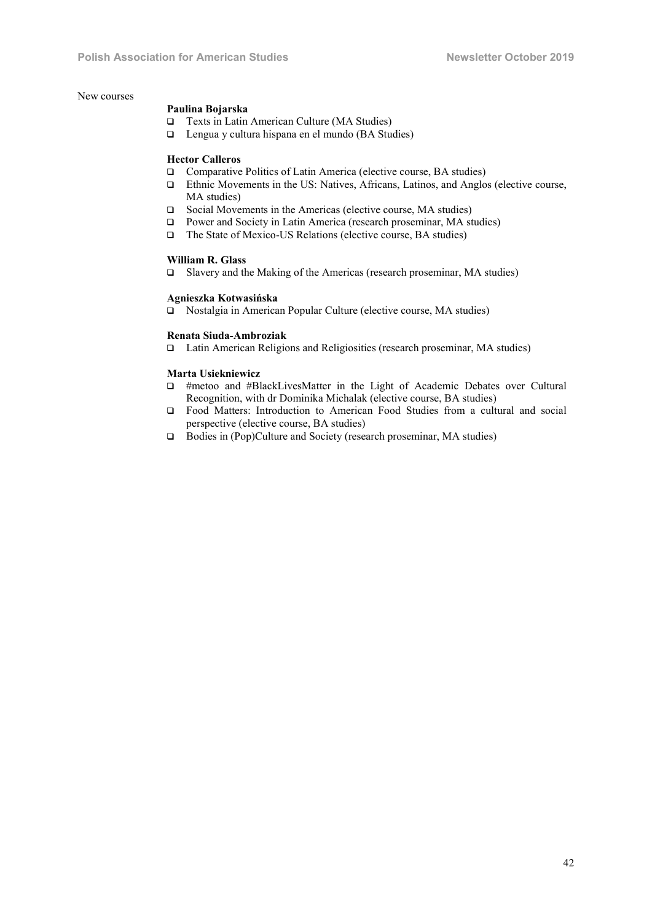New courses

**Paulina Bojarska**

- Texts in Latin American Culture (MA Studies)
- Lengua y cultura hispana en el mundo (BA Studies)

**Hector Calleros**

- Comparative Politics of Latin America (elective course, BA studies)
- Ethnic Movements in the US: Natives, Africans, Latinos, and Anglos (elective course, MA studies)
- Social Movements in the Americas (elective course, MA studies)
- Power and Society in Latin America (research proseminar, MA studies)
- The State of Mexico-US Relations (elective course, BA studies)

**William R. Glass**

- Slavery and the Making of the Americas (research proseminar, MA studies)

**Agnieszka Kotwasińska**

- Nostalgia in American Popular Culture (elective course, MA studies)

**Renata Siuda-Ambroziak**

- Latin American Religions and Religiosities (research proseminar, MA studies)

**Marta Usiekniewicz**

- #metoo and #BlackLivesMatter in the Light of Academic Debates over Cultural Recognition, with dr Dominika Michalak (elective course, BA studies)
- Food Matters: Introduction to American Food Studies from a cultural and social perspective (elective course, BA studies)
- Bodies in (Pop)Culture and Society (research proseminar, MA studies)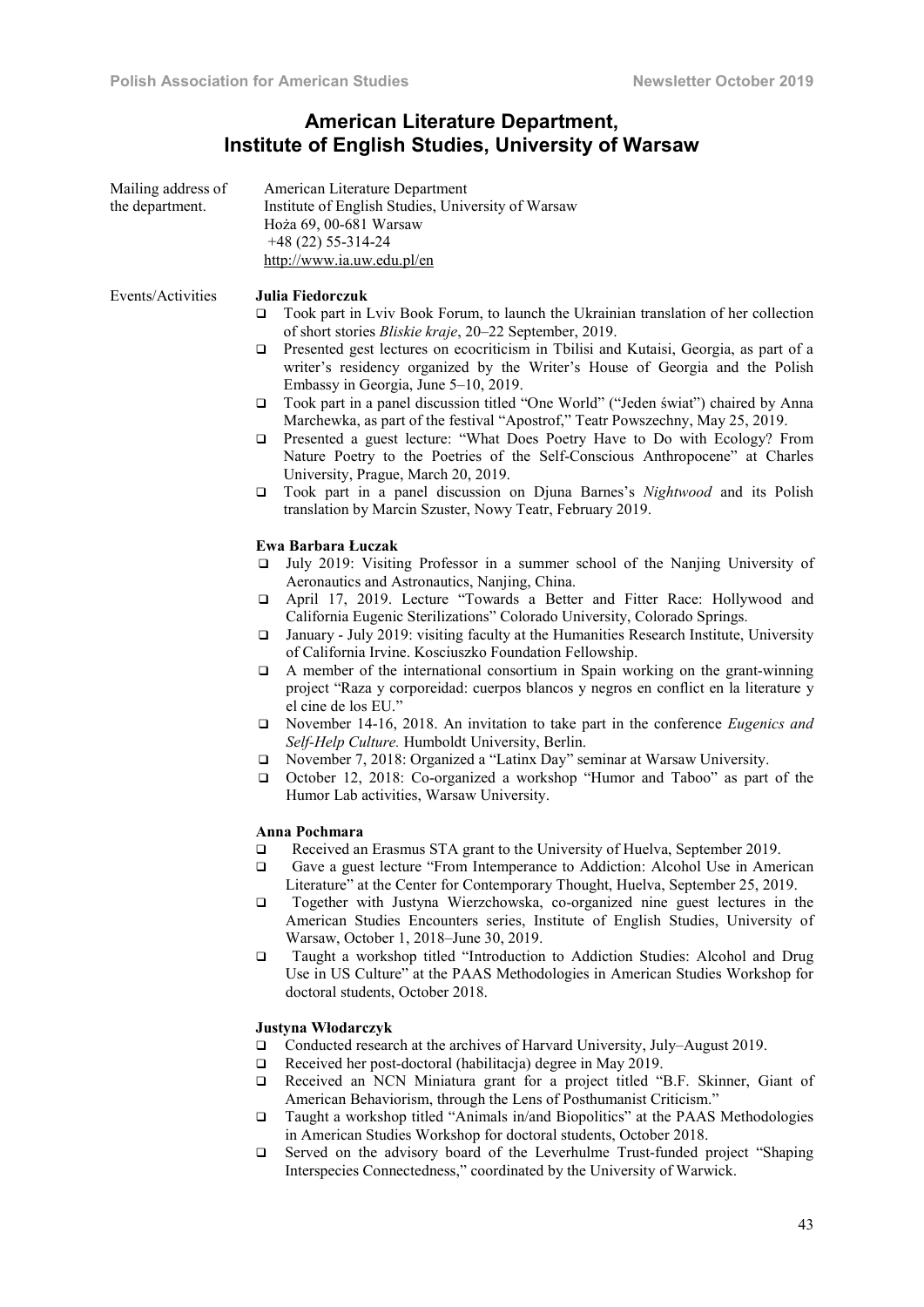## American Literature Department, Institute of English Studies, University of Warsaw

Mailing address of the department.

American Literature Department
Institute of English Studies, University of Warsaw
Hoża 69, 00-681 Warsaw
+48 (22) 55-314-24
http://www.ia.uw.edu.pl/en

Events/Activities

**Julia Fiedorczuk**

- Took part in Lviv Book Forum, to launch the Ukrainian translation of her collection of short stories *Bliskie kraje*, 20–22 September, 2019.
- Presented gest lectures on ecocriticism in Tbilisi and Kutaisi, Georgia, as part of a writer's residency organized by the Writer's House of Georgia and the Polish Embassy in Georgia, June 5–10, 2019.
- Took part in a panel discussion titled "One World" ("Jeden świat") chaired by Anna Marchewka, as part of the festival "Apostrof," Teatr Powszechny, May 25, 2019.
- Presented a guest lecture: "What Does Poetry Have to Do with Ecology? From Nature Poetry to the Poetries of the Self-Conscious Anthropocene" at Charles University, Prague, March 20, 2019.
- Took part in a panel discussion on Djuna Barnes's *Nightwood* and its Polish translation by Marcin Szuster, Nowy Teatr, February 2019.

**Ewa Barbara Łuczak**

- July 2019: Visiting Professor in a summer school of the Nanjing University of Aeronautics and Astronautics, Nanjing, China.
- April 17, 2019. Lecture "Towards a Better and Fitter Race: Hollywood and California Eugenic Sterilizations" Colorado University, Colorado Springs.
- January - July 2019: visiting faculty at the Humanities Research Institute, University of California Irvine. Kosciuszko Foundation Fellowship.
- A member of the international consortium in Spain working on the grant-winning project "Raza y corporeidad: cuerpos blancos y negros en conflict en la literature y el cine de los EU."
- November 14-16, 2018. An invitation to take part in the conference *Eugenics and Self-Help Culture.* Humboldt University, Berlin.
- November 7, 2018: Organized a "Latinx Day" seminar at Warsaw University.
- October 12, 2018: Co-organized a workshop "Humor and Taboo" as part of the Humor Lab activities, Warsaw University.

**Anna Pochmara**

- Received an Erasmus STA grant to the University of Huelva, September 2019.
- Gave a guest lecture "From Intemperance to Addiction: Alcohol Use in American Literature" at the Center for Contemporary Thought, Huelva, September 25, 2019.
- Together with Justyna Wierzchowska, co-organized nine guest lectures in the American Studies Encounters series, Institute of English Studies, University of Warsaw, October 1, 2018–June 30, 2019.
- Taught a workshop titled "Introduction to Addiction Studies: Alcohol and Drug Use in US Culture" at the PAAS Methodologies in American Studies Workshop for doctoral students, October 2018.

**Justyna Włodarczyk**

- Conducted research at the archives of Harvard University, July–August 2019.
- Received her post-doctoral (habilitacja) degree in May 2019.
- Received an NCN Miniatura grant for a project titled "B.F. Skinner, Giant of American Behaviorism, through the Lens of Posthumanist Criticism."
- Taught a workshop titled "Animals in/and Biopolitics" at the PAAS Methodologies in American Studies Workshop for doctoral students, October 2018.
- Served on the advisory board of the Leverhulme Trust-funded project "Shaping Interspecies Connectedness," coordinated by the University of Warwick.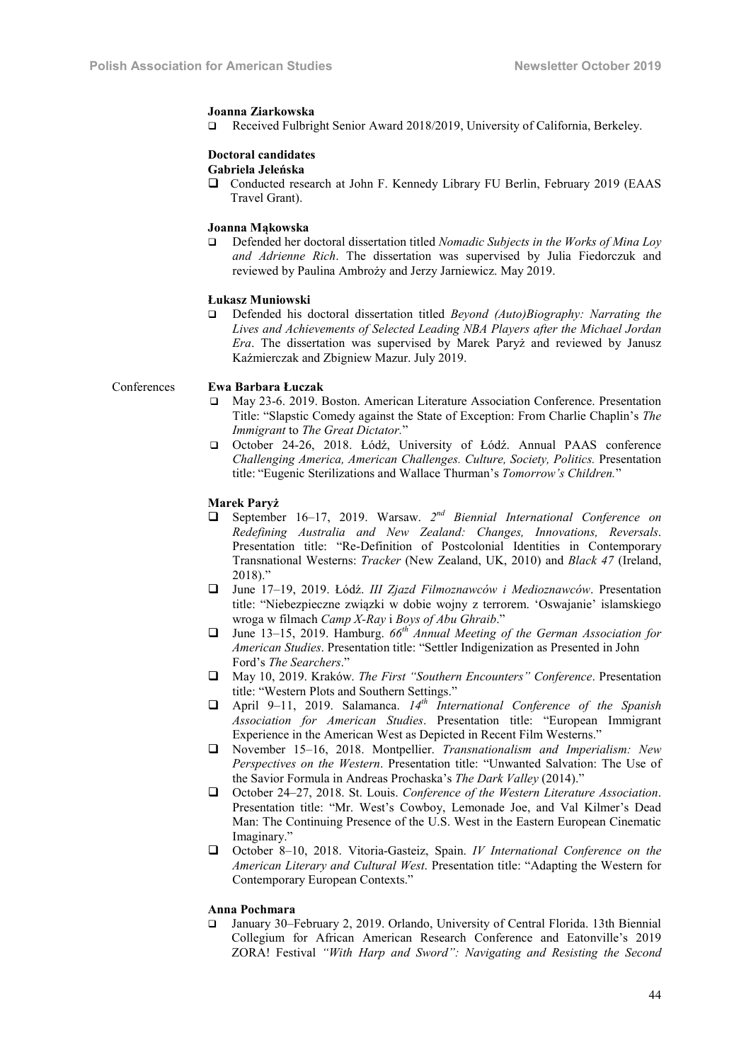**Joanna Ziarkowska**

- Received Fulbright Senior Award 2018/2019, University of California, Berkeley.

**Doctoral candidates**

**Gabriela Jeleńska**

- Conducted research at John F. Kennedy Library FU Berlin, February 2019 (EAAS Travel Grant).

**Joanna Mąkowska**

- Defended her doctoral dissertation titled *Nomadic Subjects in the Works of Mina Loy and Adrienne Rich*. The dissertation was supervised by Julia Fiedorczuk and reviewed by Paulina Ambroży and Jerzy Jarniewicz. May 2019.

**Łukasz Muniowski**

- Defended his doctoral dissertation titled *Beyond (Auto)Biography: Narrating the Lives and Achievements of Selected Leading NBA Players after the Michael Jordan Era*. The dissertation was supervised by Marek Paryż and reviewed by Janusz Kaźmierczak and Zbigniew Mazur. July 2019.

Conferences

**Ewa Barbara Łuczak**

- May 23-6. 2019. Boston. American Literature Association Conference. Presentation Title: "Slapstic Comedy against the State of Exception: From Charlie Chaplin's *The Immigrant* to *The Great Dictator*."
- October 24-26, 2018. Łódź, University of Łódź. Annual PAAS conference *Challenging America, American Challenges. Culture, Society, Politics.* Presentation title: "Eugenic Sterilizations and Wallace Thurman's *Tomorrow's Children.*"

**Marek Paryż**

- September 16–17, 2019. Warsaw. *2nd Biennial International Conference on Redefining Australia and New Zealand: Changes, Innovations, Reversals*. Presentation title: "Re-Definition of Postcolonial Identities in Contemporary Transnational Westerns: *Tracker* (New Zealand, UK, 2010) and *Black 47* (Ireland, 2018)."
- June 17–19, 2019. Łódź. *III Zjazd Filmoznawców i Medioznawców*. Presentation title: "Niebezpieczne związki w dobie wojny z terrorem. 'Oswajanie' islamskiego wroga w filmach *Camp X-Ray* i *Boys of Abu Ghraib*."
- June 13–15, 2019. Hamburg. *66th Annual Meeting of the German Association for American Studies*. Presentation title: "Settler Indigenization as Presented in John Ford's *The Searchers*."
- May 10, 2019. Kraków. *The First "Southern Encounters" Conference*. Presentation title: "Western Plots and Southern Settings."
- April 9–11, 2019. Salamanca. *14th International Conference of the Spanish Association for American Studies*. Presentation title: "European Immigrant Experience in the American West as Depicted in Recent Film Westerns."
- November 15–16, 2018. Montpellier. *Transnationalism and Imperialism: New Perspectives on the Western*. Presentation title: "Unwanted Salvation: The Use of the Savior Formula in Andreas Prochaska's *The Dark Valley* (2014)."
- October 24–27, 2018. St. Louis. *Conference of the Western Literature Association*. Presentation title: "Mr. West's Cowboy, Lemonade Joe, and Val Kilmer's Dead Man: The Continuing Presence of the U.S. West in the Eastern European Cinematic Imaginary."
- October 8–10, 2018. Vitoria-Gasteiz, Spain. *IV International Conference on the American Literary and Cultural West*. Presentation title: "Adapting the Western for Contemporary European Contexts."

**Anna Pochmara**

- January 30–February 2, 2019. Orlando, University of Central Florida. 13th Biennial Collegium for African American Research Conference and Eatonville's 2019 ZORA! Festival *"With Harp and Sword": Navigating and Resisting the Second*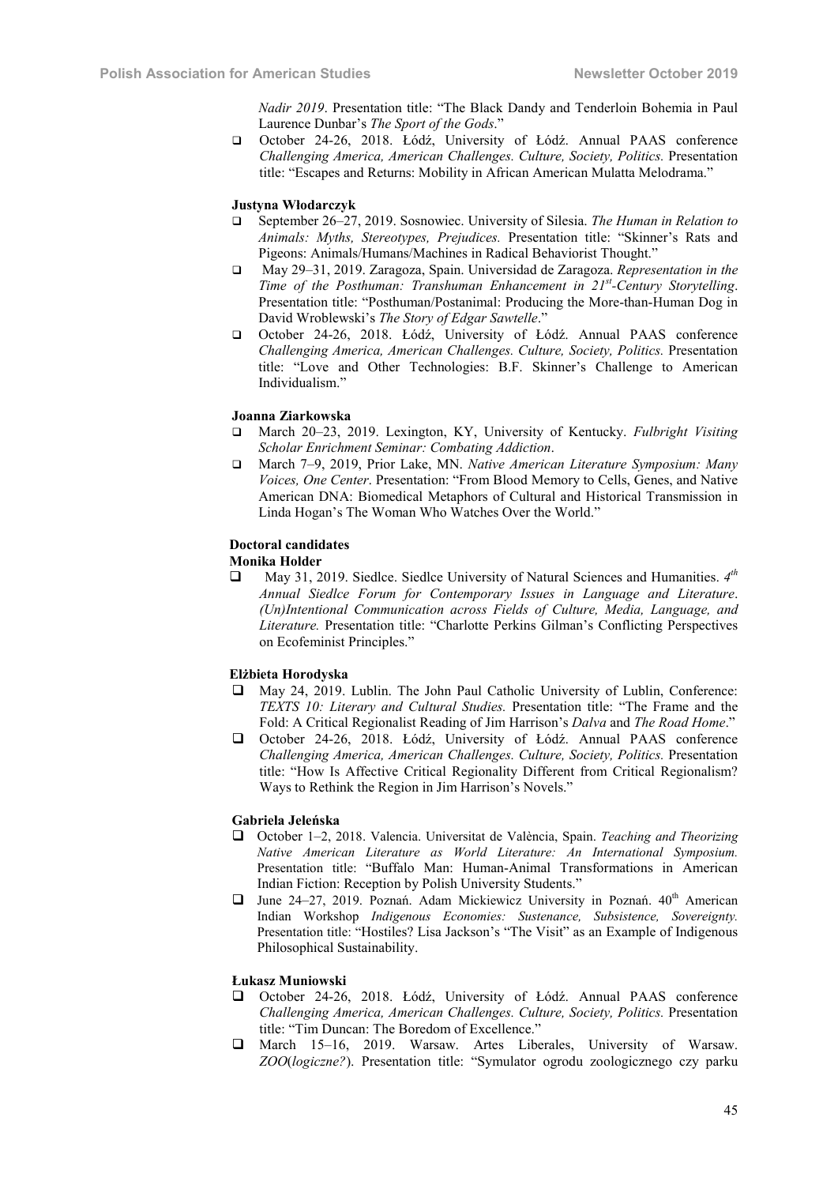*Nadir 2019*. Presentation title: "The Black Dandy and Tenderloin Bohemia in Paul Laurence Dunbar's *The Sport of the Gods*."

- October 24-26, 2018. Łódź, University of Łódź. Annual PAAS conference *Challenging America, American Challenges. Culture, Society, Politics.* Presentation title: "Escapes and Returns: Mobility in African American Mulatta Melodrama."

**Justyna Włodarczyk**

- September 26–27, 2019. Sosnowiec. University of Silesia. *The Human in Relation to Animals: Myths, Stereotypes, Prejudices.* Presentation title: "Skinner's Rats and Pigeons: Animals/Humans/Machines in Radical Behaviorist Thought."
- May 29–31, 2019. Zaragoza, Spain. Universidad de Zaragoza. *Representation in the Time of the Posthuman: Transhuman Enhancement in 21st-Century Storytelling*. Presentation title: "Posthuman/Postanimal: Producing the More-than-Human Dog in David Wroblewski's *The Story of Edgar Sawtelle*."
- October 24-26, 2018. Łódź, University of Łódź. Annual PAAS conference *Challenging America, American Challenges. Culture, Society, Politics.* Presentation title: "Love and Other Technologies: B.F. Skinner's Challenge to American Individualism."

**Joanna Ziarkowska**

- March 20–23, 2019. Lexington, KY, University of Kentucky. *Fulbright Visiting Scholar Enrichment Seminar: Combating Addiction*.
- March 7–9, 2019, Prior Lake, MN. *Native American Literature Symposium: Many Voices, One Center*. Presentation: "From Blood Memory to Cells, Genes, and Native American DNA: Biomedical Metaphors of Cultural and Historical Transmission in Linda Hogan's The Woman Who Watches Over the World."

**Doctoral candidates**

**Monika Holder**

- May 31, 2019. Siedlce. Siedlce University of Natural Sciences and Humanities. *4th Annual Siedlce Forum for Contemporary Issues in Language and Literature. (Un)Intentional Communication across Fields of Culture, Media, Language, and Literature.* Presentation title: "Charlotte Perkins Gilman's Conflicting Perspectives on Ecofeminist Principles."

**Elżbieta Horodyska**

- May 24, 2019. Lublin. The John Paul Catholic University of Lublin, Conference: *TEXTS 10: Literary and Cultural Studies.* Presentation title: "The Frame and the Fold: A Critical Regionalist Reading of Jim Harrison's *Dalva* and *The Road Home*."
- October 24-26, 2018. Łódź, University of Łódź. Annual PAAS conference *Challenging America, American Challenges. Culture, Society, Politics.* Presentation title: "How Is Affective Critical Regionality Different from Critical Regionalism? Ways to Rethink the Region in Jim Harrison's Novels."

**Gabriela Jeleńska**

- October 1–2, 2018. Valencia. Universitat de València, Spain. *Teaching and Theorizing Native American Literature as World Literature: An International Symposium.* Presentation title: "Buffalo Man: Human-Animal Transformations in American Indian Fiction: Reception by Polish University Students."
- June 24–27, 2019. Poznań. Adam Mickiewicz University in Poznań. 40th American Indian Workshop *Indigenous Economies: Sustenance, Subsistence, Sovereignty.* Presentation title: "Hostiles? Lisa Jackson's "The Visit" as an Example of Indigenous Philosophical Sustainability.

**Łukasz Muniowski**

- October 24-26, 2018. Łódź, University of Łódź. Annual PAAS conference *Challenging America, American Challenges. Culture, Society, Politics.* Presentation title: "Tim Duncan: The Boredom of Excellence."
- March 15–16, 2019. Warsaw. Artes Liberales, University of Warsaw. *ZOO*(*logiczne?*). Presentation title: "Symulator ogrodu zoologicznego czy parku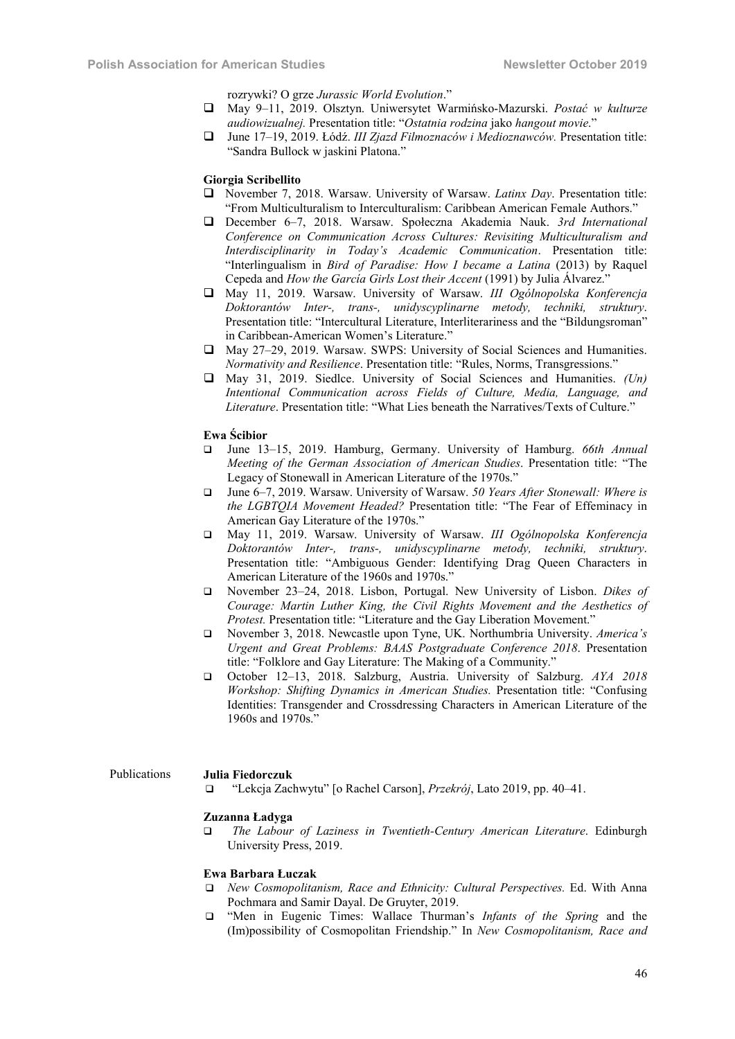rozrywki? O grze *Jurassic World Evolution*."

- May 9–11, 2019. Olsztyn. Uniwersytet Warmińsko-Mazurski. *Postać w kulturze audiowizualnej.* Presentation title: "*Ostatnia rodzina* jako *hangout movie*."
- June 17–19, 2019. Łódź. *III Zjazd Filmoznaców i Medioznawców.* Presentation title: "Sandra Bullock w jaskini Platona."

**Giorgia Scribellito**

- November 7, 2018. Warsaw. University of Warsaw. *Latinx Day*. Presentation title: "From Multiculturalism to Interculturalism: Caribbean American Female Authors."
- December 6–7, 2018. Warsaw. Społeczna Akademia Nauk. *3rd International Conference on Communication Across Cultures: Revisiting Multiculturalism and Interdisciplinarity in Today's Academic Communication*. Presentation title: "Interlingualism in *Bird of Paradise: How I became a Latina* (2013) by Raquel Cepeda and *How the García Girls Lost their Accent* (1991) by Julia Álvarez."
- May 11, 2019. Warsaw. University of Warsaw. *III Ogólnopolska Konferencja Doktorantów Inter-, trans-, unidyscyplinarne metody, techniki, struktury*. Presentation title: "Intercultural Literature, Interliterariness and the "Bildungsroman" in Caribbean-American Women's Literature."
- May 27–29, 2019. Warsaw. SWPS: University of Social Sciences and Humanities. *Normativity and Resilience*. Presentation title: "Rules, Norms, Transgressions."
- May 31, 2019. Siedlce. University of Social Sciences and Humanities. *(Un) Intentional Communication across Fields of Culture, Media, Language, and Literature*. Presentation title: "What Lies beneath the Narratives/Texts of Culture."

**Ewa Ścibior**

- June 13–15, 2019. Hamburg, Germany. University of Hamburg. *66th Annual Meeting of the German Association of American Studies*. Presentation title: "The Legacy of Stonewall in American Literature of the 1970s."
- June 6–7, 2019. Warsaw. University of Warsaw. *50 Years After Stonewall: Where is the LGBTQIA Movement Headed?* Presentation title: "The Fear of Effeminacy in American Gay Literature of the 1970s."
- May 11, 2019. Warsaw. University of Warsaw. *III Ogólnopolska Konferencja Doktorantów Inter-, trans-, unidyscyplinarne metody, techniki, struktury*. Presentation title: "Ambiguous Gender: Identifying Drag Queen Characters in American Literature of the 1960s and 1970s."
- November 23–24, 2018. Lisbon, Portugal. New University of Lisbon. *Dikes of Courage: Martin Luther King, the Civil Rights Movement and the Aesthetics of Protest.* Presentation title: "Literature and the Gay Liberation Movement."
- November 3, 2018. Newcastle upon Tyne, UK. Northumbria University. *America's Urgent and Great Problems: BAAS Postgraduate Conference 2018*. Presentation title: "Folklore and Gay Literature: The Making of a Community."
- October 12–13, 2018. Salzburg, Austria. University of Salzburg. *AYA 2018 Workshop: Shifting Dynamics in American Studies.* Presentation title: "Confusing Identities: Transgender and Crossdressing Characters in American Literature of the 1960s and 1970s."

## Publications

**Julia Fiedorczuk**

- "Lekcja Zachwytu" [o Rachel Carson], *Przekrój*, Lato 2019, pp. 40–41.

**Zuzanna Ładyga**

- *The Labour of Laziness in Twentieth-Century American Literature*. Edinburgh University Press, 2019.

**Ewa Barbara Łuczak**

- *New Cosmopolitanism, Race and Ethnicity: Cultural Perspectives.* Ed. With Anna Pochmara and Samir Dayal. De Gruyter, 2019.
- "Men in Eugenic Times: Wallace Thurman's *Infants of the Spring* and the (Im)possibility of Cosmopolitan Friendship." In *New Cosmopolitanism, Race and*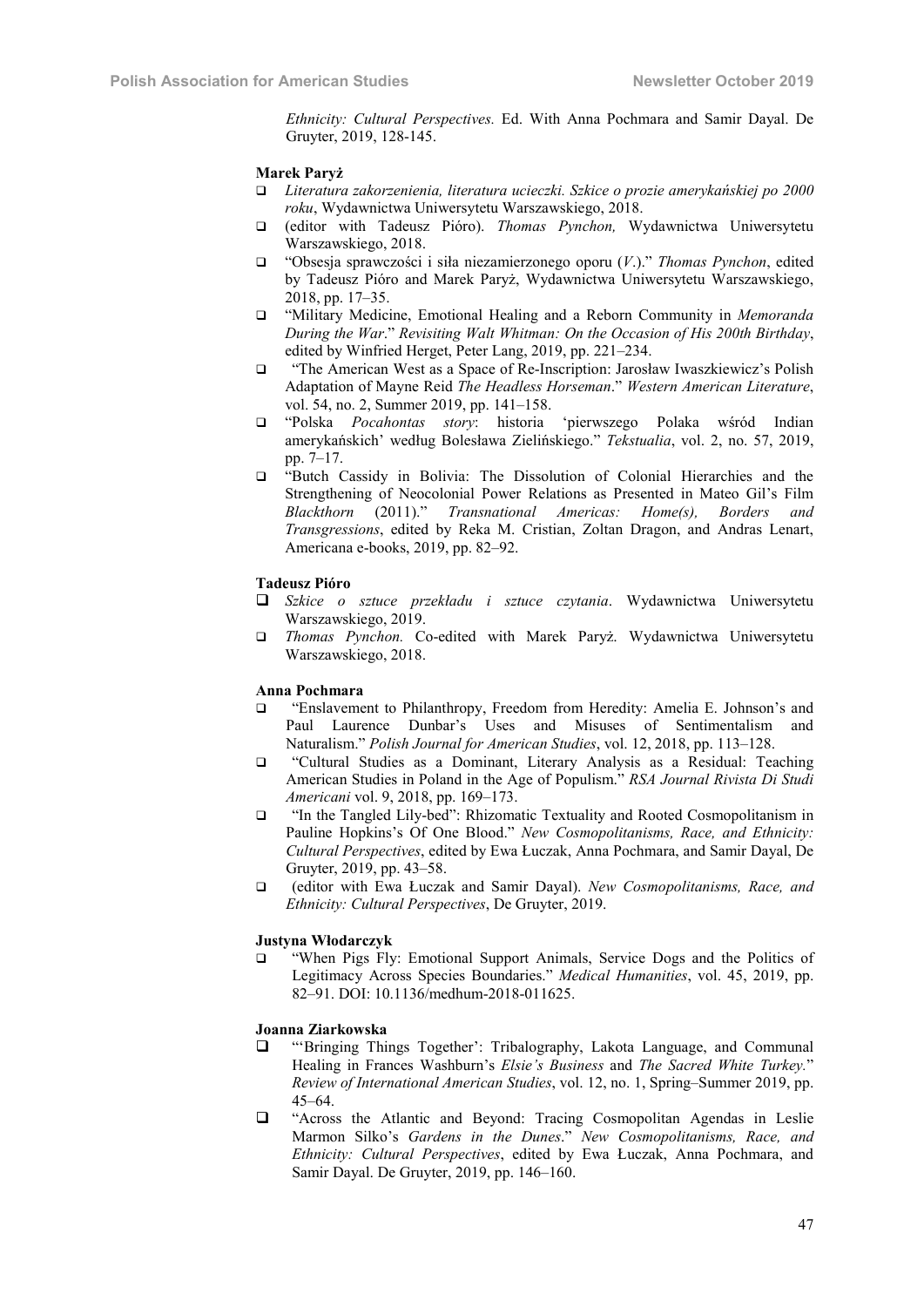*Ethnicity: Cultural Perspectives.* Ed. With Anna Pochmara and Samir Dayal. De Gruyter, 2019, 128-145.

**Marek Paryż**

- *Literatura zakorzenienia, literatura ucieczki. Szkice o prozie amerykańskiej po 2000 roku*, Wydawnictwa Uniwersytetu Warszawskiego, 2018.
- (editor with Tadeusz Pióro). *Thomas Pynchon,* Wydawnictwa Uniwersytetu Warszawskiego, 2018.
- "Obsesja sprawczości i siła niezamierzonego oporu (*V*.)." *Thomas Pynchon*, edited by Tadeusz Pióro and Marek Paryż, Wydawnictwa Uniwersytetu Warszawskiego, 2018, pp. 17–35.
- "Military Medicine, Emotional Healing and a Reborn Community in *Memoranda During the War*." *Revisiting Walt Whitman: On the Occasion of His 200th Birthday*, edited by Winfried Herget, Peter Lang, 2019, pp. 221–234.
- "The American West as a Space of Re-Inscription: Jarosław Iwaszkiewicz's Polish Adaptation of Mayne Reid *The Headless Horseman*." *Western American Literature*, vol. 54, no. 2, Summer 2019, pp. 141–158.
- "Polska *Pocahontas story*: historia 'pierwszego Polaka wśród Indian amerykańskich' według Bolesława Zielińskiego." *Tekstualia*, vol. 2, no. 57, 2019, pp. 7–17.
- "Butch Cassidy in Bolivia: The Dissolution of Colonial Hierarchies and the Strengthening of Neocolonial Power Relations as Presented in Mateo Gil's Film *Blackthorn* (2011)." *Transnational Americas: Home(s), Borders and Transgressions*, edited by Reka M. Cristian, Zoltan Dragon, and Andras Lenart, Americana e-books, 2019, pp. 82–92.

**Tadeusz Pióro**

- *Szkice o sztuce przekładu i sztuce czytania*. Wydawnictwa Uniwersytetu Warszawskiego, 2019.
- *Thomas Pynchon.* Co-edited with Marek Paryż. Wydawnictwa Uniwersytetu Warszawskiego, 2018.

**Anna Pochmara**

- "Enslavement to Philanthropy, Freedom from Heredity: Amelia E. Johnson's and Paul Laurence Dunbar's Uses and Misuses of Sentimentalism and Naturalism." *Polish Journal for American Studies*, vol. 12, 2018, pp. 113–128.
- "Cultural Studies as a Dominant, Literary Analysis as a Residual: Teaching American Studies in Poland in the Age of Populism." *RSA Journal Rivista Di Studi Americani* vol. 9, 2018, pp. 169–173.
- "In the Tangled Lily-bed": Rhizomatic Textuality and Rooted Cosmopolitanism in Pauline Hopkins's Of One Blood." *New Cosmopolitanisms, Race, and Ethnicity: Cultural Perspectives*, edited by Ewa Łuczak, Anna Pochmara, and Samir Dayal, De Gruyter, 2019, pp. 43–58.
- (editor with Ewa Łuczak and Samir Dayal). *New Cosmopolitanisms, Race, and Ethnicity: Cultural Perspectives*, De Gruyter, 2019.

**Justyna Włodarczyk**

- "When Pigs Fly: Emotional Support Animals, Service Dogs and the Politics of Legitimacy Across Species Boundaries." *Medical Humanities*, vol. 45, 2019, pp. 82–91. DOI: 10.1136/medhum-2018-011625.

**Joanna Ziarkowska**

- "'Bringing Things Together': Tribalography, Lakota Language, and Communal Healing in Frances Washburn's *Elsie's Business* and *The Sacred White Turkey.*" *Review of International American Studies*, vol. 12, no. 1, Spring–Summer 2019, pp. 45–64.
- "Across the Atlantic and Beyond: Tracing Cosmopolitan Agendas in Leslie Marmon Silko's *Gardens in the Dunes*." *New Cosmopolitanisms, Race, and Ethnicity: Cultural Perspectives*, edited by Ewa Łuczak, Anna Pochmara, and Samir Dayal. De Gruyter, 2019, pp. 146–160.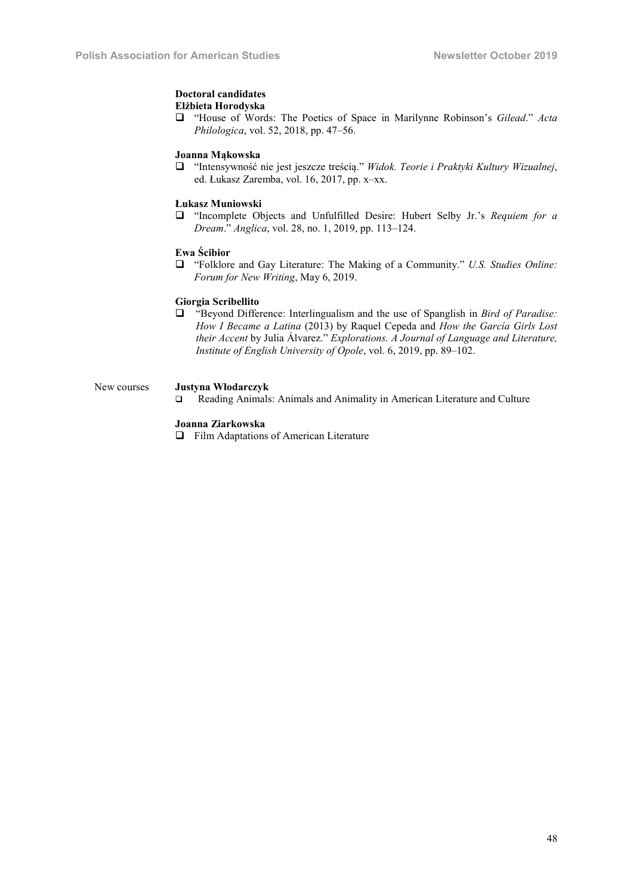**Doctoral candidates**

**Elżbieta Horodyska**

- "House of Words: The Poetics of Space in Marilynne Robinson's *Gilead*." *Acta Philologica*, vol. 52, 2018, pp. 47–56.

**Joanna Mąkowska**

- "Intensywność nie jest jeszcze treścią." *Widok. Teorie i Praktyki Kultury Wizualnej*, ed. Łukasz Zaremba, vol. 16, 2017, pp. x–xx.

**Łukasz Muniowski**

- "Incomplete Objects and Unfulfilled Desire: Hubert Selby Jr.'s *Requiem for a Dream*." *Anglica*, vol. 28, no. 1, 2019, pp. 113–124.

**Ewa Ścibior**

- "Folklore and Gay Literature: The Making of a Community." *U.S. Studies Online: Forum for New Writing*, May 6, 2019.

**Giorgia Scribellito**

- "Beyond Difference: Interlingualism and the use of Spanglish in *Bird of Paradise: How I Became a Latina* (2013) by Raquel Cepeda and *How the García Girls Lost their Accent* by Julia Álvarez." *Explorations. A Journal of Language and Literature, Institute of English University of Opole*, vol. 6, 2019, pp. 89–102.

New courses

**Justyna Włodarczyk**

- Reading Animals: Animals and Animality in American Literature and Culture

**Joanna Ziarkowska**

- Film Adaptations of American Literature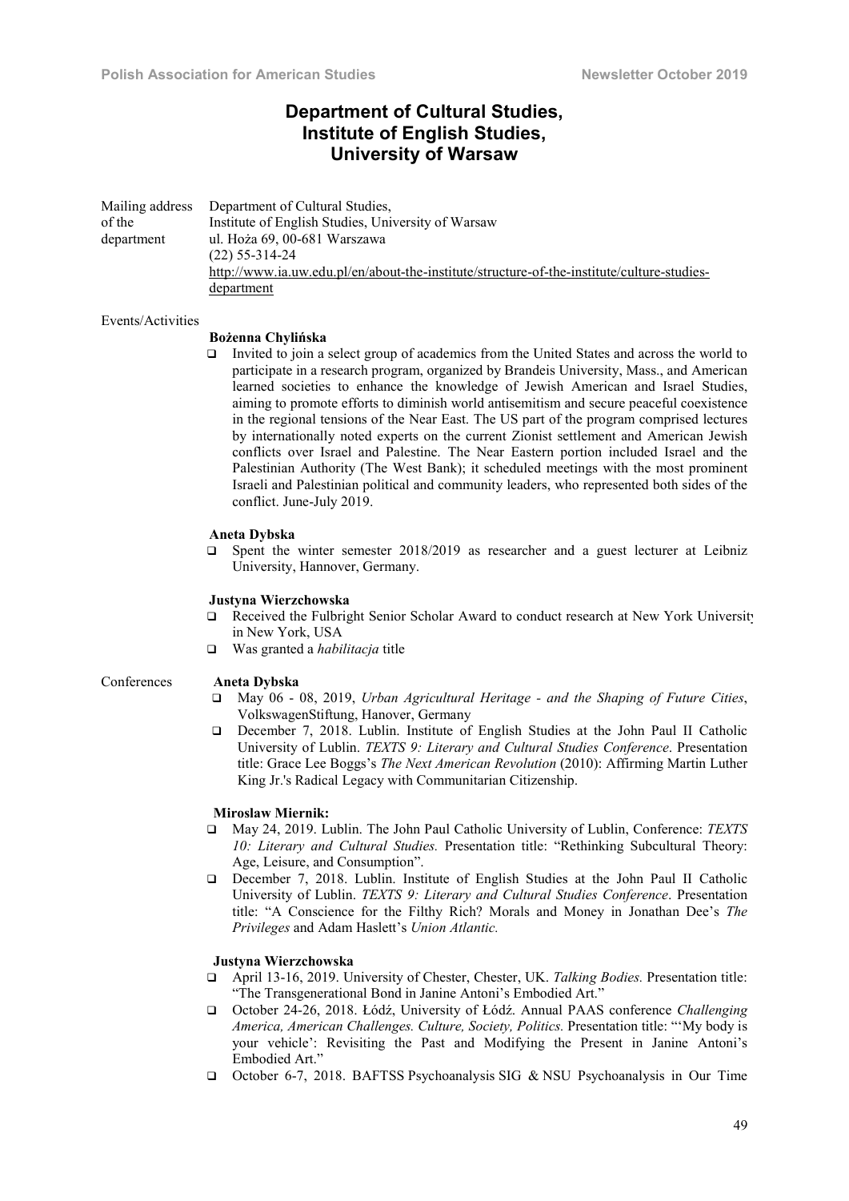# Department of Cultural Studies, Institute of English Studies, University of Warsaw

**Mailing address of the department**

Department of Cultural Studies,
Institute of English Studies, University of Warsaw
ul. Hoża 69, 00-681 Warszawa
(22) 55-314-24
http://www.ia.uw.edu.pl/en/about-the-institute/structure-of-the-institute/culture-studies-department

## Events/Activities

**Bożenna Chylińska**

- Invited to join a select group of academics from the United States and across the world to participate in a research program, organized by Brandeis University, Mass., and American learned societies to enhance the knowledge of Jewish American and Israel Studies, aiming to promote efforts to diminish world antisemitism and secure peaceful coexistence in the regional tensions of the Near East. The US part of the program comprised lectures by internationally noted experts on the current Zionist settlement and American Jewish conflicts over Israel and Palestine. The Near Eastern portion included Israel and the Palestinian Authority (The West Bank); it scheduled meetings with the most prominent Israeli and Palestinian political and community leaders, who represented both sides of the conflict. June-July 2019.

**Aneta Dybska**

- Spent the winter semester 2018/2019 as researcher and a guest lecturer at Leibniz University, Hannover, Germany.

**Justyna Wierzchowska**

- Received the Fulbright Senior Scholar Award to conduct research at New York University in New York, USA
- Was granted a *habilitacja* title

## Conferences

**Aneta Dybska**

- May 06 - 08, 2019, *Urban Agricultural Heritage - and the Shaping of Future Cities*, VolkswagenStiftung, Hanover, Germany
- December 7, 2018. Lublin. Institute of English Studies at the John Paul II Catholic University of Lublin. *TEXTS 9: Literary and Cultural Studies Conference*. Presentation title: Grace Lee Boggs's *The Next American Revolution* (2010): Affirming Martin Luther King Jr.'s Radical Legacy with Communitarian Citizenship.

**Mirosław Miernik:**

- May 24, 2019. Lublin. The John Paul Catholic University of Lublin, Conference: *TEXTS 10: Literary and Cultural Studies.* Presentation title: "Rethinking Subcultural Theory: Age, Leisure, and Consumption".
- December 7, 2018. Lublin. Institute of English Studies at the John Paul II Catholic University of Lublin. *TEXTS 9: Literary and Cultural Studies Conference*. Presentation title: "A Conscience for the Filthy Rich? Morals and Money in Jonathan Dee's *The Privileges* and Adam Haslett's *Union Atlantic.*

**Justyna Wierzchowska**

- April 13-16, 2019. University of Chester, Chester, UK. *Talking Bodies.* Presentation title: "The Transgenerational Bond in Janine Antoni's Embodied Art."
- October 24-26, 2018. Łódź, University of Łódź. Annual PAAS conference *Challenging America, American Challenges. Culture, Society, Politics.* Presentation title: "'My body is your vehicle': Revisiting the Past and Modifying the Present in Janine Antoni's Embodied Art."
- October 6-7, 2018. BAFTSS Psychoanalysis SIG & NSU Psychoanalysis in Our Time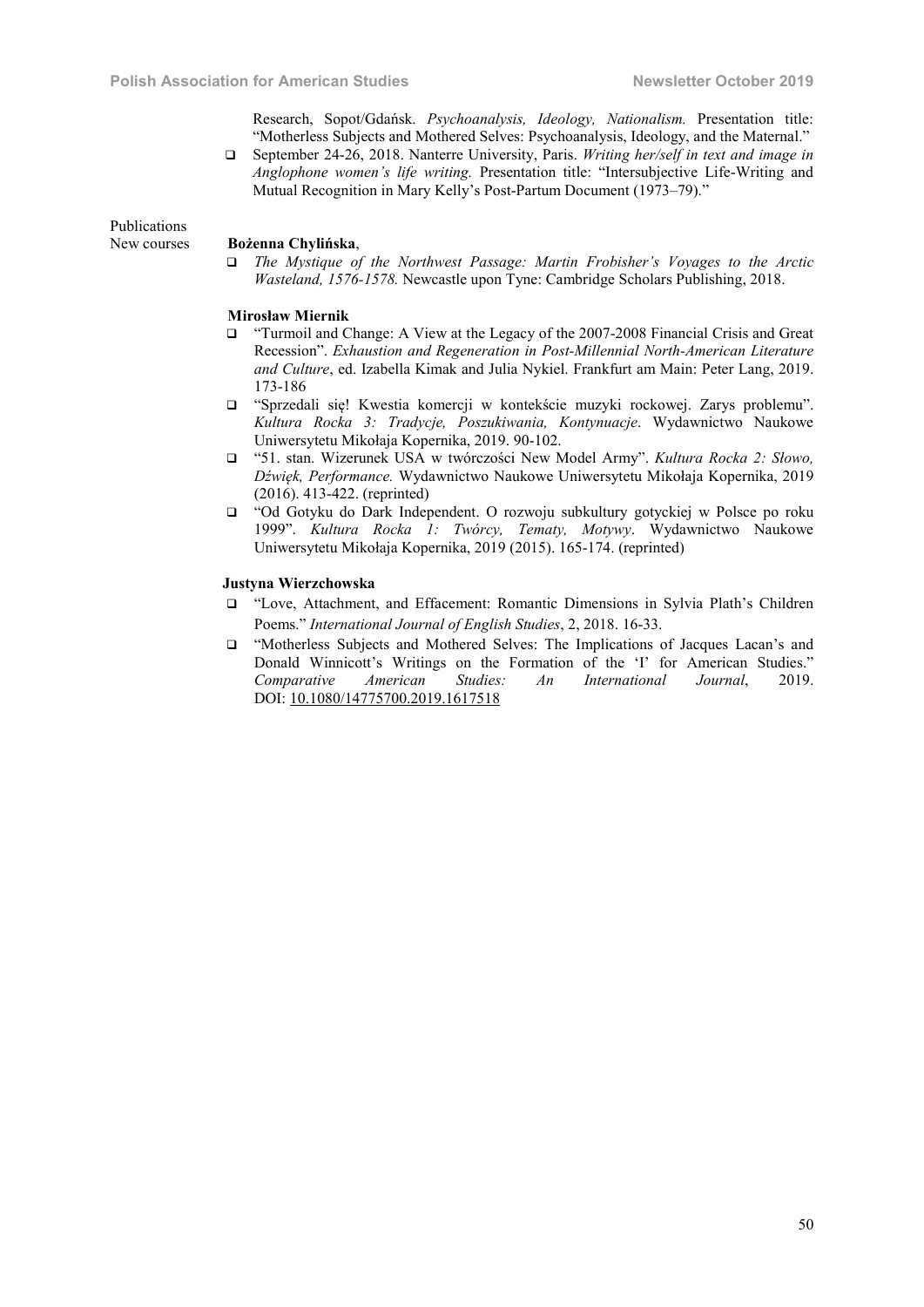Research, Sopot/Gdańsk. *Psychoanalysis, Ideology, Nationalism.* Presentation title: "Motherless Subjects and Mothered Selves: Psychoanalysis, Ideology, and the Maternal."

- September 24-26, 2018. Nanterre University, Paris. *Writing her/self in text and image in Anglophone women's life writing.* Presentation title: "Intersubjective Life-Writing and Mutual Recognition in Mary Kelly's Post-Partum Document (1973–79)."

Publications

New courses

**Bożenna Chylińska**,

- *The Mystique of the Northwest Passage: Martin Frobisher's Voyages to the Arctic Wasteland, 1576-1578.* Newcastle upon Tyne: Cambridge Scholars Publishing, 2018.

**Mirosław Miernik**

- "Turmoil and Change: A View at the Legacy of the 2007-2008 Financial Crisis and Great Recession". *Exhaustion and Regeneration in Post-Millennial North-American Literature and Culture*, ed. Izabella Kimak and Julia Nykiel. Frankfurt am Main: Peter Lang, 2019. 173-186
- "Sprzedali się! Kwestia komercji w kontekście muzyki rockowej. Zarys problemu". *Kultura Rocka 3: Tradycje, Poszukiwania, Kontynuacje*. Wydawnictwo Naukowe Uniwersytetu Mikołaja Kopernika, 2019. 90-102.
- "51. stan. Wizerunek USA w twórczości New Model Army". *Kultura Rocka 2: Słowo, Dźwięk, Performance.* Wydawnictwo Naukowe Uniwersytetu Mikołaja Kopernika, 2019 (2016). 413-422. (reprinted)
- "Od Gotyku do Dark Independent. O rozwoju subkultury gotyckiej w Polsce po roku 1999". *Kultura Rocka 1: Twórcy, Tematy, Motywy*. Wydawnictwo Naukowe Uniwersytetu Mikołaja Kopernika, 2019 (2015). 165-174. (reprinted)

**Justyna Wierzchowska**

- "Love, Attachment, and Effacement: Romantic Dimensions in Sylvia Plath's Children Poems." *International Journal of English Studies*, 2, 2018. 16-33.
- "Motherless Subjects and Mothered Selves: The Implications of Jacques Lacan's and Donald Winnicott's Writings on the Formation of the 'I' for American Studies." *Comparative American Studies: An International Journal*, 2019. DOI: 10.1080/14775700.2019.1617518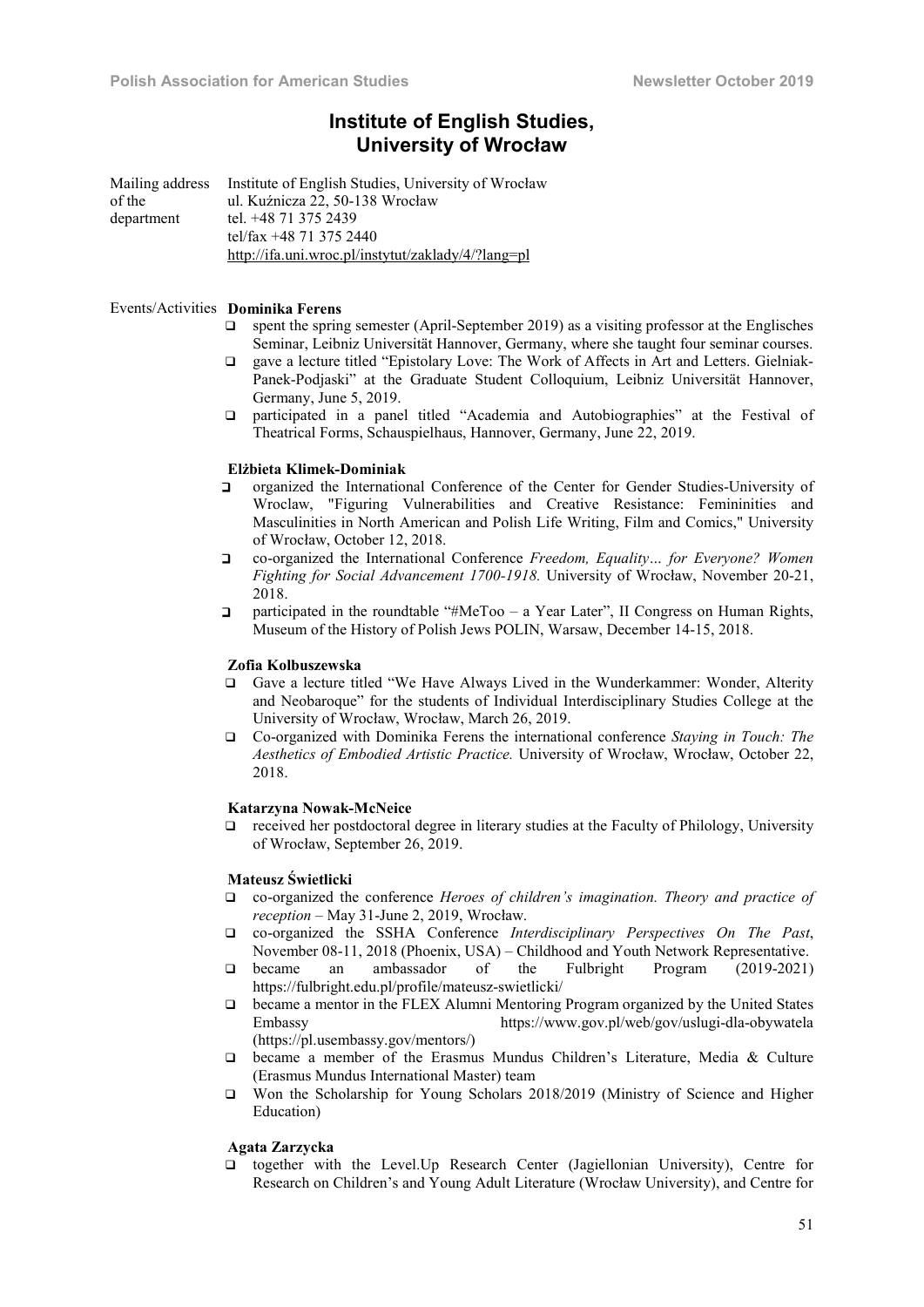## Institute of English Studies, University of Wrocław

Mailing address of the department: Institute of English Studies, University of Wrocław
ul. Kuźnicza 22, 50-138 Wrocław
tel. +48 71 375 2439
tel/fax +48 71 375 2440
http://ifa.uni.wroc.pl/instytut/zaklady/4/?lang=pl

Events/Activities

**Dominika Ferens**

- spent the spring semester (April-September 2019) as a visiting professor at the Englisches Seminar, Leibniz Universität Hannover, Germany, where she taught four seminar courses.
- gave a lecture titled "Epistolary Love: The Work of Affects in Art and Letters. Gielniak-Panek-Podjaski" at the Graduate Student Colloquium, Leibniz Universität Hannover, Germany, June 5, 2019.
- participated in a panel titled "Academia and Autobiographies" at the Festival of Theatrical Forms, Schauspielhaus, Hannover, Germany, June 22, 2019.

**Elżbieta Klimek-Dominiak**

- organized the International Conference of the Center for Gender Studies-University of Wroclaw, "Figuring Vulnerabilities and Creative Resistance: Femininities and Masculinities in North American and Polish Life Writing, Film and Comics," University of Wrocław, October 12, 2018.
- co-organized the International Conference *Freedom, Equality… for Everyone? Women Fighting for Social Advancement 1700-1918.* University of Wrocław, November 20-21, 2018.
- participated in the roundtable "#MeToo – a Year Later", II Congress on Human Rights, Museum of the History of Polish Jews POLIN, Warsaw, December 14-15, 2018.

**Zofia Kolbuszewska**

- Gave a lecture titled "We Have Always Lived in the Wunderkammer: Wonder, Alterity and Neobaroque" for the students of Individual Interdisciplinary Studies College at the University of Wrocław, Wrocław, March 26, 2019.
- Co-organized with Dominika Ferens the international conference *Staying in Touch: The Aesthetics of Embodied Artistic Practice.* University of Wrocław, Wrocław, October 22, 2018.

**Katarzyna Nowak-McNeice**

- received her postdoctoral degree in literary studies at the Faculty of Philology, University of Wrocław, September 26, 2019.

**Mateusz Świetlicki**

- co-organized the conference *Heroes of children's imagination. Theory and practice of reception* – May 31-June 2, 2019, Wrocław.
- co-organized the SSHA Conference *Interdisciplinary Perspectives On The Past*, November 08-11, 2018 (Phoenix, USA) – Childhood and Youth Network Representative.
- became an ambassador of the Fulbright Program (2019-2021) https://fulbright.edu.pl/profile/mateusz-swietlicki/
- became a mentor in the FLEX Alumni Mentoring Program organized by the United States Embassy https://www.gov.pl/web/gov/uslugi-dla-obywatela (https://pl.usembassy.gov/mentors/)
- became a member of the Erasmus Mundus Children's Literature, Media & Culture (Erasmus Mundus International Master) team
- Won the Scholarship for Young Scholars 2018/2019 (Ministry of Science and Higher Education)

**Agata Zarzycka**

- together with the Level.Up Research Center (Jagiellonian University), Centre for Research on Children's and Young Adult Literature (Wrocław University), and Centre for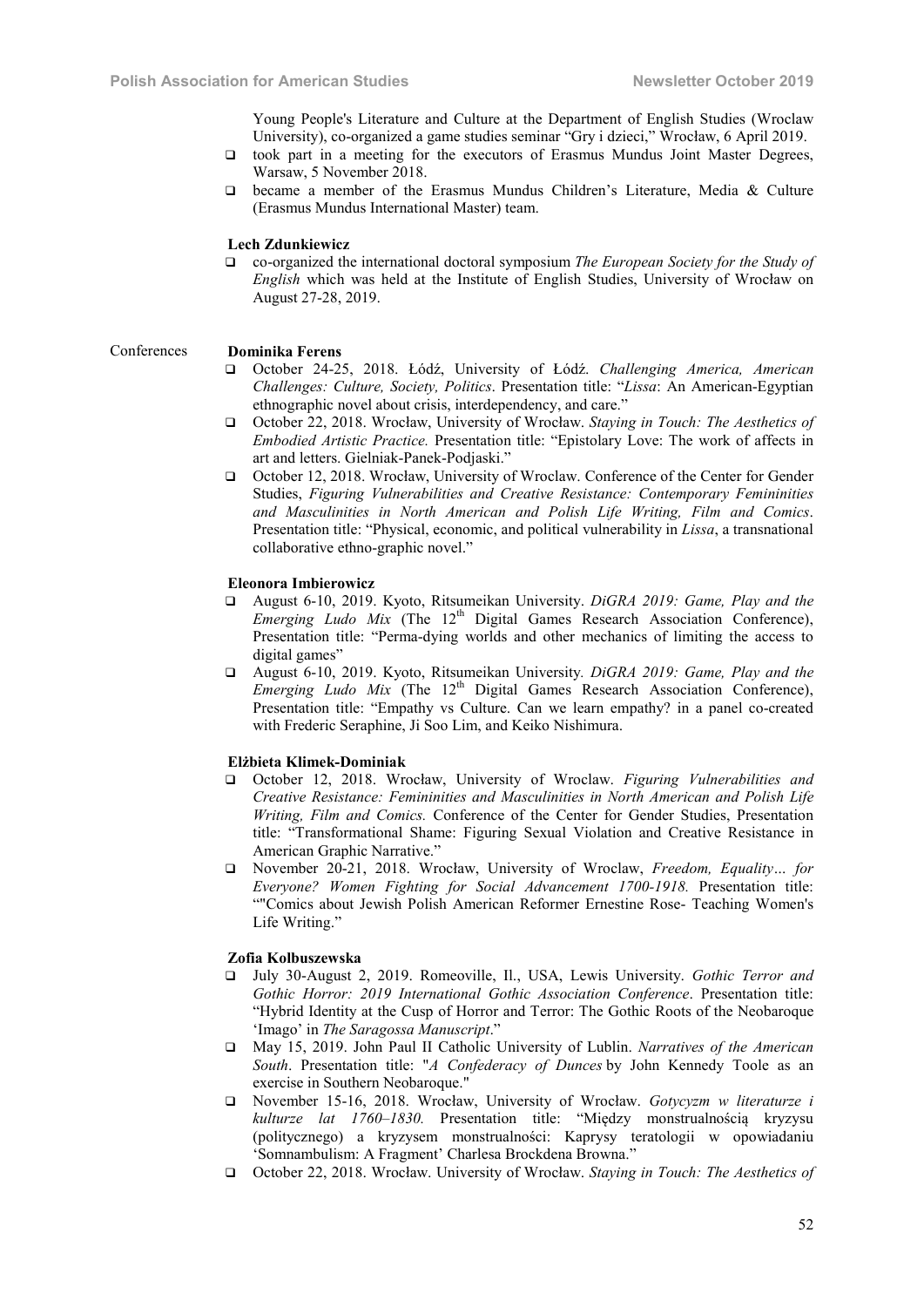Young People's Literature and Culture at the Department of English Studies (Wroclaw University), co-organized a game studies seminar "Gry i dzieci," Wrocław, 6 April 2019.

- took part in a meeting for the executors of Erasmus Mundus Joint Master Degrees, Warsaw, 5 November 2018.
- became a member of the Erasmus Mundus Children's Literature, Media & Culture (Erasmus Mundus International Master) team.

**Lech Zdunkiewicz**

- co-organized the international doctoral symposium *The European Society for the Study of English* which was held at the Institute of English Studies, University of Wrocław on August 27-28, 2019.

Conferences

**Dominika Ferens**

- October 24-25, 2018. Łódź, University of Łódź. *Challenging America, American Challenges: Culture, Society, Politics*. Presentation title: "*Lissa*: An American-Egyptian ethnographic novel about crisis, interdependency, and care."
- October 22, 2018. Wrocław, University of Wrocław. *Staying in Touch: The Aesthetics of Embodied Artistic Practice.* Presentation title: "Epistolary Love: The work of affects in art and letters. Gielniak-Panek-Podjaski."
- October 12, 2018. Wrocław, University of Wroclaw. Conference of the Center for Gender Studies, *Figuring Vulnerabilities and Creative Resistance: Contemporary Femininities and Masculinities in North American and Polish Life Writing, Film and Comics*. Presentation title: "Physical, economic, and political vulnerability in *Lissa*, a transnational collaborative ethno-graphic novel."

**Eleonora Imbierowicz**

- August 6-10, 2019. Kyoto, Ritsumeikan University. *DiGRA 2019: Game, Play and the Emerging Ludo Mix* (The 12th Digital Games Research Association Conference), Presentation title: "Perma-dying worlds and other mechanics of limiting the access to digital games"
- August 6-10, 2019. Kyoto, Ritsumeikan University. *DiGRA 2019: Game, Play and the Emerging Ludo Mix* (The 12th Digital Games Research Association Conference), Presentation title: "Empathy vs Culture. Can we learn empathy? in a panel co-created with Frederic Seraphine, Ji Soo Lim, and Keiko Nishimura.

**Elżbieta Klimek-Dominiak**

- October 12, 2018. Wrocław, University of Wroclaw. *Figuring Vulnerabilities and Creative Resistance: Femininities and Masculinities in North American and Polish Life Writing, Film and Comics.* Conference of the Center for Gender Studies, Presentation title: "Transformational Shame: Figuring Sexual Violation and Creative Resistance in American Graphic Narrative."
- November 20-21, 2018. Wrocław, University of Wroclaw, *Freedom, Equality… for Everyone? Women Fighting for Social Advancement 1700-1918.* Presentation title: ""Comics about Jewish Polish American Reformer Ernestine Rose- Teaching Women's Life Writing."

**Zofia Kolbuszewska**

- July 30-August 2, 2019. Romeoville, Il., USA, Lewis University. *Gothic Terror and Gothic Horror: 2019 International Gothic Association Conference*. Presentation title: "Hybrid Identity at the Cusp of Horror and Terror: The Gothic Roots of the Neobaroque 'Imago' in *The Saragossa Manuscript*."
- May 15, 2019. John Paul II Catholic University of Lublin. *Narratives of the American South*. Presentation title: "*A Confederacy of Dunces* by John Kennedy Toole as an exercise in Southern Neobaroque."
- November 15-16, 2018. Wrocław, University of Wrocław. *Gotycyzm w literaturze i kulturze lat 1760–1830.* Presentation title: "Między monstrualnością kryzysu (politycznego) a kryzysem monstrualności: Kaprysy teratologii w opowiadaniu 'Somnambulism: A Fragment' Charlesa Brockdena Browna."
- October 22, 2018. Wrocław. University of Wrocław. *Staying in Touch: The Aesthetics of*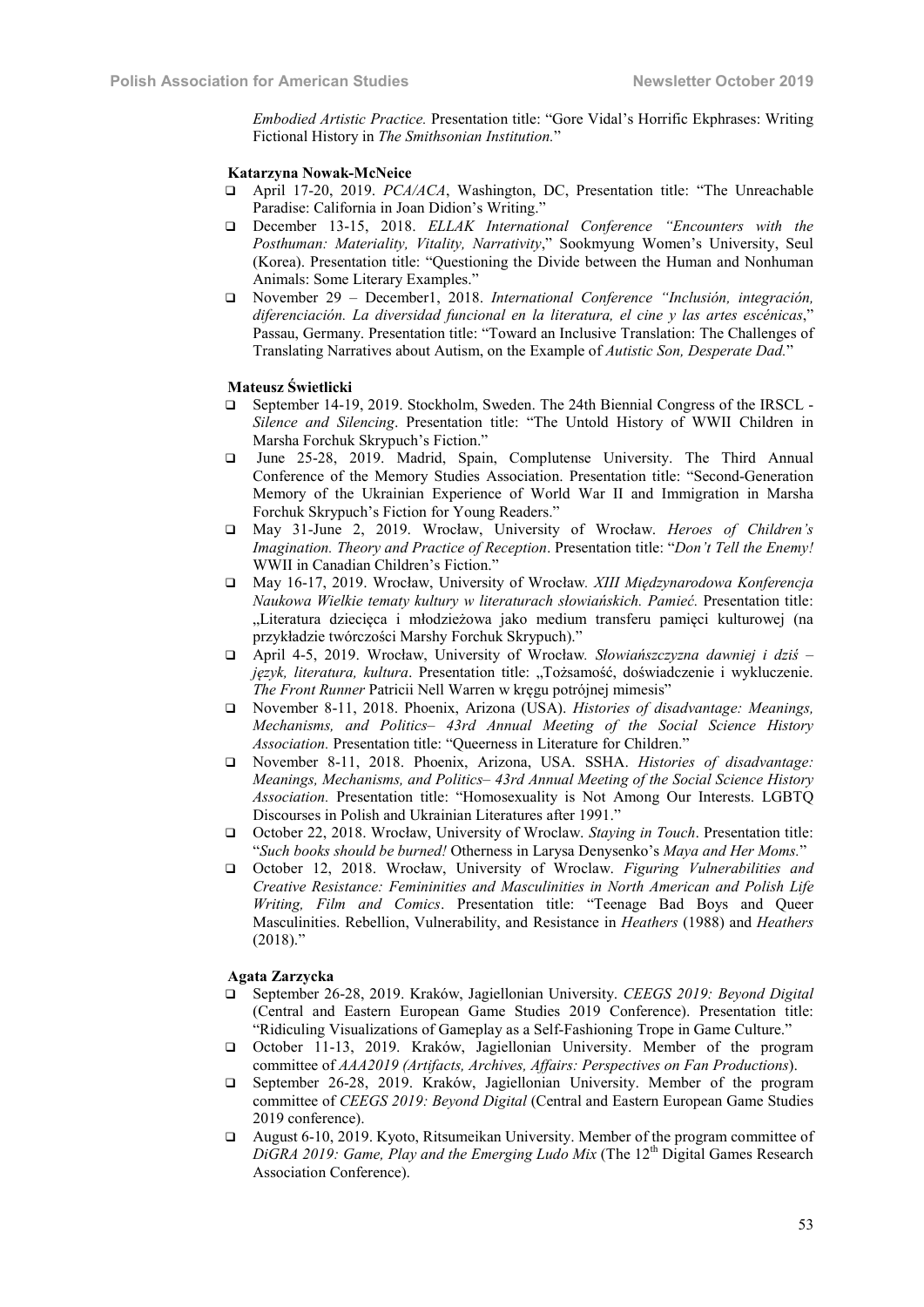*Embodied Artistic Practice.* Presentation title: "Gore Vidal's Horrific Ekphrases: Writing Fictional History in *The Smithsonian Institution.*"

**Katarzyna Nowak-McNeice**

- April 17-20, 2019. *PCA/ACA*, Washington, DC, Presentation title: "The Unreachable Paradise: California in Joan Didion's Writing."
- December 13-15, 2018. *ELLAK International Conference "Encounters with the Posthuman: Materiality, Vitality, Narrativity*," Sookmyung Women's University, Seul (Korea). Presentation title: "Questioning the Divide between the Human and Nonhuman Animals: Some Literary Examples."
- November 29 – December1, 2018. *International Conference "Inclusión, integración, diferenciación. La diversidad funcional en la literatura, el cine y las artes escénicas*," Passau, Germany. Presentation title: "Toward an Inclusive Translation: The Challenges of Translating Narratives about Autism, on the Example of *Autistic Son, Desperate Dad.*"

**Mateusz Świetlicki**

- September 14-19, 2019. Stockholm, Sweden. The 24th Biennial Congress of the IRSCL - *Silence and Silencing*. Presentation title: "The Untold History of WWII Children in Marsha Forchuk Skrypuch's Fiction."
- June 25-28, 2019. Madrid, Spain, Complutense University. The Third Annual Conference of the Memory Studies Association. Presentation title: "Second-Generation Memory of the Ukrainian Experience of World War II and Immigration in Marsha Forchuk Skrypuch's Fiction for Young Readers."
- May 31-June 2, 2019. Wrocław, University of Wrocław. *Heroes of Children's Imagination. Theory and Practice of Reception*. Presentation title: "*Don't Tell the Enemy!* WWII in Canadian Children's Fiction."
- May 16-17, 2019. Wrocław, University of Wrocław*. XIII Międzynarodowa Konferencja Naukowa Wielkie tematy kultury w literaturach słowiańskich. Pamięć.* Presentation title: „Literatura dziecięca i młodzieżowa jako medium transferu pamięci kulturowej (na przykładzie twórczości Marshy Forchuk Skrypuch)."
- April 4-5, 2019. Wrocław, University of Wrocław. *Słowiańszczyzna dawniej i dziś – język, literatura, kultura*. Presentation title: „Tożsamość, doświadczenie i wykluczenie. *The Front Runner* Patricii Nell Warren w kręgu potrójnej mimesis"
- November 8-11, 2018. Phoenix, Arizona (USA). *Histories of disadvantage: Meanings, Mechanisms, and Politics– 43rd Annual Meeting of the Social Science History Association.* Presentation title: "Queerness in Literature for Children."
- November 8-11, 2018. Phoenix, Arizona, USA. SSHA. *Histories of disadvantage: Meanings, Mechanisms, and Politics– 43rd Annual Meeting of the Social Science History Association.* Presentation title: "Homosexuality is Not Among Our Interests. LGBTQ Discourses in Polish and Ukrainian Literatures after 1991."
- October 22, 2018. Wrocław, University of Wroclaw. *Staying in Touch*. Presentation title: "*Such books should be burned!* Otherness in Larysa Denysenko's *Maya and Her Moms.*"
- October 12, 2018. Wrocław, University of Wroclaw. *Figuring Vulnerabilities and Creative Resistance: Femininities and Masculinities in North American and Polish Life Writing, Film and Comics*. Presentation title: "Teenage Bad Boys and Queer Masculinities. Rebellion, Vulnerability, and Resistance in *Heathers* (1988) and *Heathers* (2018)."

**Agata Zarzycka**

- September 26-28, 2019. Kraków, Jagiellonian University. *CEEGS 2019: Beyond Digital* (Central and Eastern European Game Studies 2019 Conference). Presentation title: "Ridiculing Visualizations of Gameplay as a Self-Fashioning Trope in Game Culture."
- October 11-13, 2019. Kraków, Jagiellonian University. Member of the program committee of *AAA2019 (Artifacts, Archives, Affairs: Perspectives on Fan Productions*).
- September 26-28, 2019. Kraków, Jagiellonian University. Member of the program committee of *CEEGS 2019: Beyond Digital* (Central and Eastern European Game Studies 2019 conference).
- August 6-10, 2019. Kyoto, Ritsumeikan University. Member of the program committee of *DiGRA 2019: Game, Play and the Emerging Ludo Mix* (The 12th Digital Games Research Association Conference).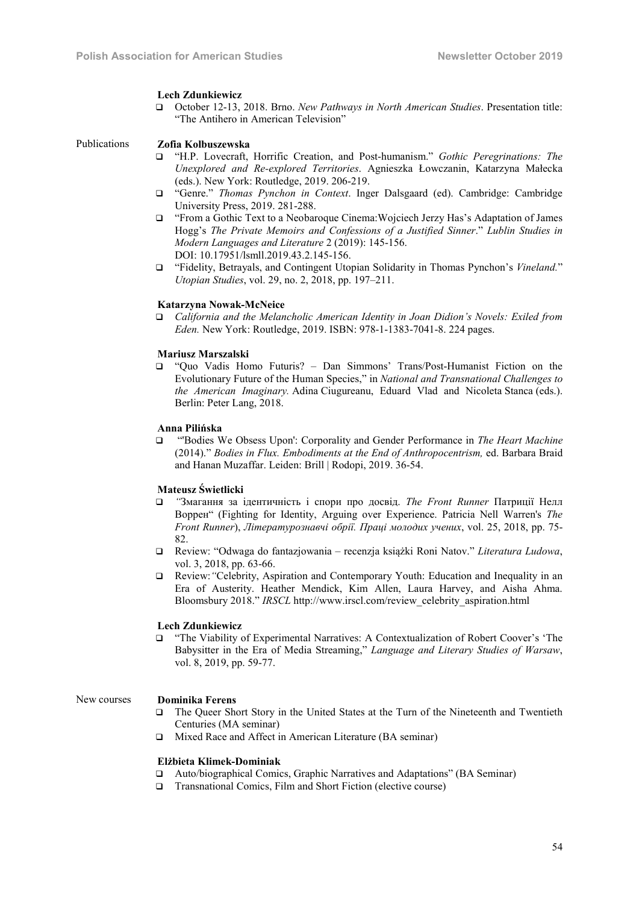**Lech Zdunkiewicz**

- October 12-13, 2018. Brno. *New Pathways in North American Studies*. Presentation title: "The Antihero in American Television"

Publications

**Zofia Kolbuszewska**

- "H.P. Lovecraft, Horrific Creation, and Post-humanism." *Gothic Peregrinations: The Unexplored and Re-explored Territories*. Agnieszka Łowczanin, Katarzyna Małecka (eds.). New York: Routledge, 2019. 206-219.
- "Genre." *Thomas Pynchon in Context*. Inger Dalsgaard (ed). Cambridge: Cambridge University Press, 2019. 281-288.
- "From a Gothic Text to a Neobaroque Cinema:Wojciech Jerzy Has's Adaptation of James Hogg's *The Private Memoirs and Confessions of a Justified Sinner*." *Lublin Studies in Modern Languages and Literature* 2 (2019): 145-156. DOI: 10.17951/lsmll.2019.43.2.145-156.
- "Fidelity, Betrayals, and Contingent Utopian Solidarity in Thomas Pynchon's *Vineland.*" *Utopian Studies*, vol. 29, no. 2, 2018, pp. 197–211.

**Katarzyna Nowak-McNeice**

- *California and the Melancholic American Identity in Joan Didion's Novels: Exiled from Eden.* New York: Routledge, 2019. ISBN: 978-1-1383-7041-8. 224 pages.

**Mariusz Marszalski**

- "Quo Vadis Homo Futuris? – Dan Simmons' Trans/Post-Humanist Fiction on the Evolutionary Future of the Human Species," in *National and Transnational Challenges to the American Imaginary.* Adina Ciugureanu, Eduard Vlad and Nicoleta Stanca (eds.). Berlin: Peter Lang, 2018.

**Anna Pilińska**

- "'Bodies We Obsess Upon': Corporality and Gender Performance in *The Heart Machine* (2014)." *Bodies in Flux. Embodiments at the End of Anthropocentrism,* ed. Barbara Braid and Hanan Muzaffar. Leiden: Brill | Rodopi, 2019. 36-54.

**Mateusz Świetlicki**

- "Змагання за ідентичність і спори про досвід. *The Front Runner* Патриції Нелл Воррен" (Fighting for Identity, Arguing over Experience. Patricia Nell Warren's *The Front Runner*), *Літературознавчі обрії. Праці молодих учених*, vol. 25, 2018, pp. 75-82.
- Review: "Odwaga do fantazjowania – recenzja książki Roni Natov." *Literatura Ludowa*, vol. 3, 2018, pp. 63-66.
- Review: "Celebrity, Aspiration and Contemporary Youth: Education and Inequality in an Era of Austerity. Heather Mendick, Kim Allen, Laura Harvey, and Aisha Ahma. Bloomsbury 2018." *IRSCL* http://www.irscl.com/review_celebrity_aspiration.html

**Lech Zdunkiewicz**

- "The Viability of Experimental Narratives: A Contextualization of Robert Coover's 'The Babysitter in the Era of Media Streaming," *Language and Literary Studies of Warsaw*, vol. 8, 2019, pp. 59-77.

New courses

**Dominika Ferens**

- The Queer Short Story in the United States at the Turn of the Nineteenth and Twentieth Centuries (MA seminar)
- Mixed Race and Affect in American Literature (BA seminar)

**Elżbieta Klimek-Dominiak**

- Auto/biographical Comics, Graphic Narratives and Adaptations" (BA Seminar)
- Transnational Comics, Film and Short Fiction (elective course)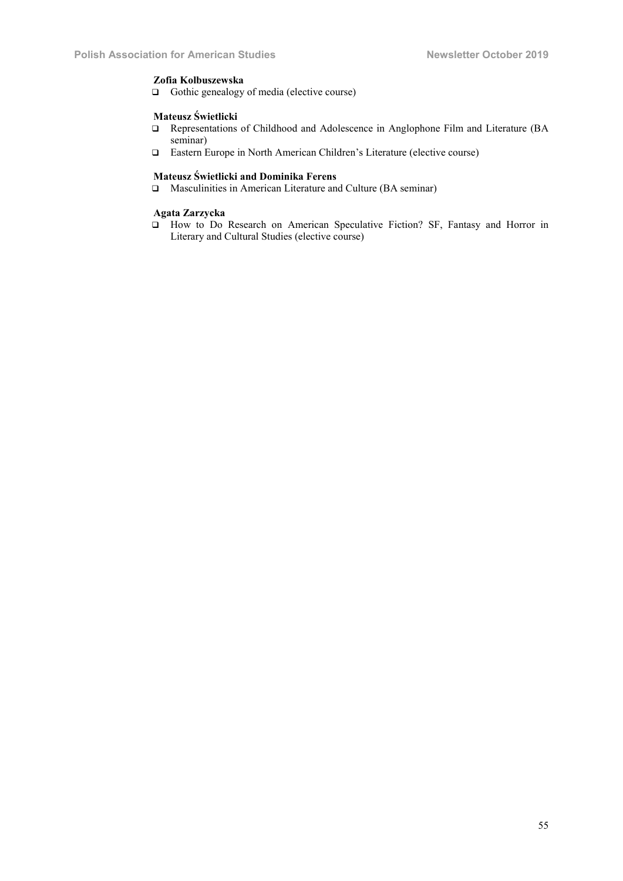**Zofia Kolbuszewska**

- Gothic genealogy of media (elective course)

**Mateusz Świetlicki**

- Representations of Childhood and Adolescence in Anglophone Film and Literature (BA seminar)
- Eastern Europe in North American Children's Literature (elective course)

**Mateusz Świetlicki and Dominika Ferens**

- Masculinities in American Literature and Culture (BA seminar)

**Agata Zarzycka**

- How to Do Research on American Speculative Fiction? SF, Fantasy and Horror in Literary and Cultural Studies (elective course)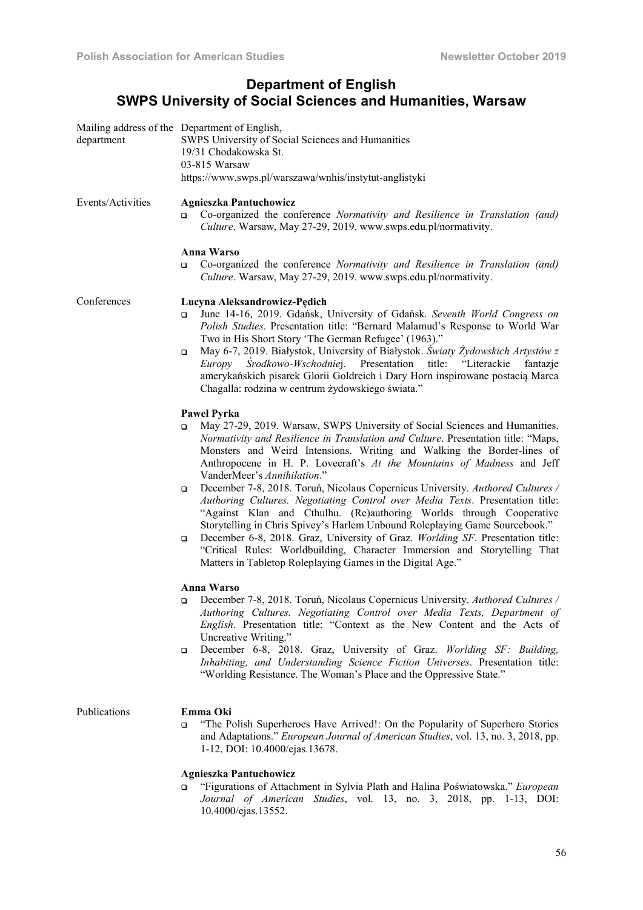## Department of English
## SWPS University of Social Sciences and Humanities, Warsaw

**Mailing address of the department**

Department of English,
SWPS University of Social Sciences and Humanities
19/31 Chodakowska St.
03-815 Warsaw
https://www.swps.pl/warszawa/wnhis/instytut-anglistyki

**Events/Activities**

**Agnieszka Pantuchowicz**

- Co-organized the conference *Normativity and Resilience in Translation (and) Culture*. Warsaw, May 27-29, 2019. www.swps.edu.pl/normativity.

**Anna Warso**

- Co-organized the conference *Normativity and Resilience in Translation (and) Culture*. Warsaw, May 27-29, 2019. www.swps.edu.pl/normativity.

**Conferences**

**Lucyna Aleksandrowicz-Pędich**

- June 14-16, 2019. Gdańsk, University of Gdańsk. *Seventh World Congress on Polish Studies*. Presentation title: "Bernard Malamud's Response to World War Two in His Short Story 'The German Refugee' (1963)."
- May 6-7, 2019. Białystok, University of Białystok. *Światy Żydowskich Artystów z Europy Środkowo-Wschodniej*. Presentation title: "Literackie fantazje amerykańskich pisarek Glorii Goldreich i Dary Horn inspirowane postacią Marca Chagalla: rodzina w centrum żydowskiego świata."

**Paweł Pyrka**

- May 27-29, 2019. Warsaw, SWPS University of Social Sciences and Humanities. *Normativity and Resilience in Translation and Culture*. Presentation title: "Maps, Monsters and Weird Intensions. Writing and Walking the Border-lines of Anthropocene in H. P. Lovecraft's *At the Mountains of Madness* and Jeff VanderMeer's *Annihilation*."
- December 7-8, 2018. Toruń, Nicolaus Copernicus University. *Authored Cultures / Authoring Cultures. Negotiating Control over Media Texts*. Presentation title: "Against Klan and Cthulhu. (Re)authoring Worlds through Cooperative Storytelling in Chris Spivey's Harlem Unbound Roleplaying Game Sourcebook."
- December 6-8, 2018. Graz, University of Graz. *Worlding SF*. Presentation title: "Critical Rules: Worldbuilding, Character Immersion and Storytelling That Matters in Tabletop Roleplaying Games in the Digital Age."

**Anna Warso**

- December 7-8, 2018. Toruń, Nicolaus Copernicus University. *Authored Cultures / Authoring Cultures. Negotiating Control over Media Texts, Department of English*. Presentation title: "Context as the New Content and the Acts of Uncreative Writing."
- December 6-8, 2018. Graz, University of Graz. *Worlding SF: Building, Inhabiting, and Understanding Science Fiction Universes*. Presentation title: "Worlding Resistance. The Woman's Place and the Oppressive State."

**Publications**

**Emma Oki**

- "The Polish Superheroes Have Arrived!: On the Popularity of Superhero Stories and Adaptations." *European Journal of American Studies*, vol. 13, no. 3, 2018, pp. 1-12, DOI: 10.4000/ejas.13678.

**Agnieszka Pantuchowicz**

- "Figurations of Attachment in Sylvia Plath and Halina Poświatowska." *European Journal of American Studies*, vol. 13, no. 3, 2018, pp. 1-13, DOI: 10.4000/ejas.13552.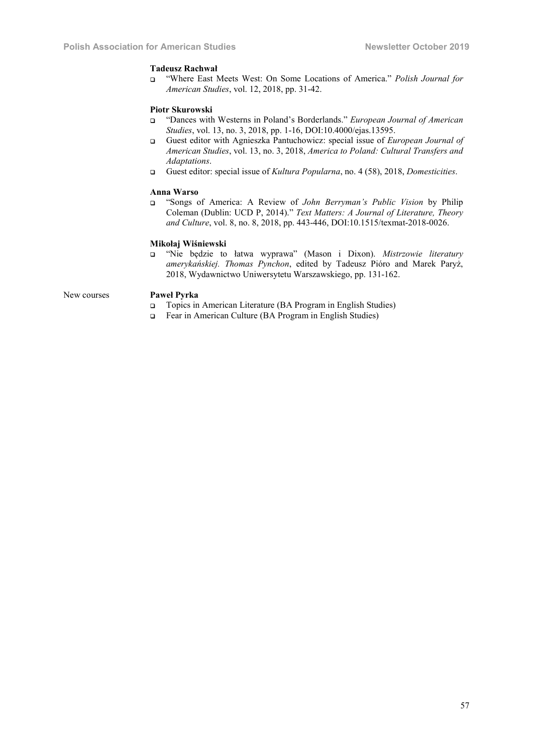**Tadeusz Rachwał**

- "Where East Meets West: On Some Locations of America." *Polish Journal for American Studies*, vol. 12, 2018, pp. 31-42.

**Piotr Skurowski**

- "Dances with Westerns in Poland's Borderlands." *European Journal of American Studies*, vol. 13, no. 3, 2018, pp. 1-16, DOI:10.4000/ejas.13595.
- Guest editor with Agnieszka Pantuchowicz: special issue of *European Journal of American Studies*, vol. 13, no. 3, 2018, *America to Poland: Cultural Transfers and Adaptations*.
- Guest editor: special issue of *Kultura Popularna*, no. 4 (58), 2018, *Domesticities*.

**Anna Warso**

- "Songs of America: A Review of *John Berryman's Public Vision* by Philip Coleman (Dublin: UCD P, 2014)." *Text Matters: A Journal of Literature, Theory and Culture*, vol. 8, no. 8, 2018, pp. 443-446, DOI:10.1515/texmat-2018-0026.

**Mikołaj Wiśniewski**

- "Nie będzie to łatwa wyprawa" (Mason i Dixon). *Mistrzowie literatury amerykańskiej. Thomas Pynchon*, edited by Tadeusz Pióro and Marek Paryż, 2018, Wydawnictwo Uniwersytetu Warszawskiego, pp. 131-162.

New courses

**Paweł Pyrka**

- Topics in American Literature (BA Program in English Studies)
- Fear in American Culture (BA Program in English Studies)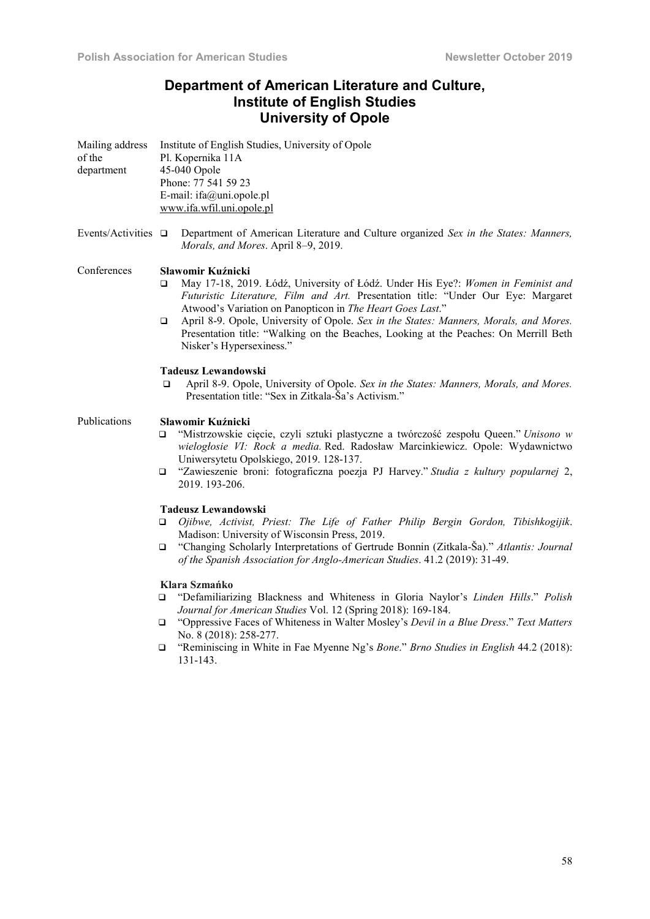# Department of American Literature and Culture, Institute of English Studies University of Opole

**Mailing address of the department**

Institute of English Studies, University of Opole
Pl. Kopernika 11A
45-040 Opole
Phone: 77 541 59 23
E-mail: ifa@uni.opole.pl
www.ifa.wfil.uni.opole.pl

**Events/Activities**

- Department of American Literature and Culture organized *Sex in the States: Manners, Morals, and Mores*. April 8–9, 2019.

**Conferences**

**Sławomir Kuźnicki**

- May 17-18, 2019. Łódź, University of Łódź. Under His Eye?: *Women in Feminist and Futuristic Literature, Film and Art.* Presentation title: "Under Our Eye: Margaret Atwood's Variation on Panopticon in *The Heart Goes Last*."
- April 8-9. Opole, University of Opole. *Sex in the States: Manners, Morals, and Mores.* Presentation title: "Walking on the Beaches, Looking at the Peaches: On Merrill Beth Nisker's Hypersexiness."

**Tadeusz Lewandowski**

- April 8-9. Opole, University of Opole. *Sex in the States: Manners, Morals, and Mores.* Presentation title: "Sex in Zitkala-Ša's Activism."

**Publications**

**Sławomir Kuźnicki**

- "Mistrzowskie cięcie, czyli sztuki plastyczne a twórczość zespołu Queen." *Unisono w wielogłosie VI: Rock a media.* Red. Radosław Marcinkiewicz. Opole: Wydawnictwo Uniwersytetu Opolskiego, 2019. 128-137.
- "Zawieszenie broni: fotograficzna poezja PJ Harvey." *Studia z kultury popularnej* 2, 2019. 193-206.

**Tadeusz Lewandowski**

- *Ojibwe, Activist, Priest: The Life of Father Philip Bergin Gordon, Tibishkogijik*. Madison: University of Wisconsin Press, 2019.
- "Changing Scholarly Interpretations of Gertrude Bonnin (Zitkala-Ša)." *Atlantis: Journal of the Spanish Association for Anglo-American Studies*. 41.2 (2019): 31-49.

**Klara Szmańko**

- "Defamiliarizing Blackness and Whiteness in Gloria Naylor's *Linden Hills*." *Polish Journal for American Studies* Vol. 12 (Spring 2018): 169-184.
- "Oppressive Faces of Whiteness in Walter Mosley's *Devil in a Blue Dress*." *Text Matters* No. 8 (2018): 258-277.
- "Reminiscing in White in Fae Myenne Ng's *Bone*." *Brno Studies in English* 44.2 (2018): 131-143.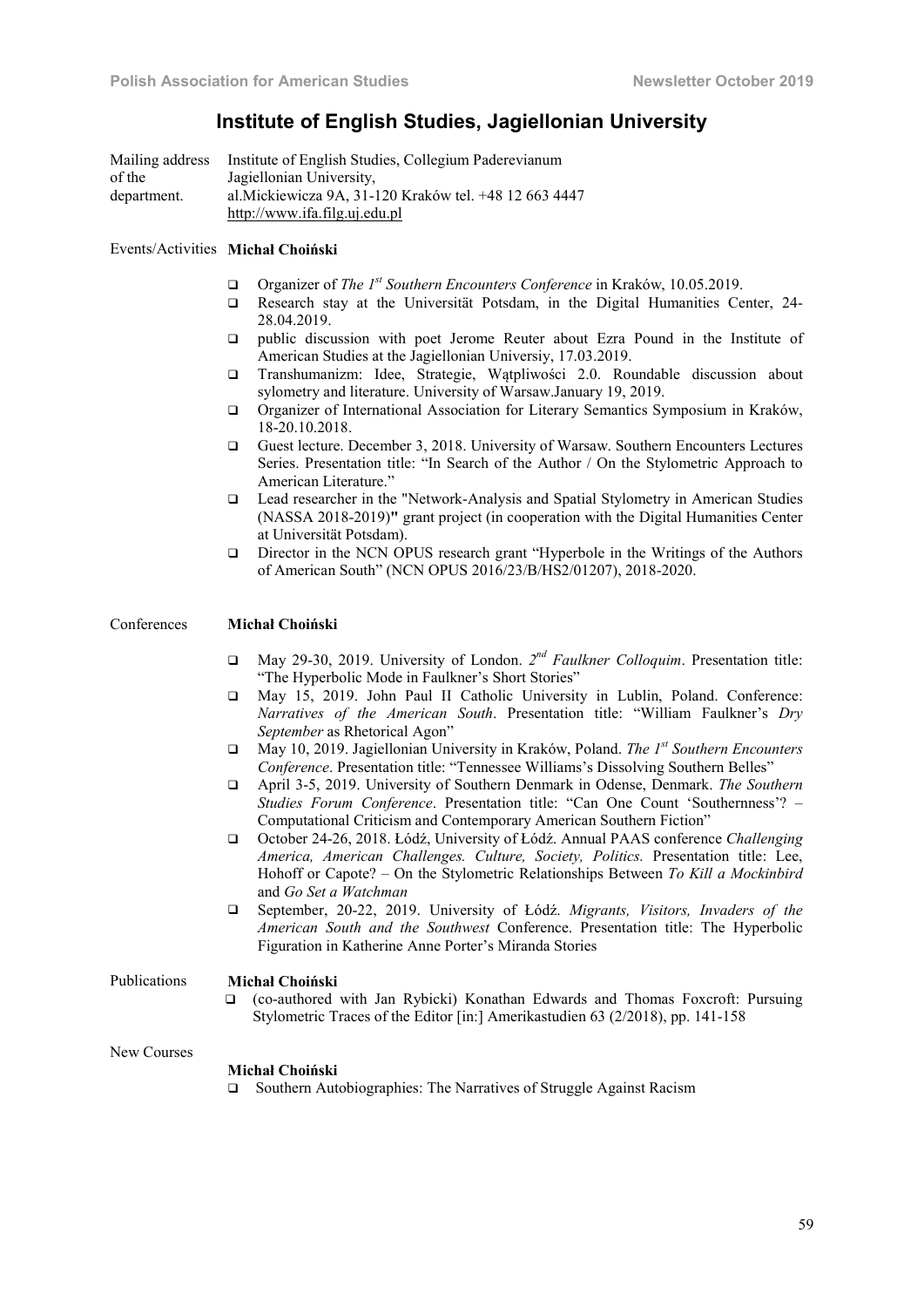# Institute of English Studies, Jagiellonian University

Mailing address of the department. Institute of English Studies, Collegium Paderevianum
Jagiellonian University,
al.Mickiewicza 9A, 31-120 Kraków tel. +48 12 663 4447
http://www.ifa.filg.uj.edu.pl

## Events/Activities

**Michał Choiński**

- Organizer of *The 1st Southern Encounters Conference* in Kraków, 10.05.2019.
- Research stay at the Universität Potsdam, in the Digital Humanities Center, 24-28.04.2019.
- public discussion with poet Jerome Reuter about Ezra Pound in the Institute of American Studies at the Jagiellonian Universiy, 17.03.2019.
- Transhumanizm: Idee, Strategie, Wątpliwości 2.0. Roundable discussion about sylometry and literature. University of Warsaw.January 19, 2019.
- Organizer of International Association for Literary Semantics Symposium in Kraków, 18-20.10.2018.
- Guest lecture. December 3, 2018. University of Warsaw. Southern Encounters Lectures Series. Presentation title: "In Search of the Author / On the Stylometric Approach to American Literature."
- Lead researcher in the "Network-Analysis and Spatial Stylometry in American Studies (NASSA 2018-2019)**"** grant project (in cooperation with the Digital Humanities Center at Universität Potsdam).
- Director in the NCN OPUS research grant "Hyperbole in the Writings of the Authors of American South" (NCN OPUS 2016/23/B/HS2/01207), 2018-2020.

## Conferences

**Michał Choiński**

- May 29-30, 2019. University of London. *2nd Faulkner Colloqium*. Presentation title: "The Hyperbolic Mode in Faulkner's Short Stories"
- May 15, 2019. John Paul II Catholic University in Lublin, Poland. Conference: *Narratives of the American South*. Presentation title: "William Faulkner's *Dry September* as Rhetorical Agon"
- May 10, 2019. Jagiellonian University in Kraków, Poland. *The 1st Southern Encounters Conference*. Presentation title: "Tennessee Williams's Dissolving Southern Belles"
- April 3-5, 2019. University of Southern Denmark in Odense, Denmark. *The Southern Studies Forum Conference*. Presentation title: "Can One Count 'Southernness'? – Computational Criticism and Contemporary American Southern Fiction"
- October 24-26, 2018. Łódź, University of Łódź. Annual PAAS conference *Challenging America, American Challenges. Culture, Society, Politics.* Presentation title: Lee, Hohoff or Capote? – On the Stylometric Relationships Between *To Kill a Mockinbird* and *Go Set a Watchman*
- September, 20-22, 2019. University of Łódź. *Migrants, Visitors, Invaders of the American South and the Southwest* Conference. Presentation title: The Hyperbolic Figuration in Katherine Anne Porter's Miranda Stories

## Publications

**Michał Choiński**

- (co-authored with Jan Rybicki) Konathan Edwards and Thomas Foxcroft: Pursuing Stylometric Traces of the Editor [in:] Amerikastudien 63 (2/2018), pp. 141-158

## New Courses

**Michał Choiński**

- Southern Autobiographies: The Narratives of Struggle Against Racism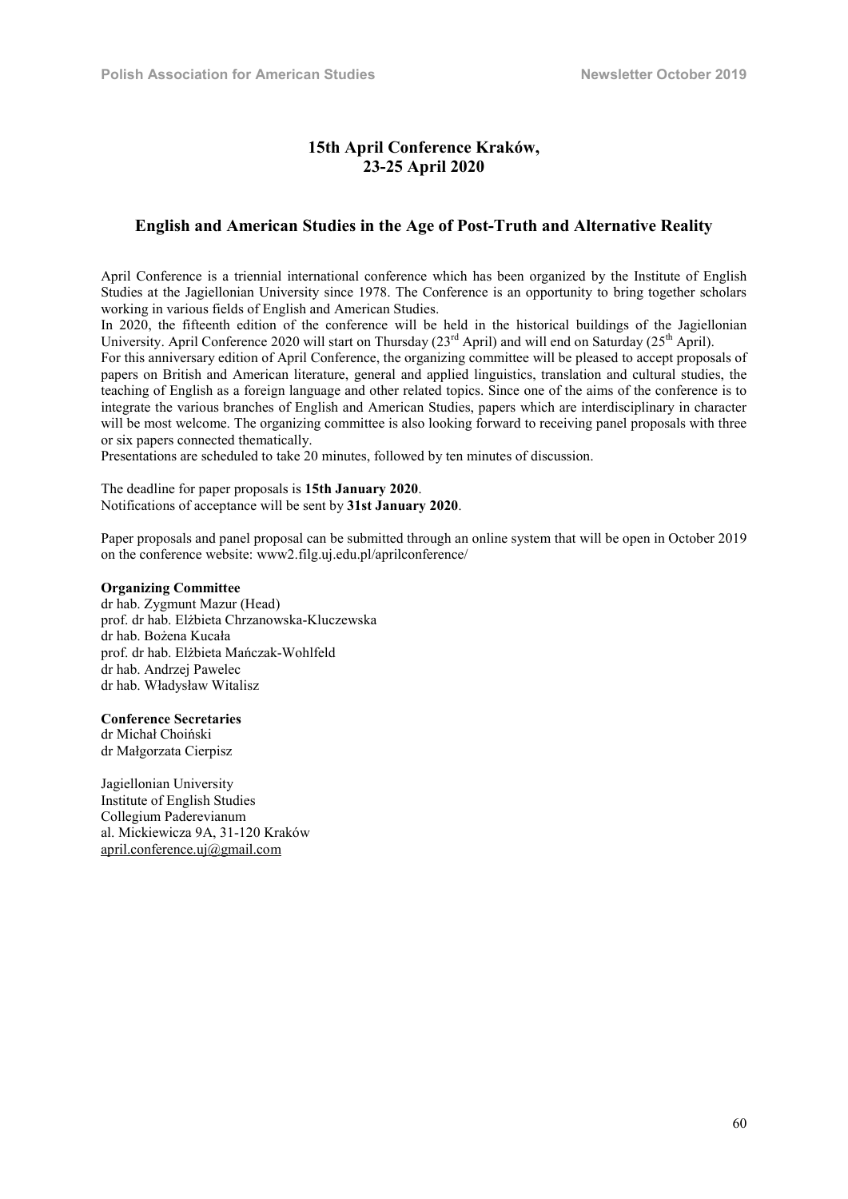## 15th April Conference Kraków, 23-25 April 2020

## English and American Studies in the Age of Post-Truth and Alternative Reality

April Conference is a triennial international conference which has been organized by the Institute of English Studies at the Jagiellonian University since 1978. The Conference is an opportunity to bring together scholars working in various fields of English and American Studies.
In 2020, the fifteenth edition of the conference will be held in the historical buildings of the Jagiellonian University. April Conference 2020 will start on Thursday (23rd April) and will end on Saturday (25th April).
For this anniversary edition of April Conference, the organizing committee will be pleased to accept proposals of papers on British and American literature, general and applied linguistics, translation and cultural studies, the teaching of English as a foreign language and other related topics. Since one of the aims of the conference is to integrate the various branches of English and American Studies, papers which are interdisciplinary in character will be most welcome. The organizing committee is also looking forward to receiving panel proposals with three or six papers connected thematically.
Presentations are scheduled to take 20 minutes, followed by ten minutes of discussion.

The deadline for paper proposals is **15th January 2020**.
Notifications of acceptance will be sent by **31st January 2020**.

Paper proposals and panel proposal can be submitted through an online system that will be open in October 2019 on the conference website: www2.filg.uj.edu.pl/aprilconference/

**Organizing Committee**
dr hab. Zygmunt Mazur (Head)
prof. dr hab. Elżbieta Chrzanowska-Kluczewska
dr hab. Bożena Kucała
prof. dr hab. Elżbieta Mańczak-Wohlfeld
dr hab. Andrzej Pawelec
dr hab. Władysław Witalisz

**Conference Secretaries**
dr Michał Choiński
dr Małgorzata Cierpisz

Jagiellonian University
Institute of English Studies
Collegium Paderevianum
al. Mickiewicza 9A, 31-120 Kraków
april.conference.uj@gmail.com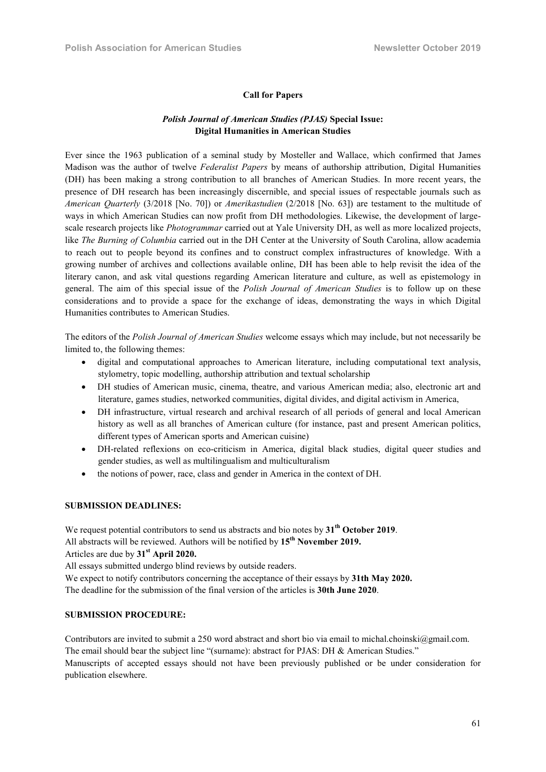## Call for Papers

### *Polish Journal of American Studies (PJAS)* Special Issue: Digital Humanities in American Studies

Ever since the 1963 publication of a seminal study by Mosteller and Wallace, which confirmed that James Madison was the author of twelve *Federalist Papers* by means of authorship attribution, Digital Humanities (DH) has been making a strong contribution to all branches of American Studies. In more recent years, the presence of DH research has been increasingly discernible, and special issues of respectable journals such as *American Quarterly* (3/2018 [No. 70]) or *Amerikastudien* (2/2018 [No. 63]) are testament to the multitude of ways in which American Studies can now profit from DH methodologies. Likewise, the development of large-scale research projects like *Photogrammar* carried out at Yale University DH, as well as more localized projects, like *The Burning of Columbia* carried out in the DH Center at the University of South Carolina, allow academia to reach out to people beyond its confines and to construct complex infrastructures of knowledge. With a growing number of archives and collections available online, DH has been able to help revisit the idea of the literary canon, and ask vital questions regarding American literature and culture, as well as epistemology in general. The aim of this special issue of the *Polish Journal of American Studies* is to follow up on these considerations and to provide a space for the exchange of ideas, demonstrating the ways in which Digital Humanities contributes to American Studies.

The editors of the *Polish Journal of American Studies* welcome essays which may include, but not necessarily be limited to, the following themes:

- digital and computational approaches to American literature, including computational text analysis, stylometry, topic modelling, authorship attribution and textual scholarship
- DH studies of American music, cinema, theatre, and various American media; also, electronic art and literature, games studies, networked communities, digital divides, and digital activism in America,
- DH infrastructure, virtual research and archival research of all periods of general and local American history as well as all branches of American culture (for instance, past and present American politics, different types of American sports and American cuisine)
- DH-related reflexions on eco-criticism in America, digital black studies, digital queer studies and gender studies, as well as multilingualism and multiculturalism
- the notions of power, race, class and gender in America in the context of DH.

**SUBMISSION DEADLINES:**

We request potential contributors to send us abstracts and bio notes by **31th October 2019**.
All abstracts will be reviewed. Authors will be notified by **15th November 2019.**
Articles are due by **31st April 2020.**
All essays submitted undergo blind reviews by outside readers.
We expect to notify contributors concerning the acceptance of their essays by **31th May 2020.**
The deadline for the submission of the final version of the articles is **30th June 2020**.

**SUBMISSION PROCEDURE:**

Contributors are invited to submit a 250 word abstract and short bio via email to michal.choinski@gmail.com.
The email should bear the subject line "(surname): abstract for PJAS: DH & American Studies."
Manuscripts of accepted essays should not have been previously published or be under consideration for publication elsewhere.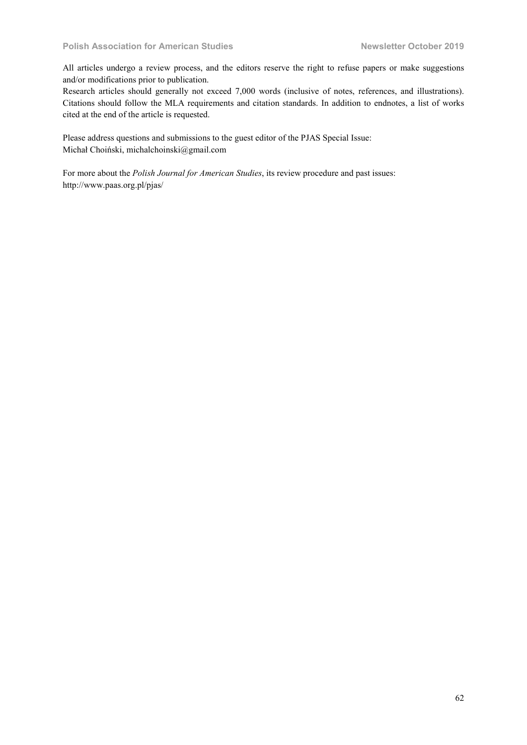All articles undergo a review process, and the editors reserve the right to refuse papers or make suggestions and/or modifications prior to publication.
Research articles should generally not exceed 7,000 words (inclusive of notes, references, and illustrations). Citations should follow the MLA requirements and citation standards. In addition to endnotes, a list of works cited at the end of the article is requested.

Please address questions and submissions to the guest editor of the PJAS Special Issue:
Michał Choiński, michalchoinski@gmail.com

For more about the *Polish Journal for American Studies*, its review procedure and past issues:
http://www.paas.org.pl/pjas/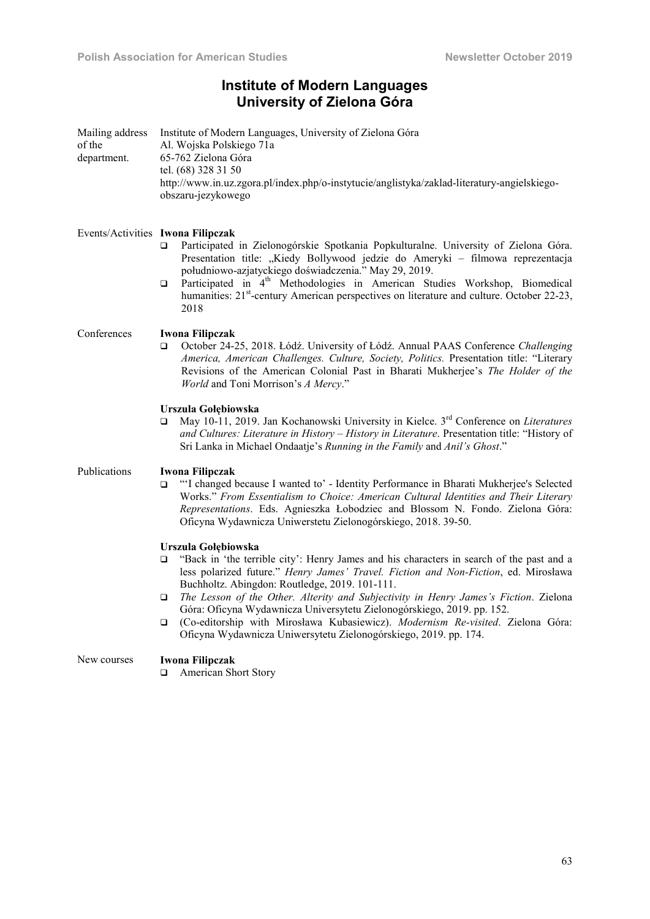## Institute of Modern Languages
## University of Zielona Góra

**Mailing address of the department.**

Institute of Modern Languages, University of Zielona Góra
Al. Wojska Polskiego 71a
65-762 Zielona Góra
tel. (68) 328 31 50
http://www.in.uz.zgora.pl/index.php/o-instytucie/anglistyka/zaklad-literatury-angielskiego-obszaru-jezykowego

**Events/Activities**

**Iwona Filipczak**

- Participated in Zielonogórskie Spotkania Popkulturalne. University of Zielona Góra. Presentation title: „Kiedy Bollywood jedzie do Ameryki – filmowa reprezentacja południowo-azjatyckiego doświadczenia." May 29, 2019.
- Participated in 4th Methodologies in American Studies Workshop, Biomedical humanities: 21st-century American perspectives on literature and culture. October 22-23, 2018

**Conferences**

**Iwona Filipczak**

- October 24-25, 2018. Łódź. University of Łódź. Annual PAAS Conference *Challenging America, American Challenges. Culture, Society, Politics.* Presentation title: "Literary Revisions of the American Colonial Past in Bharati Mukherjee's *The Holder of the World* and Toni Morrison's *A Mercy*."

**Urszula Gołębiowska**

- May 10-11, 2019. Jan Kochanowski University in Kielce. 3rd Conference on *Literatures and Cultures: Literature in History – History in Literature*. Presentation title: "History of Sri Lanka in Michael Ondaatje's *Running in the Family* and *Anil's Ghost*."

**Publications**

**Iwona Filipczak**

- "'I changed because I wanted to' - Identity Performance in Bharati Mukherjee's Selected Works." *From Essentialism to Choice: American Cultural Identities and Their Literary Representations*. Eds. Agnieszka Łobodziec and Blossom N. Fondo. Zielona Góra: Oficyna Wydawnicza Uniwerstetu Zielonogórskiego, 2018. 39-50.

**Urszula Gołębiowska**

- "Back in 'the terrible city': Henry James and his characters in search of the past and a less polarized future." *Henry James' Travel. Fiction and Non-Fiction*, ed. Mirosława Buchholtz. Abingdon: Routledge, 2019. 101-111.
- *The Lesson of the Other. Alterity and Subjectivity in Henry James's Fiction*. Zielona Góra: Oficyna Wydawnicza Universytetu Zielonogórskiego, 2019. pp. 152.
- (Co-editorship with Mirosława Kubasiewicz). *Modernism Re-visited*. Zielona Góra: Oficyna Wydawnicza Uniwersytetu Zielonogórskiego, 2019. pp. 174.

**New courses**

**Iwona Filipczak**

- American Short Story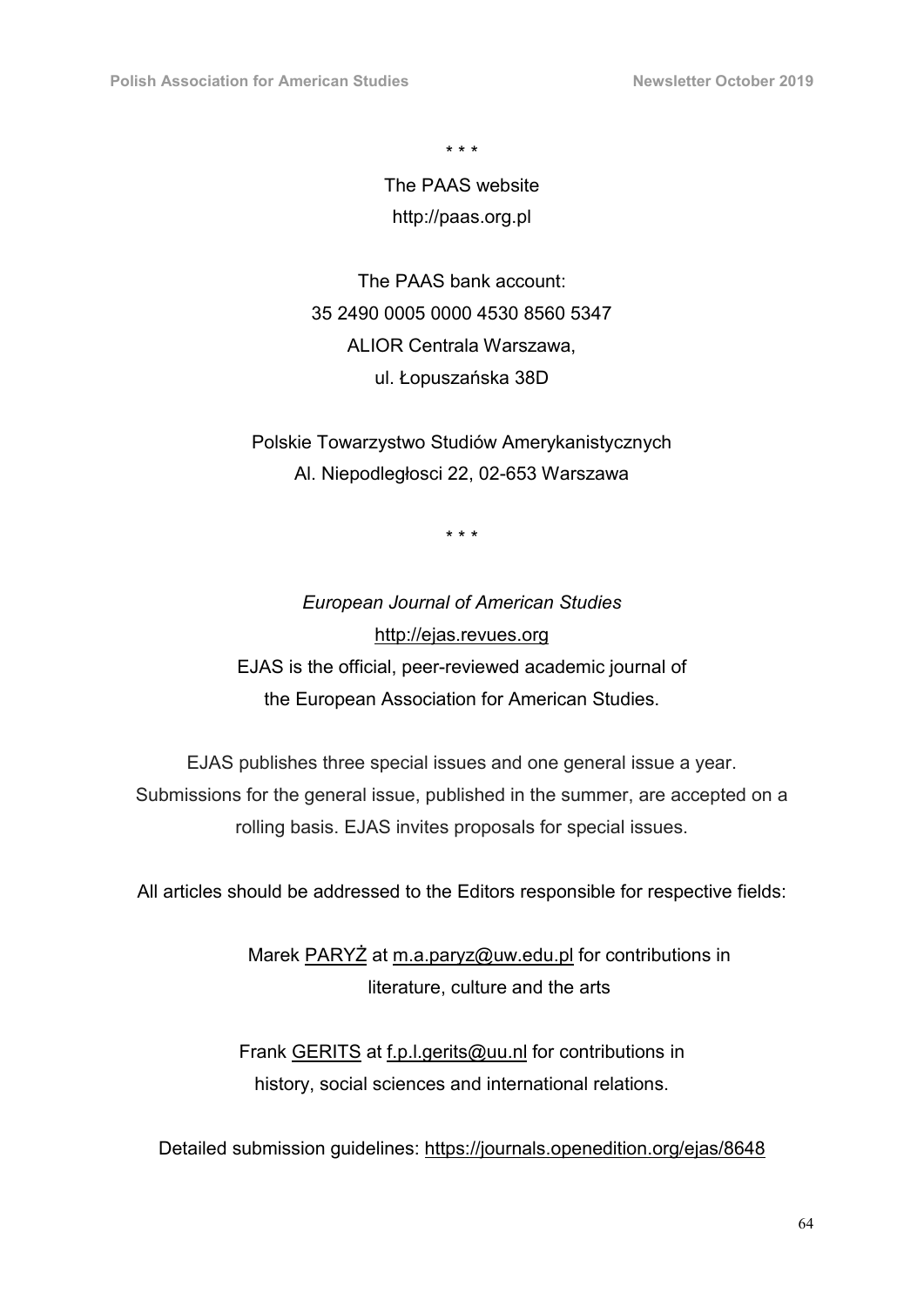\* \* \*

The PAAS website
http://paas.org.pl

The PAAS bank account:
35 2490 0005 0000 4530 8560 5347
ALIOR Centrala Warszawa,
ul. Łopuszańska 38D

Polskie Towarzystwo Studiów Amerykanistycznych
Al. Niepodległosci 22, 02-653 Warszawa

\* \* \*

*European Journal of American Studies*
http://ejas.revues.org
EJAS is the official, peer-reviewed academic journal of
the European Association for American Studies.

EJAS publishes three special issues and one general issue a year.
Submissions for the general issue, published in the summer, are accepted on a rolling basis. EJAS invites proposals for special issues.

All articles should be addressed to the Editors responsible for respective fields:

Marek PARYŻ at m.a.paryz@uw.edu.pl for contributions in
literature, culture and the arts

Frank GERITS at f.p.l.gerits@uu.nl for contributions in
history, social sciences and international relations.

Detailed submission guidelines: https://journals.openedition.org/ejas/8648